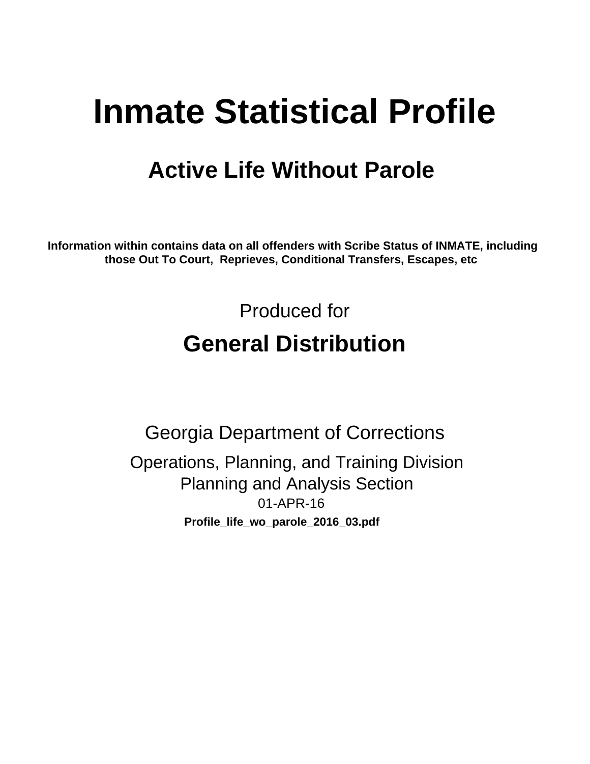# Inmate Statistical Profile

## Active Life Without Parole

**Information within contains data on all offenders with Scribe Status of INMATE, including those Out To Court, Reprieves, Conditional Transfers, Escapes, etc**

Produced for

## General Distribution

Georgia Department of Corrections

Operations, Planning, and Training Division
Planning and Analysis Section
01-APR-16

**Profile_life_wo_parole_2016_03.pdf**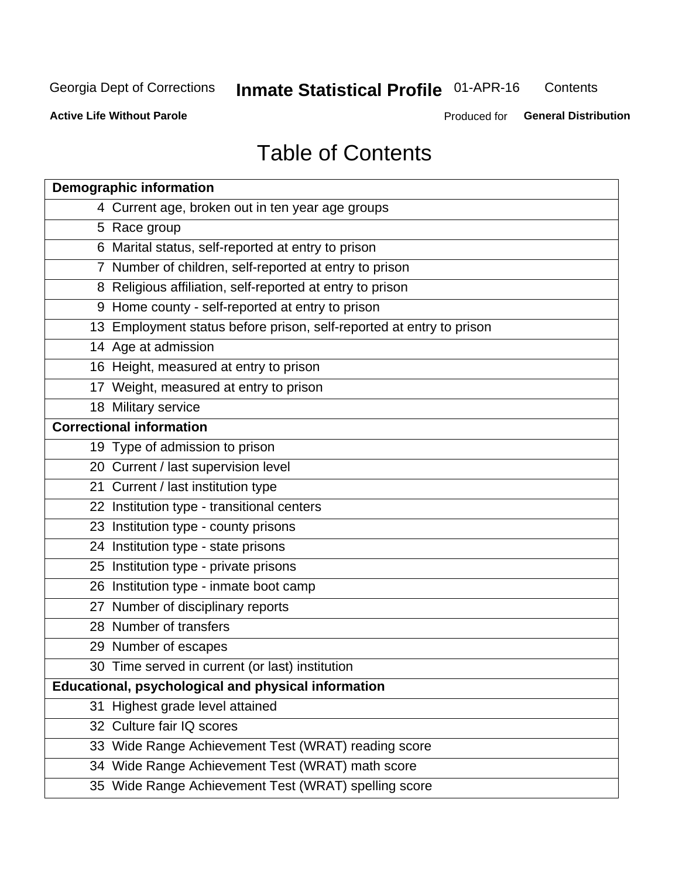Georgia Dept of Corrections **Inmate Statistical Profile** 01-APR-16 Contents

**Active Life Without Parole** Produced for **General Distribution**

# Table of Contents

| **Demographic information** | |
|---|---|
| 4 | Current age, broken out in ten year age groups |
| 5 | Race group |
| 6 | Marital status, self-reported at entry to prison |
| 7 | Number of children, self-reported at entry to prison |
| 8 | Religious affiliation, self-reported at entry to prison |
| 9 | Home county - self-reported at entry to prison |
| 13 | Employment status before prison, self-reported at entry to prison |
| 14 | Age at admission |
| 16 | Height, measured at entry to prison |
| 17 | Weight, measured at entry to prison |
| 18 | Military service |
| **Correctional information** | |
| 19 | Type of admission to prison |
| 20 | Current / last supervision level |
| 21 | Current / last institution type |
| 22 | Institution type - transitional centers |
| 23 | Institution type - county prisons |
| 24 | Institution type - state prisons |
| 25 | Institution type - private prisons |
| 26 | Institution type - inmate boot camp |
| 27 | Number of disciplinary reports |
| 28 | Number of transfers |
| 29 | Number of escapes |
| 30 | Time served in current (or last) institution |
| **Educational, psychological and physical information** | |
| 31 | Highest grade level attained |
| 32 | Culture fair IQ scores |
| 33 | Wide Range Achievement Test (WRAT) reading score |
| 34 | Wide Range Achievement Test (WRAT) math score |
| 35 | Wide Range Achievement Test (WRAT) spelling score |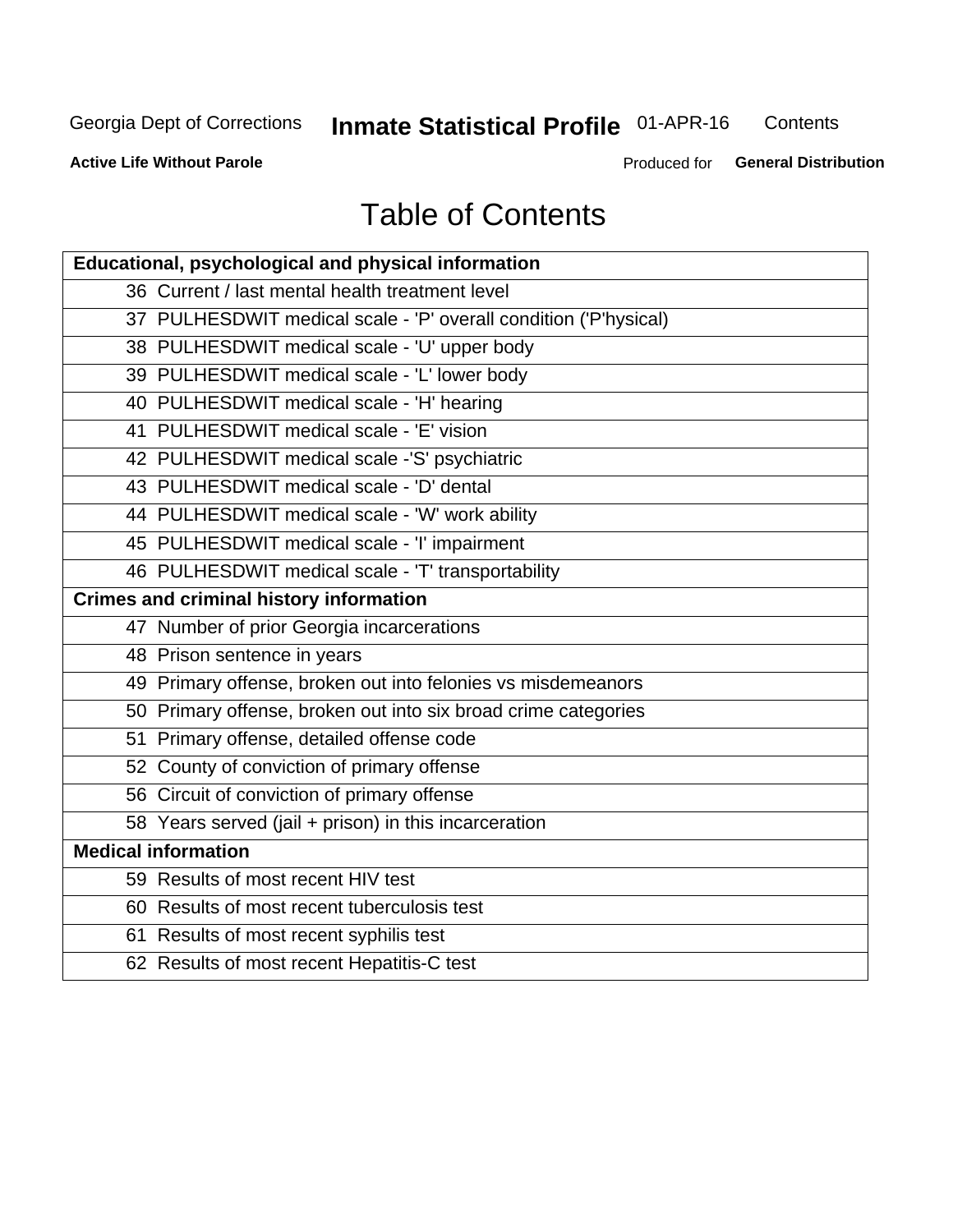# Table of Contents

| Educational, psychological and physical information |
|---|
| 36 Current / last mental health treatment level |
| 37 PULHESDWIT medical scale - 'P' overall condition ('P'hysical) |
| 38 PULHESDWIT medical scale - 'U' upper body |
| 39 PULHESDWIT medical scale - 'L' lower body |
| 40 PULHESDWIT medical scale - 'H' hearing |
| 41 PULHESDWIT medical scale - 'E' vision |
| 42 PULHESDWIT medical scale -'S' psychiatric |
| 43 PULHESDWIT medical scale - 'D' dental |
| 44 PULHESDWIT medical scale - 'W' work ability |
| 45 PULHESDWIT medical scale - 'I' impairment |
| 46 PULHESDWIT medical scale - 'T' transportability |
| **Crimes and criminal history information** |
| 47 Number of prior Georgia incarcerations |
| 48 Prison sentence in years |
| 49 Primary offense, broken out into felonies vs misdemeanors |
| 50 Primary offense, broken out into six broad crime categories |
| 51 Primary offense, detailed offense code |
| 52 County of conviction of primary offense |
| 56 Circuit of conviction of primary offense |
| 58 Years served (jail + prison) in this incarceration |
| **Medical information** |
| 59 Results of most recent HIV test |
| 60 Results of most recent tuberculosis test |
| 61 Results of most recent syphilis test |
| 62 Results of most recent Hepatitis-C test |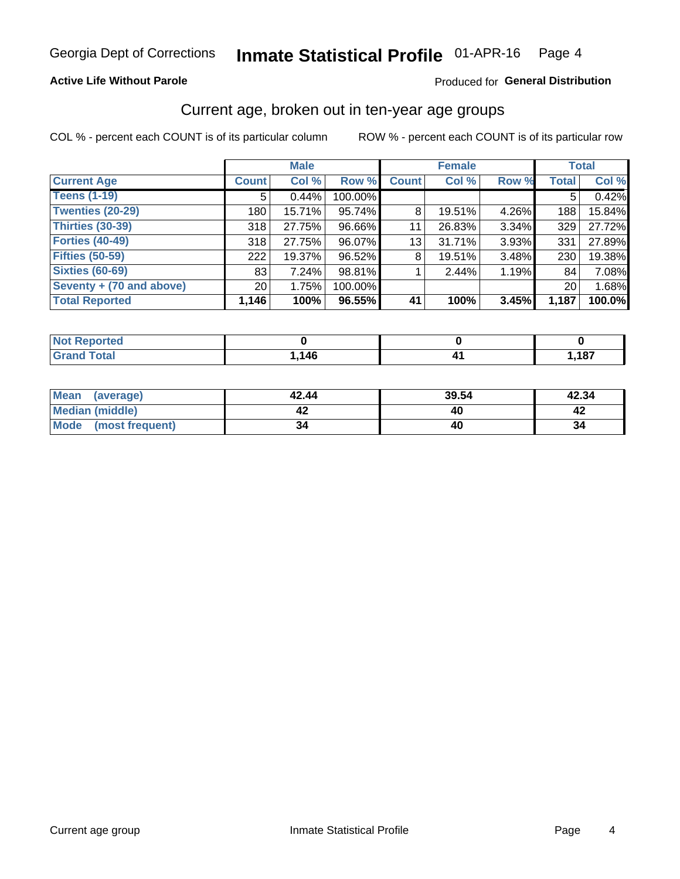Georgia Dept of Corrections **Inmate Statistical Profile** 01-APR-16

**Active Life Without Parole**

Produced for **General Distribution**

## Current age, broken out in ten-year age groups

COL % - percent each COUNT is of its particular column

ROW % - percent each COUNT is of its particular row

| Current Age | Male | | | Female | | | Total | |
|---|---|---|---|---|---|---|---|---|
| | Count | Col % | Row % | Count | Col % | Row % | Total | Col % |
| Teens (1-19) | 5 | 0.44% | 100.00% | | | | 5 | 0.42% |
| Twenties (20-29) | 180 | 15.71% | 95.74% | 8 | 19.51% | 4.26% | 188 | 15.84% |
| Thirties (30-39) | 318 | 27.75% | 96.66% | 11 | 26.83% | 3.34% | 329 | 27.72% |
| Forties (40-49) | 318 | 27.75% | 96.07% | 13 | 31.71% | 3.93% | 331 | 27.89% |
| Fifties (50-59) | 222 | 19.37% | 96.52% | 8 | 19.51% | 3.48% | 230 | 19.38% |
| Sixties (60-69) | 83 | 7.24% | 98.81% | 1 | 2.44% | 1.19% | 84 | 7.08% |
| Seventy + (70 and above) | 20 | 1.75% | 100.00% | | | | 20 | 1.68% |
| **Total Reported** | **1,146** | **100%** | **96.55%** | **41** | **100%** | **3.45%** | **1,187** | **100.0%** |

| | Male | Female | Total |
|---|---|---|---|
| Not Reported | **0** | **0** | **0** |
| Grand Total | **1,146** | **41** | **1,187** |

| | Male | Female | Total |
|---|---|---|---|
| Mean (average) | **42.44** | **39.54** | **42.34** |
| Median (middle) | **42** | **40** | **42** |
| Mode (most frequent) | **34** | **40** | **34** |

Current age group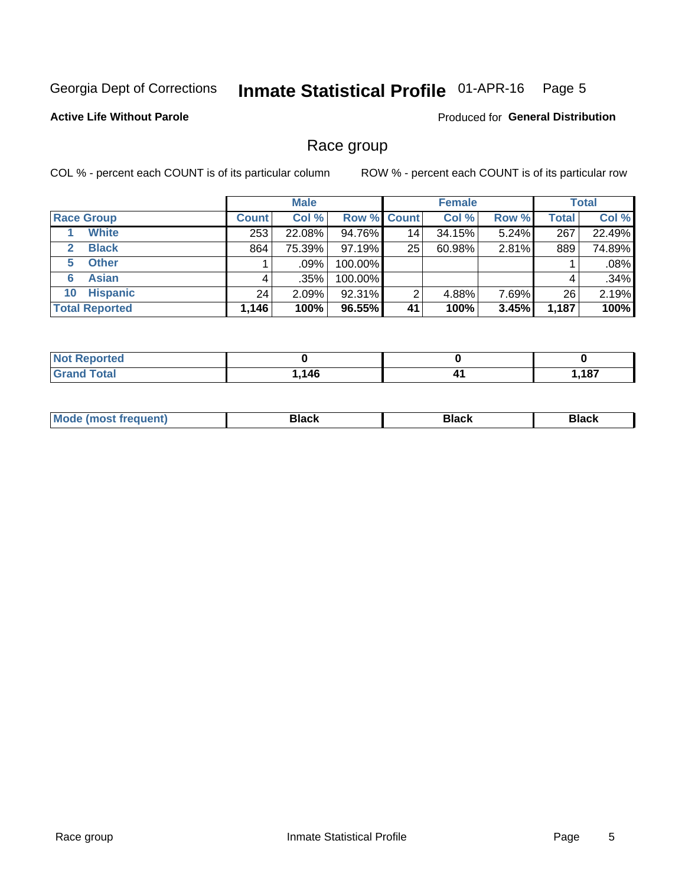Georgia Dept of Corrections **Inmate Statistical Profile** 01-APR-16 Page 5

**Active Life Without Parole**

Produced for **General Distribution**

## Race group

COL % - percent each COUNT is of its particular column

ROW % - percent each COUNT is of its particular row

| | Male | | | Female | | | Total | |
|---|---|---|---|---|---|---|---|---|
| **Race Group** | **Count** | **Col %** | **Row %** | **Count** | **Col %** | **Row %** | **Total** | **Col %** |
| 1 **White** | 253 | 22.08% | 94.76% | 14 | 34.15% | 5.24% | 267 | 22.49% |
| 2 **Black** | 864 | 75.39% | 97.19% | 25 | 60.98% | 2.81% | 889 | 74.89% |
| 5 **Other** | 1 | .09% | 100.00% | | | | 1 | .08% |
| 6 **Asian** | 4 | .35% | 100.00% | | | | 4 | .34% |
| 10 **Hispanic** | 24 | 2.09% | 92.31% | 2 | 4.88% | 7.69% | 26 | 2.19% |
| **Total Reported** | **1,146** | **100%** | **96.55%** | **41** | **100%** | **3.45%** | **1,187** | **100%** |

| | Male | Female | Total |
|---|---|---|---|
| **Not Reported** | **0** | **0** | **0** |
| **Grand Total** | **1,146** | **41** | **1,187** |

| | Male | Female | Total |
|---|---|---|---|
| **Mode (most frequent)** | **Black** | **Black** | **Black** |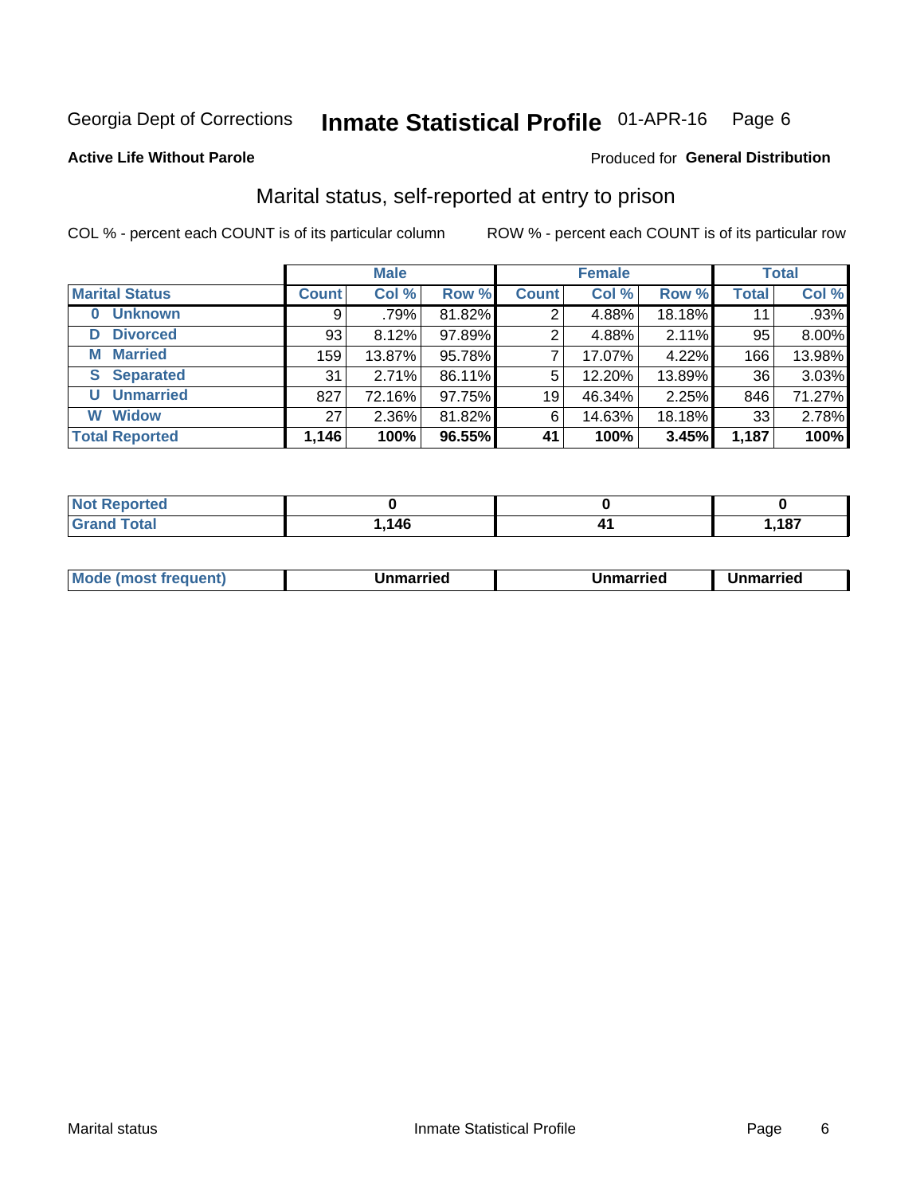Georgia Dept of Corrections **Inmate Statistical Profile** 01-APR-16

**Active Life Without Parole** Produced for **General Distribution**

## Marital status, self-reported at entry to prison

COL % - percent each COUNT is of its particular column ROW % - percent each COUNT is of its particular row

| | Male | | | Female | | | Total | |
|---|---|---|---|---|---|---|---|---|
| **Marital Status** | **Count** | **Col %** | **Row %** | **Count** | **Col %** | **Row %** | **Total** | **Col %** |
| **0 Unknown** | 9 | .79% | 81.82% | 2 | 4.88% | 18.18% | 11 | .93% |
| **D Divorced** | 93 | 8.12% | 97.89% | 2 | 4.88% | 2.11% | 95 | 8.00% |
| **M Married** | 159 | 13.87% | 95.78% | 7 | 17.07% | 4.22% | 166 | 13.98% |
| **S Separated** | 31 | 2.71% | 86.11% | 5 | 12.20% | 13.89% | 36 | 3.03% |
| **U Unmarried** | 827 | 72.16% | 97.75% | 19 | 46.34% | 2.25% | 846 | 71.27% |
| **W Widow** | 27 | 2.36% | 81.82% | 6 | 14.63% | 18.18% | 33 | 2.78% |
| **Total Reported** | **1,146** | **100%** | **96.55%** | **41** | **100%** | **3.45%** | **1,187** | **100%** |

| | Male | Female | Total |
|---|---|---|---|
| **Not Reported** | **0** | **0** | **0** |
| **Grand Total** | **1,146** | **41** | **1,187** |

| | Male | Female | Total |
|---|---|---|---|
| **Mode (most frequent)** | **Unmarried** | **Unmarried** | **Unmarried** |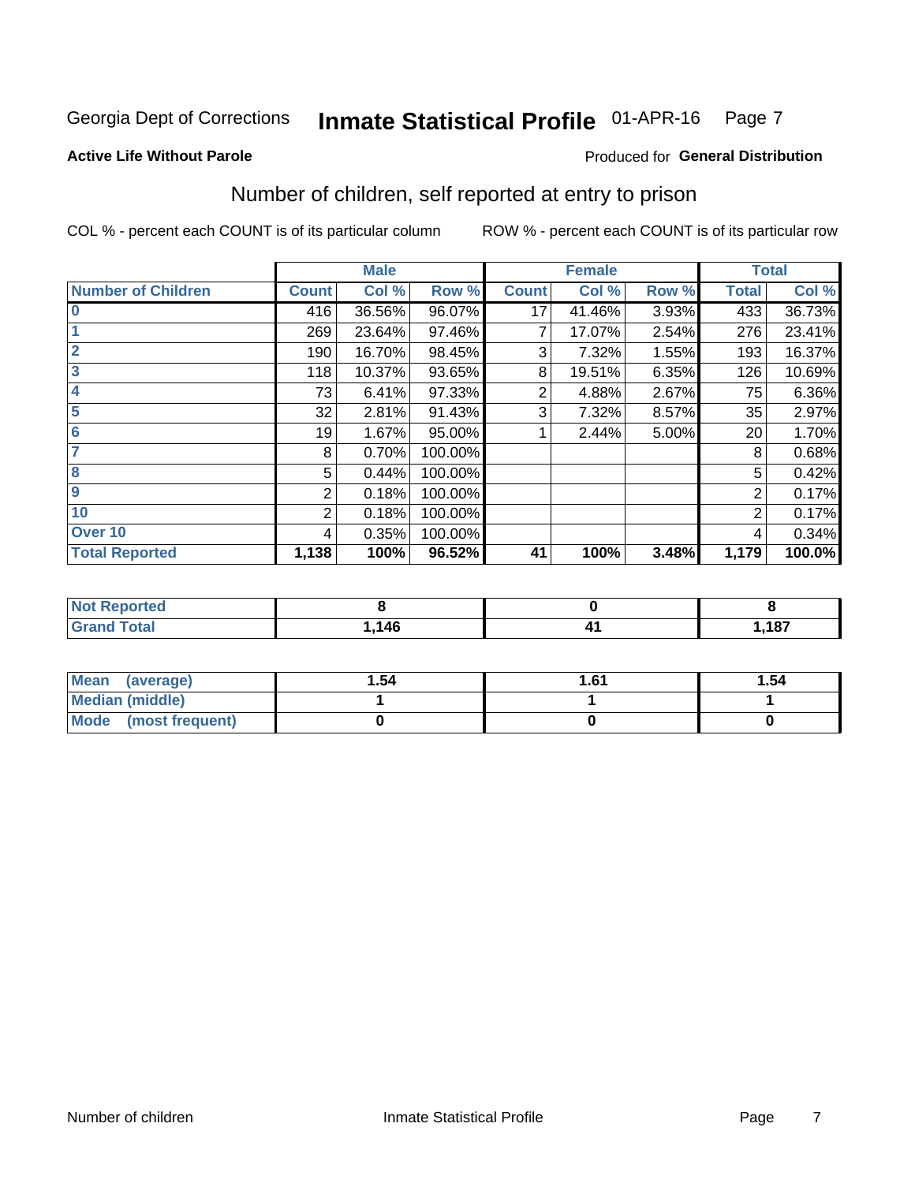Georgia Dept of Corrections **Inmate Statistical Profile** 01-APR-16

**Active Life Without Parole**

Produced for **General Distribution**

## Number of children, self reported at entry to prison

COL % - percent each COUNT is of its particular column ROW % - percent each COUNT is of its particular row

| | Male | | | Female | | | Total | |
|---|---|---|---|---|---|---|---|---|
| **Number of Children** | **Count** | **Col %** | **Row %** | **Count** | **Col %** | **Row %** | **Total** | **Col %** |
| **0** | 416 | 36.56% | 96.07% | 17 | 41.46% | 3.93% | 433 | 36.73% |
| **1** | 269 | 23.64% | 97.46% | 7 | 17.07% | 2.54% | 276 | 23.41% |
| **2** | 190 | 16.70% | 98.45% | 3 | 7.32% | 1.55% | 193 | 16.37% |
| **3** | 118 | 10.37% | 93.65% | 8 | 19.51% | 6.35% | 126 | 10.69% |
| **4** | 73 | 6.41% | 97.33% | 2 | 4.88% | 2.67% | 75 | 6.36% |
| **5** | 32 | 2.81% | 91.43% | 3 | 7.32% | 8.57% | 35 | 2.97% |
| **6** | 19 | 1.67% | 95.00% | 1 | 2.44% | 5.00% | 20 | 1.70% |
| **7** | 8 | 0.70% | 100.00% | | | | 8 | 0.68% |
| **8** | 5 | 0.44% | 100.00% | | | | 5 | 0.42% |
| **9** | 2 | 0.18% | 100.00% | | | | 2 | 0.17% |
| **10** | 2 | 0.18% | 100.00% | | | | 2 | 0.17% |
| **Over 10** | 4 | 0.35% | 100.00% | | | | 4 | 0.34% |
| **Total Reported** | **1,138** | **100%** | **96.52%** | **41** | **100%** | **3.48%** | **1,179** | **100.0%** |

| | Male | Female | Total |
|---|---|---|---|
| **Not Reported** | **8** | **0** | **8** |
| **Grand Total** | **1,146** | **41** | **1,187** |

| | Male | Female | Total |
|---|---|---|---|
| **Mean (average)** | **1.54** | **1.61** | **1.54** |
| **Median (middle)** | **1** | **1** | **1** |
| **Mode (most frequent)** | **0** | **0** | **0** |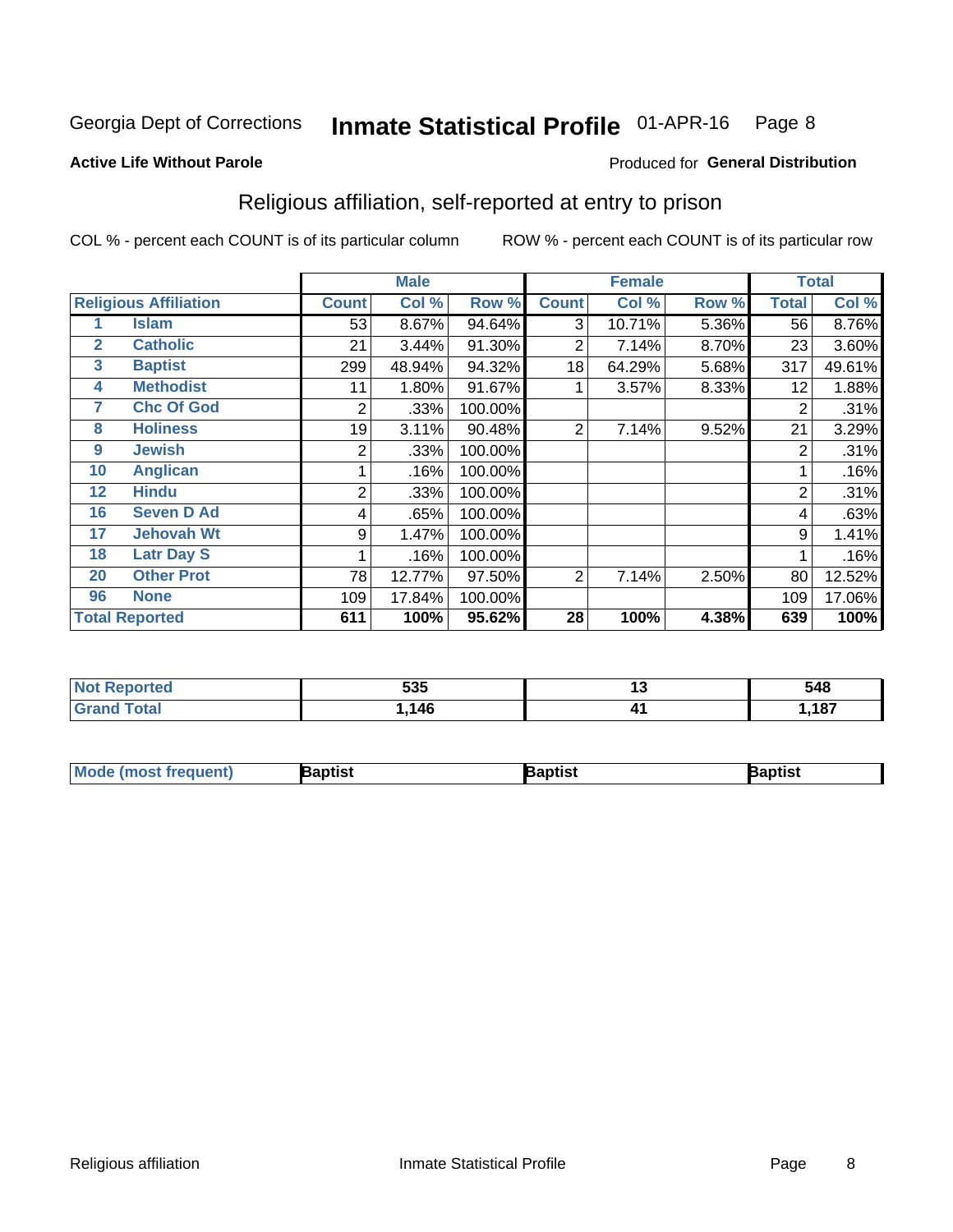Georgia Dept of Corrections **Inmate Statistical Profile** 01-APR-16

**Active Life Without Parole**

Produced for **General Distribution**

## Religious affiliation, self-reported at entry to prison

COL % - percent each COUNT is of its particular column ROW % - percent each COUNT is of its particular row

| | | Male | | | Female | | | Total | |
|---|---|---|---|---|---|---|---|---|---|
| **Religious Affiliation** | | **Count** | **Col %** | **Row %** | **Count** | **Col %** | **Row %** | **Total** | **Col %** |
| 1 | Islam | 53 | 8.67% | 94.64% | 3 | 10.71% | 5.36% | 56 | 8.76% |
| 2 | Catholic | 21 | 3.44% | 91.30% | 2 | 7.14% | 8.70% | 23 | 3.60% |
| 3 | Baptist | 299 | 48.94% | 94.32% | 18 | 64.29% | 5.68% | 317 | 49.61% |
| 4 | Methodist | 11 | 1.80% | 91.67% | 1 | 3.57% | 8.33% | 12 | 1.88% |
| 7 | Chc Of God | 2 | .33% | 100.00% | | | | 2 | .31% |
| 8 | Holiness | 19 | 3.11% | 90.48% | 2 | 7.14% | 9.52% | 21 | 3.29% |
| 9 | Jewish | 2 | .33% | 100.00% | | | | 2 | .31% |
| 10 | Anglican | 1 | .16% | 100.00% | | | | 1 | .16% |
| 12 | Hindu | 2 | .33% | 100.00% | | | | 2 | .31% |
| 16 | Seven D Ad | 4 | .65% | 100.00% | | | | 4 | .63% |
| 17 | Jehovah Wt | 9 | 1.47% | 100.00% | | | | 9 | 1.41% |
| 18 | Latr Day S | 1 | .16% | 100.00% | | | | 1 | .16% |
| 20 | Other Prot | 78 | 12.77% | 97.50% | 2 | 7.14% | 2.50% | 80 | 12.52% |
| 96 | None | 109 | 17.84% | 100.00% | | | | 109 | 17.06% |
| **Total Reported** | | **611** | **100%** | **95.62%** | **28** | **100%** | **4.38%** | **639** | **100%** |

| | Male | Female | Total |
|---|---|---|---|
| **Not Reported** | **535** | **13** | **548** |
| **Grand Total** | **1,146** | **41** | **1,187** |

| | Male | Female | Total |
|---|---|---|---|
| **Mode (most frequent)** | **Baptist** | **Baptist** | **Baptist** |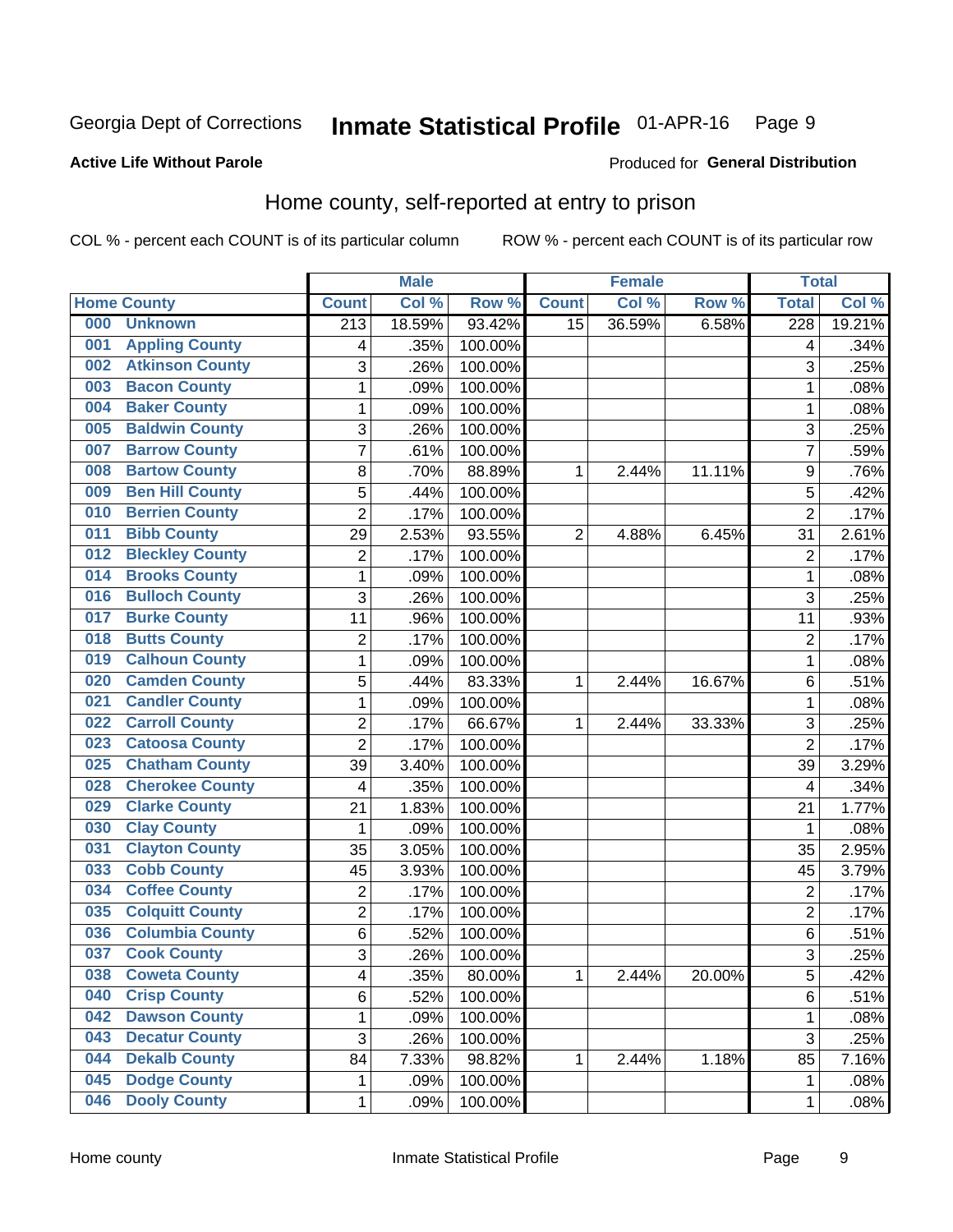Georgia Dept of Corrections **Inmate Statistical Profile** 01-APR-16 Page 9

**Active Life Without Parole**

Produced for **General Distribution**

## Home county, self-reported at entry to prison

COL % - percent each COUNT is of its particular column ROW % - percent each COUNT is of its particular row

| Home County | | Male | | | Female | | | Total | |
|---|---|---|---|---|---|---|---|---|---|
| | | Count | Col % | Row % | Count | Col % | Row % | Total | Col % |
| 000 | Unknown | 213 | 18.59% | 93.42% | 15 | 36.59% | 6.58% | 228 | 19.21% |
| 001 | Appling County | 4 | .35% | 100.00% | | | | 4 | .34% |
| 002 | Atkinson County | 3 | .26% | 100.00% | | | | 3 | .25% |
| 003 | Bacon County | 1 | .09% | 100.00% | | | | 1 | .08% |
| 004 | Baker County | 1 | .09% | 100.00% | | | | 1 | .08% |
| 005 | Baldwin County | 3 | .26% | 100.00% | | | | 3 | .25% |
| 007 | Barrow County | 7 | .61% | 100.00% | | | | 7 | .59% |
| 008 | Bartow County | 8 | .70% | 88.89% | 1 | 2.44% | 11.11% | 9 | .76% |
| 009 | Ben Hill County | 5 | .44% | 100.00% | | | | 5 | .42% |
| 010 | Berrien County | 2 | .17% | 100.00% | | | | 2 | .17% |
| 011 | Bibb County | 29 | 2.53% | 93.55% | 2 | 4.88% | 6.45% | 31 | 2.61% |
| 012 | Bleckley County | 2 | .17% | 100.00% | | | | 2 | .17% |
| 014 | Brooks County | 1 | .09% | 100.00% | | | | 1 | .08% |
| 016 | Bulloch County | 3 | .26% | 100.00% | | | | 3 | .25% |
| 017 | Burke County | 11 | .96% | 100.00% | | | | 11 | .93% |
| 018 | Butts County | 2 | .17% | 100.00% | | | | 2 | .17% |
| 019 | Calhoun County | 1 | .09% | 100.00% | | | | 1 | .08% |
| 020 | Camden County | 5 | .44% | 83.33% | 1 | 2.44% | 16.67% | 6 | .51% |
| 021 | Candler County | 1 | .09% | 100.00% | | | | 1 | .08% |
| 022 | Carroll County | 2 | .17% | 66.67% | 1 | 2.44% | 33.33% | 3 | .25% |
| 023 | Catoosa County | 2 | .17% | 100.00% | | | | 2 | .17% |
| 025 | Chatham County | 39 | 3.40% | 100.00% | | | | 39 | 3.29% |
| 028 | Cherokee County | 4 | .35% | 100.00% | | | | 4 | .34% |
| 029 | Clarke County | 21 | 1.83% | 100.00% | | | | 21 | 1.77% |
| 030 | Clay County | 1 | .09% | 100.00% | | | | 1 | .08% |
| 031 | Clayton County | 35 | 3.05% | 100.00% | | | | 35 | 2.95% |
| 033 | Cobb County | 45 | 3.93% | 100.00% | | | | 45 | 3.79% |
| 034 | Coffee County | 2 | .17% | 100.00% | | | | 2 | .17% |
| 035 | Colquitt County | 2 | .17% | 100.00% | | | | 2 | .17% |
| 036 | Columbia County | 6 | .52% | 100.00% | | | | 6 | .51% |
| 037 | Cook County | 3 | .26% | 100.00% | | | | 3 | .25% |
| 038 | Coweta County | 4 | .35% | 80.00% | 1 | 2.44% | 20.00% | 5 | .42% |
| 040 | Crisp County | 6 | .52% | 100.00% | | | | 6 | .51% |
| 042 | Dawson County | 1 | .09% | 100.00% | | | | 1 | .08% |
| 043 | Decatur County | 3 | .26% | 100.00% | | | | 3 | .25% |
| 044 | Dekalb County | 84 | 7.33% | 98.82% | 1 | 2.44% | 1.18% | 85 | 7.16% |
| 045 | Dodge County | 1 | .09% | 100.00% | | | | 1 | .08% |
| 046 | Dooly County | 1 | .09% | 100.00% | | | | 1 | .08% |

Home county Inmate Statistical Profile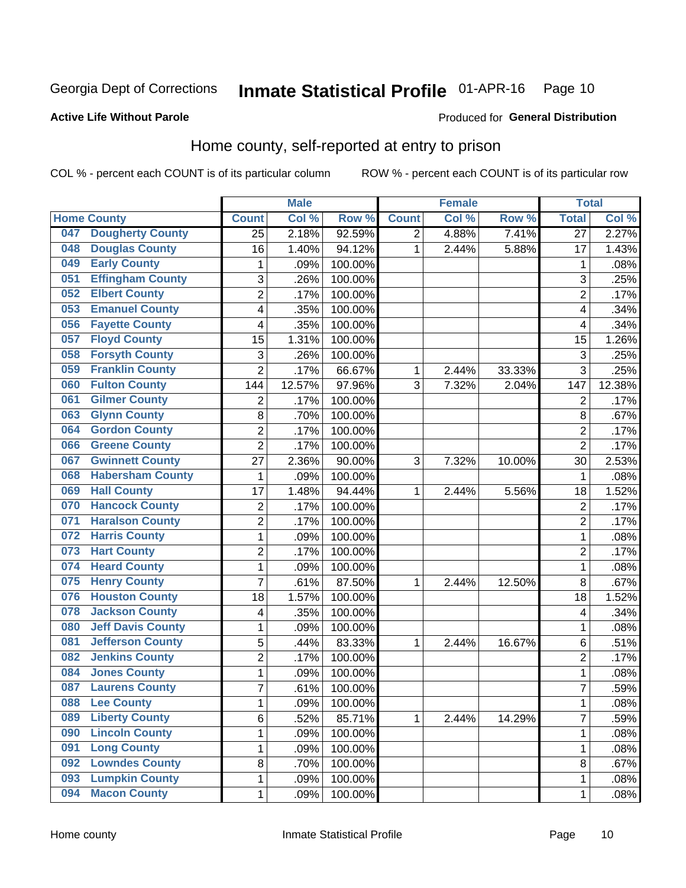Georgia Dept of Corrections **Inmate Statistical Profile** 01-APR-16

**Active Life Without Parole**

Produced for **General Distribution**

## Home county, self-reported at entry to prison

COL % - percent each COUNT is of its particular column ROW % - percent each COUNT is of its particular row

| Home County | | Male | | | Female | | | Total | |
|---|---|---|---|---|---|---|---|---|---|
| | | Count | Col % | Row % | Count | Col % | Row % | Total | Col % |
| 047 | Dougherty County | 25 | 2.18% | 92.59% | 2 | 4.88% | 7.41% | 27 | 2.27% |
| 048 | Douglas County | 16 | 1.40% | 94.12% | 1 | 2.44% | 5.88% | 17 | 1.43% |
| 049 | Early County | 1 | .09% | 100.00% | | | | 1 | .08% |
| 051 | Effingham County | 3 | .26% | 100.00% | | | | 3 | .25% |
| 052 | Elbert County | 2 | .17% | 100.00% | | | | 2 | .17% |
| 053 | Emanuel County | 4 | .35% | 100.00% | | | | 4 | .34% |
| 056 | Fayette County | 4 | .35% | 100.00% | | | | 4 | .34% |
| 057 | Floyd County | 15 | 1.31% | 100.00% | | | | 15 | 1.26% |
| 058 | Forsyth County | 3 | .26% | 100.00% | | | | 3 | .25% |
| 059 | Franklin County | 2 | .17% | 66.67% | 1 | 2.44% | 33.33% | 3 | .25% |
| 060 | Fulton County | 144 | 12.57% | 97.96% | 3 | 7.32% | 2.04% | 147 | 12.38% |
| 061 | Gilmer County | 2 | .17% | 100.00% | | | | 2 | .17% |
| 063 | Glynn County | 8 | .70% | 100.00% | | | | 8 | .67% |
| 064 | Gordon County | 2 | .17% | 100.00% | | | | 2 | .17% |
| 066 | Greene County | 2 | .17% | 100.00% | | | | 2 | .17% |
| 067 | Gwinnett County | 27 | 2.36% | 90.00% | 3 | 7.32% | 10.00% | 30 | 2.53% |
| 068 | Habersham County | 1 | .09% | 100.00% | | | | 1 | .08% |
| 069 | Hall County | 17 | 1.48% | 94.44% | 1 | 2.44% | 5.56% | 18 | 1.52% |
| 070 | Hancock County | 2 | .17% | 100.00% | | | | 2 | .17% |
| 071 | Haralson County | 2 | .17% | 100.00% | | | | 2 | .17% |
| 072 | Harris County | 1 | .09% | 100.00% | | | | 1 | .08% |
| 073 | Hart County | 2 | .17% | 100.00% | | | | 2 | .17% |
| 074 | Heard County | 1 | .09% | 100.00% | | | | 1 | .08% |
| 075 | Henry County | 7 | .61% | 87.50% | 1 | 2.44% | 12.50% | 8 | .67% |
| 076 | Houston County | 18 | 1.57% | 100.00% | | | | 18 | 1.52% |
| 078 | Jackson County | 4 | .35% | 100.00% | | | | 4 | .34% |
| 080 | Jeff Davis County | 1 | .09% | 100.00% | | | | 1 | .08% |
| 081 | Jefferson County | 5 | .44% | 83.33% | 1 | 2.44% | 16.67% | 6 | .51% |
| 082 | Jenkins County | 2 | .17% | 100.00% | | | | 2 | .17% |
| 084 | Jones County | 1 | .09% | 100.00% | | | | 1 | .08% |
| 087 | Laurens County | 7 | .61% | 100.00% | | | | 7 | .59% |
| 088 | Lee County | 1 | .09% | 100.00% | | | | 1 | .08% |
| 089 | Liberty County | 6 | .52% | 85.71% | 1 | 2.44% | 14.29% | 7 | .59% |
| 090 | Lincoln County | 1 | .09% | 100.00% | | | | 1 | .08% |
| 091 | Long County | 1 | .09% | 100.00% | | | | 1 | .08% |
| 092 | Lowndes County | 8 | .70% | 100.00% | | | | 8 | .67% |
| 093 | Lumpkin County | 1 | .09% | 100.00% | | | | 1 | .08% |
| 094 | Macon County | 1 | .09% | 100.00% | | | | 1 | .08% |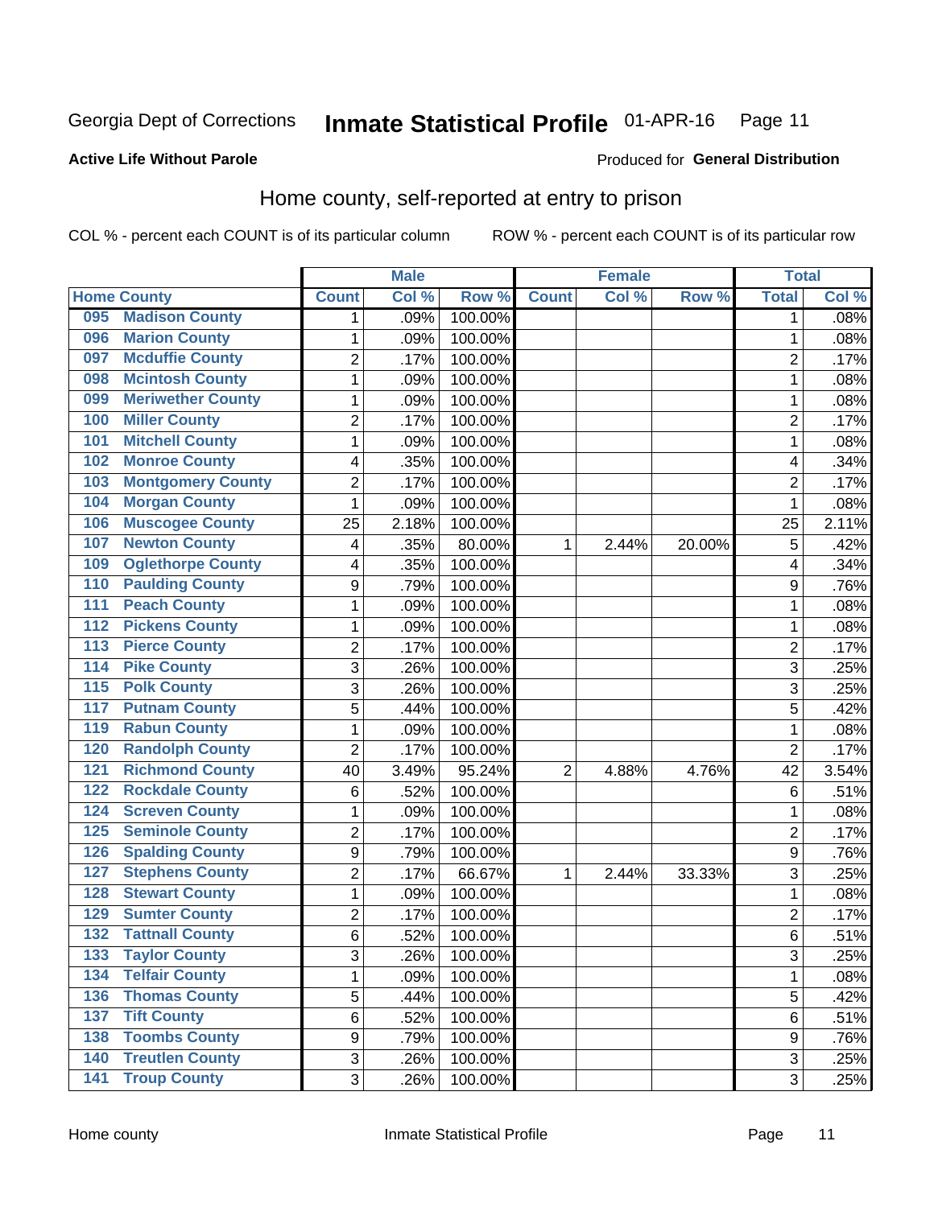Georgia Dept of Corrections **Inmate Statistical Profile** 01-APR-16

**Active Life Without Parole**

Produced for **General Distribution**

## Home county, self-reported at entry to prison

COL % - percent each COUNT is of its particular column ROW % - percent each COUNT is of its particular row

| Home County | | Male | | | Female | | | Total | |
|---|---|---|---|---|---|---|---|---|---|
| | | Count | Col % | Row % | Count | Col % | Row % | Total | Col % |
| 095 | Madison County | 1 | .09% | 100.00% | | | | 1 | .08% |
| 096 | Marion County | 1 | .09% | 100.00% | | | | 1 | .08% |
| 097 | Mcduffie County | 2 | .17% | 100.00% | | | | 2 | .17% |
| 098 | Mcintosh County | 1 | .09% | 100.00% | | | | 1 | .08% |
| 099 | Meriwether County | 1 | .09% | 100.00% | | | | 1 | .08% |
| 100 | Miller County | 2 | .17% | 100.00% | | | | 2 | .17% |
| 101 | Mitchell County | 1 | .09% | 100.00% | | | | 1 | .08% |
| 102 | Monroe County | 4 | .35% | 100.00% | | | | 4 | .34% |
| 103 | Montgomery County | 2 | .17% | 100.00% | | | | 2 | .17% |
| 104 | Morgan County | 1 | .09% | 100.00% | | | | 1 | .08% |
| 106 | Muscogee County | 25 | 2.18% | 100.00% | | | | 25 | 2.11% |
| 107 | Newton County | 4 | .35% | 80.00% | 1 | 2.44% | 20.00% | 5 | .42% |
| 109 | Oglethorpe County | 4 | .35% | 100.00% | | | | 4 | .34% |
| 110 | Paulding County | 9 | .79% | 100.00% | | | | 9 | .76% |
| 111 | Peach County | 1 | .09% | 100.00% | | | | 1 | .08% |
| 112 | Pickens County | 1 | .09% | 100.00% | | | | 1 | .08% |
| 113 | Pierce County | 2 | .17% | 100.00% | | | | 2 | .17% |
| 114 | Pike County | 3 | .26% | 100.00% | | | | 3 | .25% |
| 115 | Polk County | 3 | .26% | 100.00% | | | | 3 | .25% |
| 117 | Putnam County | 5 | .44% | 100.00% | | | | 5 | .42% |
| 119 | Rabun County | 1 | .09% | 100.00% | | | | 1 | .08% |
| 120 | Randolph County | 2 | .17% | 100.00% | | | | 2 | .17% |
| 121 | Richmond County | 40 | 3.49% | 95.24% | 2 | 4.88% | 4.76% | 42 | 3.54% |
| 122 | Rockdale County | 6 | .52% | 100.00% | | | | 6 | .51% |
| 124 | Screven County | 1 | .09% | 100.00% | | | | 1 | .08% |
| 125 | Seminole County | 2 | .17% | 100.00% | | | | 2 | .17% |
| 126 | Spalding County | 9 | .79% | 100.00% | | | | 9 | .76% |
| 127 | Stephens County | 2 | .17% | 66.67% | 1 | 2.44% | 33.33% | 3 | .25% |
| 128 | Stewart County | 1 | .09% | 100.00% | | | | 1 | .08% |
| 129 | Sumter County | 2 | .17% | 100.00% | | | | 2 | .17% |
| 132 | Tattnall County | 6 | .52% | 100.00% | | | | 6 | .51% |
| 133 | Taylor County | 3 | .26% | 100.00% | | | | 3 | .25% |
| 134 | Telfair County | 1 | .09% | 100.00% | | | | 1 | .08% |
| 136 | Thomas County | 5 | .44% | 100.00% | | | | 5 | .42% |
| 137 | Tift County | 6 | .52% | 100.00% | | | | 6 | .51% |
| 138 | Toombs County | 9 | .79% | 100.00% | | | | 9 | .76% |
| 140 | Treutlen County | 3 | .26% | 100.00% | | | | 3 | .25% |
| 141 | Troup County | 3 | .26% | 100.00% | | | | 3 | .25% |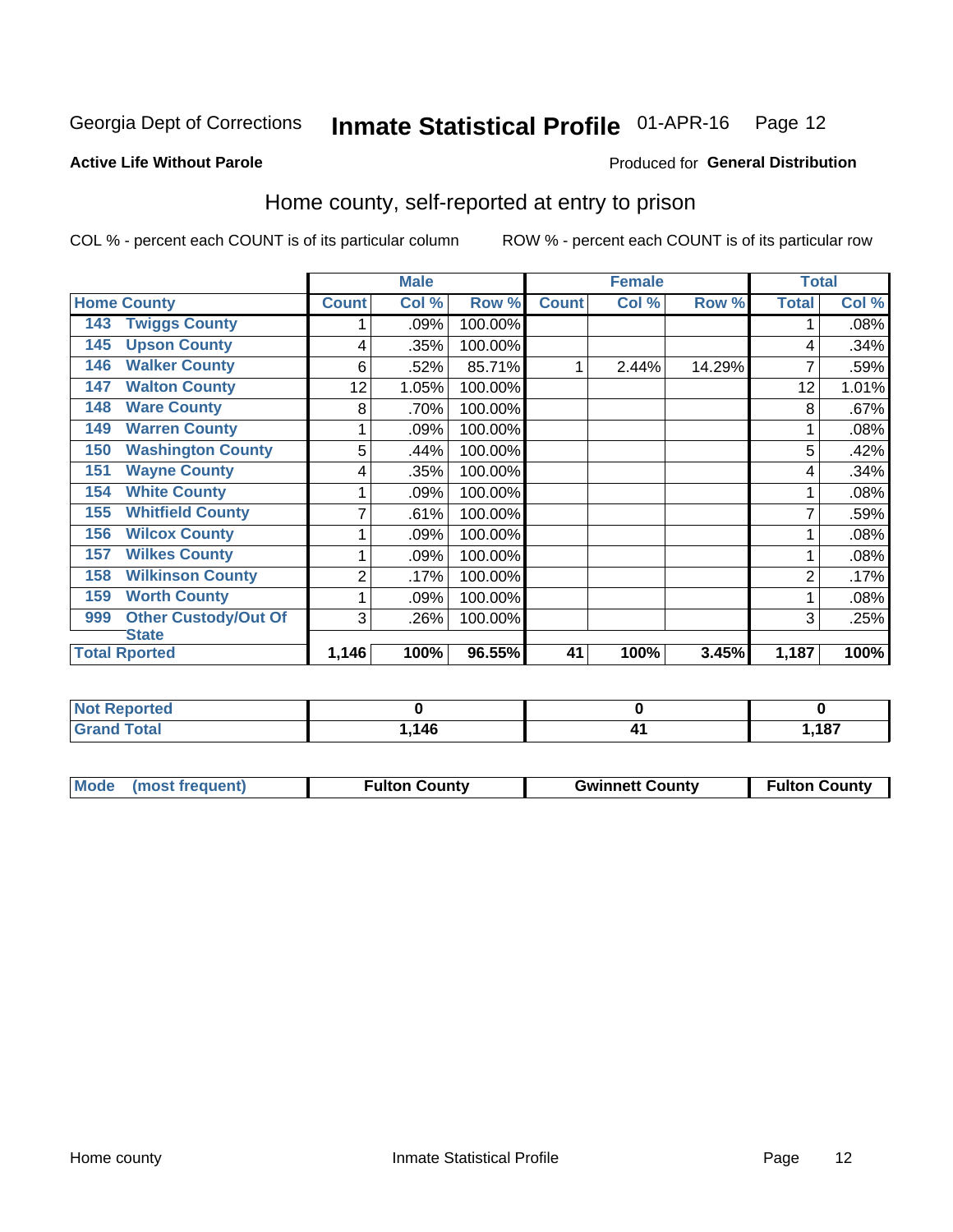Georgia Dept of Corrections **Inmate Statistical Profile** 01-APR-16 Page 12

**Active Life Without Parole**

Produced for **General Distribution**

## Home county, self-reported at entry to prison

COL % - percent each COUNT is of its particular column ROW % - percent each COUNT is of its particular row

| | | Male | | | Female | | | Total | |
|---|---|---|---|---|---|---|---|---|---|
| **Home County** | | **Count** | **Col %** | **Row %** | **Count** | **Col %** | **Row %** | **Total** | **Col %** |
| 143 | Twiggs County | 1 | .09% | 100.00% | | | | 1 | .08% |
| 145 | Upson County | 4 | .35% | 100.00% | | | | 4 | .34% |
| 146 | Walker County | 6 | .52% | 85.71% | 1 | 2.44% | 14.29% | 7 | .59% |
| 147 | Walton County | 12 | 1.05% | 100.00% | | | | 12 | 1.01% |
| 148 | Ware County | 8 | .70% | 100.00% | | | | 8 | .67% |
| 149 | Warren County | 1 | .09% | 100.00% | | | | 1 | .08% |
| 150 | Washington County | 5 | .44% | 100.00% | | | | 5 | .42% |
| 151 | Wayne County | 4 | .35% | 100.00% | | | | 4 | .34% |
| 154 | White County | 1 | .09% | 100.00% | | | | 1 | .08% |
| 155 | Whitfield County | 7 | .61% | 100.00% | | | | 7 | .59% |
| 156 | Wilcox County | 1 | .09% | 100.00% | | | | 1 | .08% |
| 157 | Wilkes County | 1 | .09% | 100.00% | | | | 1 | .08% |
| 158 | Wilkinson County | 2 | .17% | 100.00% | | | | 2 | .17% |
| 159 | Worth County | 1 | .09% | 100.00% | | | | 1 | .08% |
| 999 | Other Custody/Out Of State | 3 | .26% | 100.00% | | | | 3 | .25% |
| **Total Rported** | | **1,146** | **100%** | **96.55%** | **41** | **100%** | **3.45%** | **1,187** | **100%** |

| | Male | Female | Total |
|---|---|---|---|
| **Not Reported** | **0** | **0** | **0** |
| **Grand Total** | **1,146** | **41** | **1,187** |

| | Male | Female | Total |
|---|---|---|---|
| **Mode (most frequent)** | **Fulton County** | **Gwinnett County** | **Fulton County** |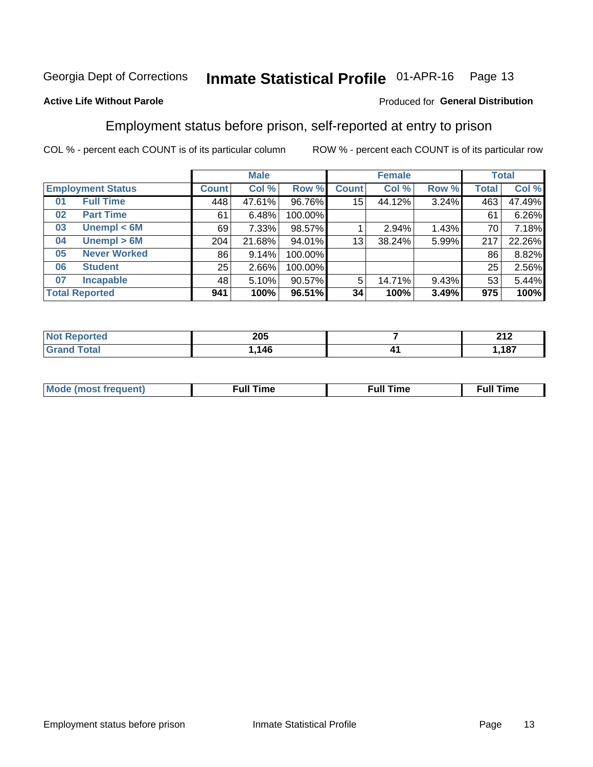Georgia Dept of Corrections **Inmate Statistical Profile** 01-APR-16 Page 13

**Active Life Without Parole**

Produced for **General Distribution**

## Employment status before prison, self-reported at entry to prison

COL % - percent each COUNT is of its particular column ROW % - percent each COUNT is of its particular row

| | | Male | | | Female | | | Total | |
|---|---|---|---|---|---|---|---|---|---|
| **Employment Status** | | **Count** | **Col %** | **Row %** | **Count** | **Col %** | **Row %** | **Total** | **Col %** |
| 01 | Full Time | 448 | 47.61% | 96.76% | 15 | 44.12% | 3.24% | 463 | 47.49% |
| 02 | Part Time | 61 | 6.48% | 100.00% | | | | 61 | 6.26% |
| 03 | Unempl < 6M | 69 | 7.33% | 98.57% | 1 | 2.94% | 1.43% | 70 | 7.18% |
| 04 | Unempl > 6M | 204 | 21.68% | 94.01% | 13 | 38.24% | 5.99% | 217 | 22.26% |
| 05 | Never Worked | 86 | 9.14% | 100.00% | | | | 86 | 8.82% |
| 06 | Student | 25 | 2.66% | 100.00% | | | | 25 | 2.56% |
| 07 | Incapable | 48 | 5.10% | 90.57% | 5 | 14.71% | 9.43% | 53 | 5.44% |
| **Total Reported** | | **941** | **100%** | **96.51%** | **34** | **100%** | **3.49%** | **975** | **100%** |

| | Male | Female | Total |
|---|---|---|---|
| Not Reported | 205 | 7 | 212 |
| Grand Total | 1,146 | 41 | 1,187 |

| | Male | Female | Total |
|---|---|---|---|
| Mode (most frequent) | Full Time | Full Time | Full Time |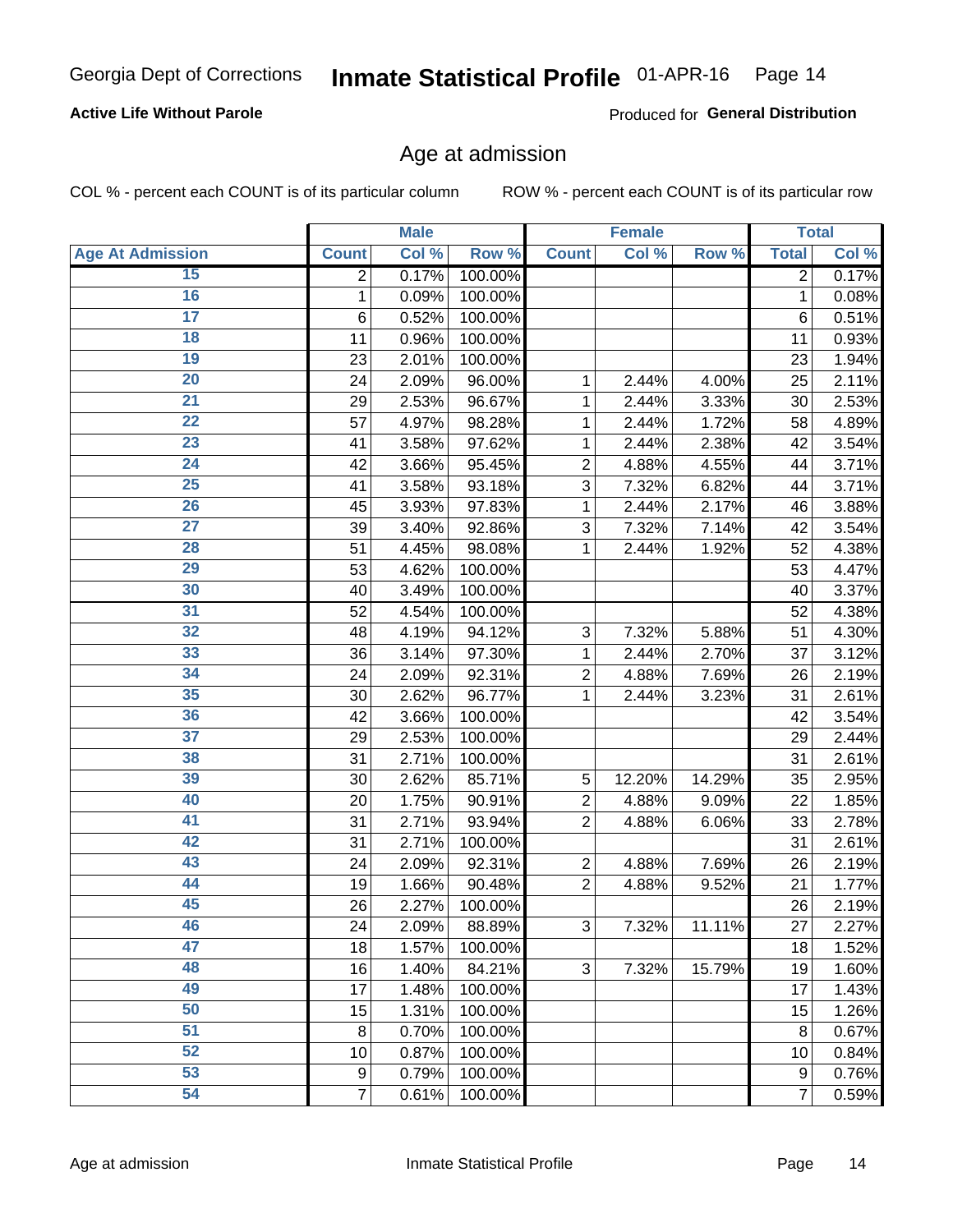Georgia Dept of Corrections **Inmate Statistical Profile** 01-APR-16

**Active Life Without Parole**

Produced for **General Distribution**

## Age at admission

COL % - percent each COUNT is of its particular column

ROW % - percent each COUNT is of its particular row

| | Male | | | Female | | | Total | |
|---|---|---|---|---|---|---|---|---|
| **Age At Admission** | **Count** | **Col %** | **Row %** | **Count** | **Col %** | **Row %** | **Total** | **Col %** |
| 15 | 2 | 0.17% | 100.00% | | | | 2 | 0.17% |
| 16 | 1 | 0.09% | 100.00% | | | | 1 | 0.08% |
| 17 | 6 | 0.52% | 100.00% | | | | 6 | 0.51% |
| 18 | 11 | 0.96% | 100.00% | | | | 11 | 0.93% |
| 19 | 23 | 2.01% | 100.00% | | | | 23 | 1.94% |
| 20 | 24 | 2.09% | 96.00% | 1 | 2.44% | 4.00% | 25 | 2.11% |
| 21 | 29 | 2.53% | 96.67% | 1 | 2.44% | 3.33% | 30 | 2.53% |
| 22 | 57 | 4.97% | 98.28% | 1 | 2.44% | 1.72% | 58 | 4.89% |
| 23 | 41 | 3.58% | 97.62% | 1 | 2.44% | 2.38% | 42 | 3.54% |
| 24 | 42 | 3.66% | 95.45% | 2 | 4.88% | 4.55% | 44 | 3.71% |
| 25 | 41 | 3.58% | 93.18% | 3 | 7.32% | 6.82% | 44 | 3.71% |
| 26 | 45 | 3.93% | 97.83% | 1 | 2.44% | 2.17% | 46 | 3.88% |
| 27 | 39 | 3.40% | 92.86% | 3 | 7.32% | 7.14% | 42 | 3.54% |
| 28 | 51 | 4.45% | 98.08% | 1 | 2.44% | 1.92% | 52 | 4.38% |
| 29 | 53 | 4.62% | 100.00% | | | | 53 | 4.47% |
| 30 | 40 | 3.49% | 100.00% | | | | 40 | 3.37% |
| 31 | 52 | 4.54% | 100.00% | | | | 52 | 4.38% |
| 32 | 48 | 4.19% | 94.12% | 3 | 7.32% | 5.88% | 51 | 4.30% |
| 33 | 36 | 3.14% | 97.30% | 1 | 2.44% | 2.70% | 37 | 3.12% |
| 34 | 24 | 2.09% | 92.31% | 2 | 4.88% | 7.69% | 26 | 2.19% |
| 35 | 30 | 2.62% | 96.77% | 1 | 2.44% | 3.23% | 31 | 2.61% |
| 36 | 42 | 3.66% | 100.00% | | | | 42 | 3.54% |
| 37 | 29 | 2.53% | 100.00% | | | | 29 | 2.44% |
| 38 | 31 | 2.71% | 100.00% | | | | 31 | 2.61% |
| 39 | 30 | 2.62% | 85.71% | 5 | 12.20% | 14.29% | 35 | 2.95% |
| 40 | 20 | 1.75% | 90.91% | 2 | 4.88% | 9.09% | 22 | 1.85% |
| 41 | 31 | 2.71% | 93.94% | 2 | 4.88% | 6.06% | 33 | 2.78% |
| 42 | 31 | 2.71% | 100.00% | | | | 31 | 2.61% |
| 43 | 24 | 2.09% | 92.31% | 2 | 4.88% | 7.69% | 26 | 2.19% |
| 44 | 19 | 1.66% | 90.48% | 2 | 4.88% | 9.52% | 21 | 1.77% |
| 45 | 26 | 2.27% | 100.00% | | | | 26 | 2.19% |
| 46 | 24 | 2.09% | 88.89% | 3 | 7.32% | 11.11% | 27 | 2.27% |
| 47 | 18 | 1.57% | 100.00% | | | | 18 | 1.52% |
| 48 | 16 | 1.40% | 84.21% | 3 | 7.32% | 15.79% | 19 | 1.60% |
| 49 | 17 | 1.48% | 100.00% | | | | 17 | 1.43% |
| 50 | 15 | 1.31% | 100.00% | | | | 15 | 1.26% |
| 51 | 8 | 0.70% | 100.00% | | | | 8 | 0.67% |
| 52 | 10 | 0.87% | 100.00% | | | | 10 | 0.84% |
| 53 | 9 | 0.79% | 100.00% | | | | 9 | 0.76% |
| 54 | 7 | 0.61% | 100.00% | | | | 7 | 0.59% |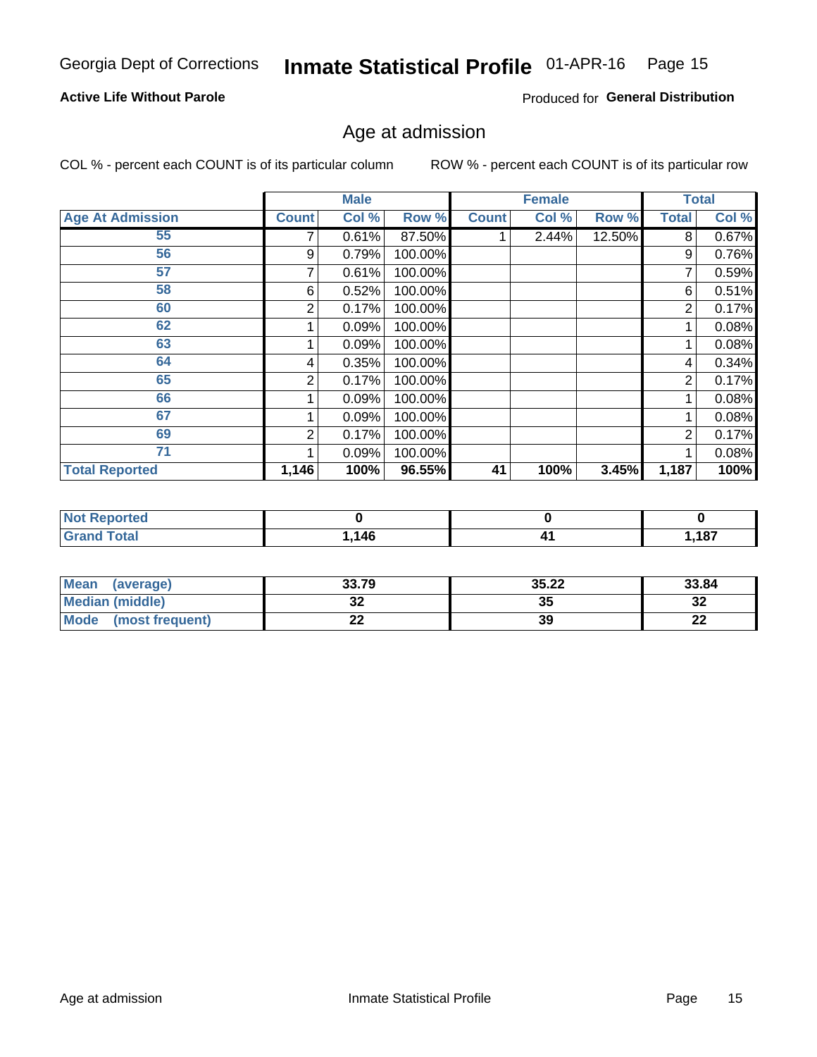Georgia Dept of Corrections **Inmate Statistical Profile** 01-APR-16 Page 15

**Active Life Without Parole**

Produced for **General Distribution**

## Age at admission

COL % - percent each COUNT is of its particular column        ROW % - percent each COUNT is of its particular row

| | Male | | | Female | | | Total | |
|---|---|---|---|---|---|---|---|---|
| **Age At Admission** | **Count** | **Col %** | **Row %** | **Count** | **Col %** | **Row %** | **Total** | **Col %** |
| 55 | 7 | 0.61% | 87.50% | 1 | 2.44% | 12.50% | 8 | 0.67% |
| 56 | 9 | 0.79% | 100.00% | | | | 9 | 0.76% |
| 57 | 7 | 0.61% | 100.00% | | | | 7 | 0.59% |
| 58 | 6 | 0.52% | 100.00% | | | | 6 | 0.51% |
| 60 | 2 | 0.17% | 100.00% | | | | 2 | 0.17% |
| 62 | 1 | 0.09% | 100.00% | | | | 1 | 0.08% |
| 63 | 1 | 0.09% | 100.00% | | | | 1 | 0.08% |
| 64 | 4 | 0.35% | 100.00% | | | | 4 | 0.34% |
| 65 | 2 | 0.17% | 100.00% | | | | 2 | 0.17% |
| 66 | 1 | 0.09% | 100.00% | | | | 1 | 0.08% |
| 67 | 1 | 0.09% | 100.00% | | | | 1 | 0.08% |
| 69 | 2 | 0.17% | 100.00% | | | | 2 | 0.17% |
| 71 | 1 | 0.09% | 100.00% | | | | 1 | 0.08% |
| **Total Reported** | **1,146** | **100%** | **96.55%** | **41** | **100%** | **3.45%** | **1,187** | **100%** |

| | Male | Female | Total |
|---|---|---|---|
| **Not Reported** | **0** | **0** | **0** |
| **Grand Total** | **1,146** | **41** | **1,187** |

| | Male | Female | Total |
|---|---|---|---|
| **Mean (average)** | **33.79** | **35.22** | **33.84** |
| **Median (middle)** | **32** | **35** | **32** |
| **Mode (most frequent)** | **22** | **39** | **22** |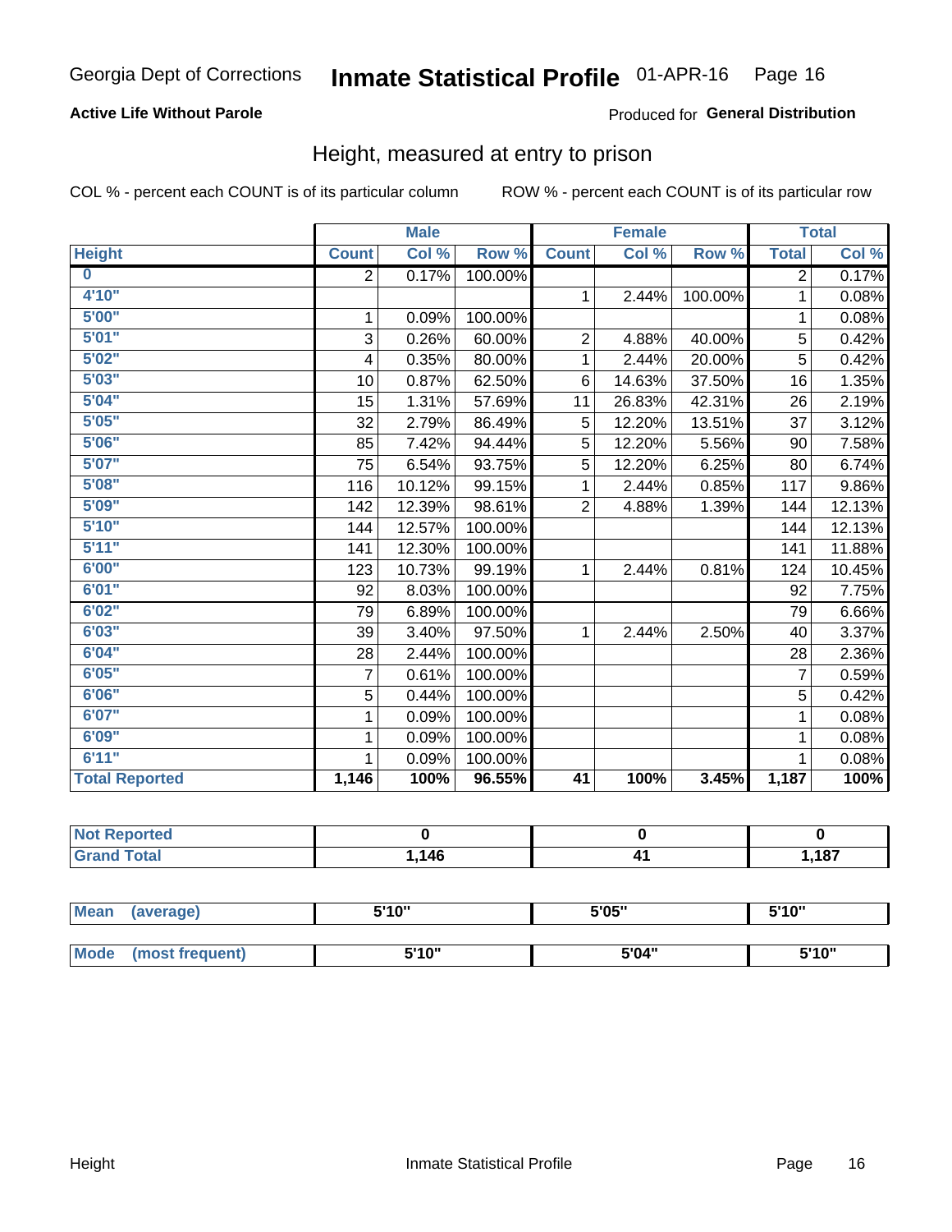Georgia Dept of Corrections **Inmate Statistical Profile** 01-APR-16

**Active Life Without Parole**

Produced for **General Distribution**

## Height, measured at entry to prison

COL % - percent each COUNT is of its particular column ROW % - percent each COUNT is of its particular row

| | Male | | | Female | | | Total | |
|---|---|---|---|---|---|---|---|---|
| **Height** | **Count** | **Col %** | **Row %** | **Count** | **Col %** | **Row %** | **Total** | **Col %** |
| **0** | 2 | 0.17% | 100.00% | | | | 2 | 0.17% |
| **4'10"** | | | | 1 | 2.44% | 100.00% | 1 | 0.08% |
| **5'00"** | 1 | 0.09% | 100.00% | | | | 1 | 0.08% |
| **5'01"** | 3 | 0.26% | 60.00% | 2 | 4.88% | 40.00% | 5 | 0.42% |
| **5'02"** | 4 | 0.35% | 80.00% | 1 | 2.44% | 20.00% | 5 | 0.42% |
| **5'03"** | 10 | 0.87% | 62.50% | 6 | 14.63% | 37.50% | 16 | 1.35% |
| **5'04"** | 15 | 1.31% | 57.69% | 11 | 26.83% | 42.31% | 26 | 2.19% |
| **5'05"** | 32 | 2.79% | 86.49% | 5 | 12.20% | 13.51% | 37 | 3.12% |
| **5'06"** | 85 | 7.42% | 94.44% | 5 | 12.20% | 5.56% | 90 | 7.58% |
| **5'07"** | 75 | 6.54% | 93.75% | 5 | 12.20% | 6.25% | 80 | 6.74% |
| **5'08"** | 116 | 10.12% | 99.15% | 1 | 2.44% | 0.85% | 117 | 9.86% |
| **5'09"** | 142 | 12.39% | 98.61% | 2 | 4.88% | 1.39% | 144 | 12.13% |
| **5'10"** | 144 | 12.57% | 100.00% | | | | 144 | 12.13% |
| **5'11"** | 141 | 12.30% | 100.00% | | | | 141 | 11.88% |
| **6'00"** | 123 | 10.73% | 99.19% | 1 | 2.44% | 0.81% | 124 | 10.45% |
| **6'01"** | 92 | 8.03% | 100.00% | | | | 92 | 7.75% |
| **6'02"** | 79 | 6.89% | 100.00% | | | | 79 | 6.66% |
| **6'03"** | 39 | 3.40% | 97.50% | 1 | 2.44% | 2.50% | 40 | 3.37% |
| **6'04"** | 28 | 2.44% | 100.00% | | | | 28 | 2.36% |
| **6'05"** | 7 | 0.61% | 100.00% | | | | 7 | 0.59% |
| **6'06"** | 5 | 0.44% | 100.00% | | | | 5 | 0.42% |
| **6'07"** | 1 | 0.09% | 100.00% | | | | 1 | 0.08% |
| **6'09"** | 1 | 0.09% | 100.00% | | | | 1 | 0.08% |
| **6'11"** | 1 | 0.09% | 100.00% | | | | 1 | 0.08% |
| **Total Reported** | **1,146** | **100%** | **96.55%** | **41** | **100%** | **3.45%** | **1,187** | **100%** |

| | Male | Female | Total |
|---|---|---|---|
| **Not Reported** | **0** | **0** | **0** |
| **Grand Total** | **1,146** | **41** | **1,187** |

| | Male | Female | Total |
|---|---|---|---|
| **Mean (average)** | **5'10"** | **5'05"** | **5'10"** |
| **Mode (most frequent)** | **5'10"** | **5'04"** | **5'10"** |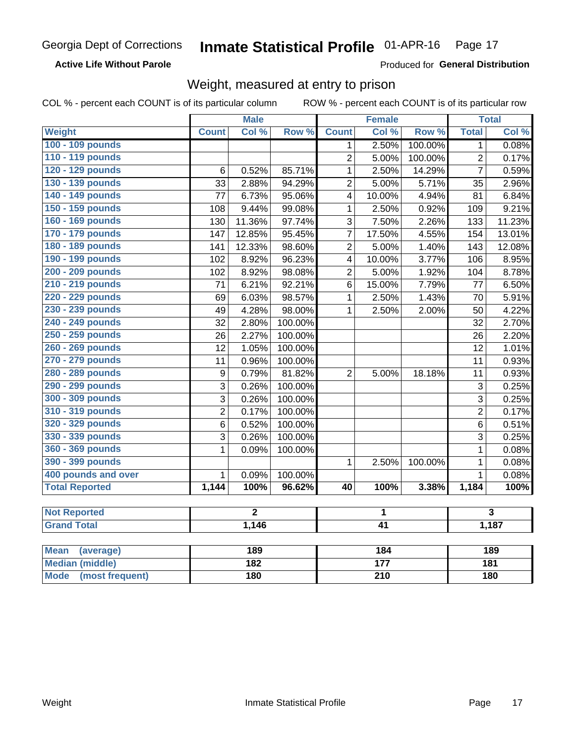Georgia Dept of Corrections **Inmate Statistical Profile** 01-APR-16

**Active Life Without Parole**

Produced for **General Distribution**

## Weight, measured at entry to prison

COL % - percent each COUNT is of its particular column

ROW % - percent each COUNT is of its particular row

| | Male | | | Female | | | Total | |
|---|---|---|---|---|---|---|---|---|
| **Weight** | **Count** | **Col %** | **Row %** | **Count** | **Col %** | **Row %** | **Total** | **Col %** |
| **100 - 109 pounds** | | | | 1 | 2.50% | 100.00% | 1 | 0.08% |
| **110 - 119 pounds** | | | | 2 | 5.00% | 100.00% | 2 | 0.17% |
| **120 - 129 pounds** | 6 | 0.52% | 85.71% | 1 | 2.50% | 14.29% | 7 | 0.59% |
| **130 - 139 pounds** | 33 | 2.88% | 94.29% | 2 | 5.00% | 5.71% | 35 | 2.96% |
| **140 - 149 pounds** | 77 | 6.73% | 95.06% | 4 | 10.00% | 4.94% | 81 | 6.84% |
| **150 - 159 pounds** | 108 | 9.44% | 99.08% | 1 | 2.50% | 0.92% | 109 | 9.21% |
| **160 - 169 pounds** | 130 | 11.36% | 97.74% | 3 | 7.50% | 2.26% | 133 | 11.23% |
| **170 - 179 pounds** | 147 | 12.85% | 95.45% | 7 | 17.50% | 4.55% | 154 | 13.01% |
| **180 - 189 pounds** | 141 | 12.33% | 98.60% | 2 | 5.00% | 1.40% | 143 | 12.08% |
| **190 - 199 pounds** | 102 | 8.92% | 96.23% | 4 | 10.00% | 3.77% | 106 | 8.95% |
| **200 - 209 pounds** | 102 | 8.92% | 98.08% | 2 | 5.00% | 1.92% | 104 | 8.78% |
| **210 - 219 pounds** | 71 | 6.21% | 92.21% | 6 | 15.00% | 7.79% | 77 | 6.50% |
| **220 - 229 pounds** | 69 | 6.03% | 98.57% | 1 | 2.50% | 1.43% | 70 | 5.91% |
| **230 - 239 pounds** | 49 | 4.28% | 98.00% | 1 | 2.50% | 2.00% | 50 | 4.22% |
| **240 - 249 pounds** | 32 | 2.80% | 100.00% | | | | 32 | 2.70% |
| **250 - 259 pounds** | 26 | 2.27% | 100.00% | | | | 26 | 2.20% |
| **260 - 269 pounds** | 12 | 1.05% | 100.00% | | | | 12 | 1.01% |
| **270 - 279 pounds** | 11 | 0.96% | 100.00% | | | | 11 | 0.93% |
| **280 - 289 pounds** | 9 | 0.79% | 81.82% | 2 | 5.00% | 18.18% | 11 | 0.93% |
| **290 - 299 pounds** | 3 | 0.26% | 100.00% | | | | 3 | 0.25% |
| **300 - 309 pounds** | 3 | 0.26% | 100.00% | | | | 3 | 0.25% |
| **310 - 319 pounds** | 2 | 0.17% | 100.00% | | | | 2 | 0.17% |
| **320 - 329 pounds** | 6 | 0.52% | 100.00% | | | | 6 | 0.51% |
| **330 - 339 pounds** | 3 | 0.26% | 100.00% | | | | 3 | 0.25% |
| **360 - 369 pounds** | 1 | 0.09% | 100.00% | | | | 1 | 0.08% |
| **390 - 399 pounds** | | | | 1 | 2.50% | 100.00% | 1 | 0.08% |
| **400 pounds and over** | 1 | 0.09% | 100.00% | | | | 1 | 0.08% |
| **Total Reported** | **1,144** | **100%** | **96.62%** | **40** | **100%** | **3.38%** | **1,184** | **100%** |

| | Male | Female | Total |
|---|---|---|---|
| **Not Reported** | **2** | **1** | **3** |
| **Grand Total** | **1,146** | **41** | **1,187** |

| | Male | Female | Total |
|---|---|---|---|
| **Mean (average)** | **189** | **184** | **189** |
| **Median (middle)** | **182** | **177** | **181** |
| **Mode (most frequent)** | **180** | **210** | **180** |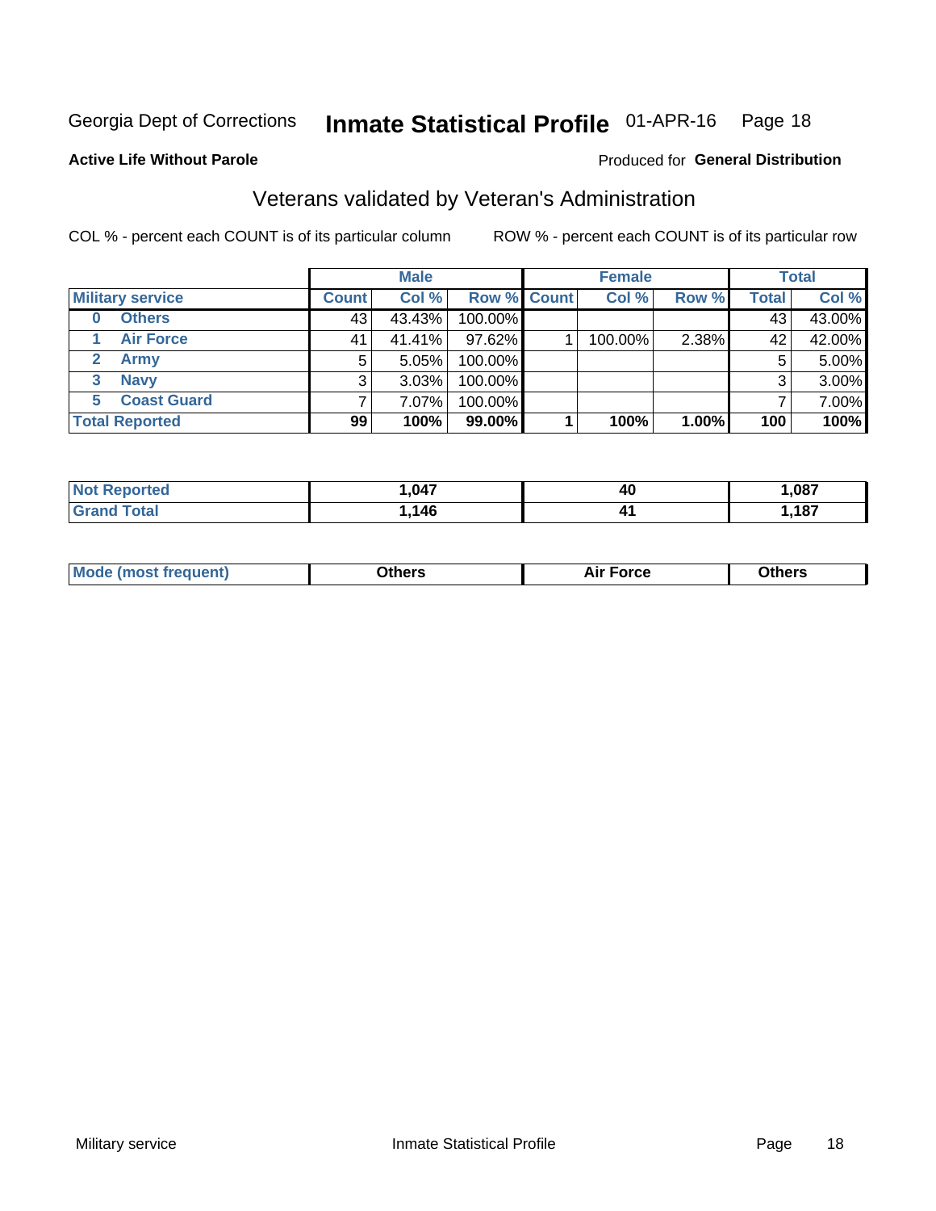Georgia Dept of Corrections **Inmate Statistical Profile** 01-APR-16

**Active Life Without Parole**

Produced for **General Distribution**

## Veterans validated by Veteran's Administration

COL % - percent each COUNT is of its particular column

ROW % - percent each COUNT is of its particular row

| | Male | | | Female | | | Total | |
|---|---|---|---|---|---|---|---|---|
| **Military service** | **Count** | **Col %** | **Row %** | **Count** | **Col %** | **Row %** | **Total** | **Col %** |
| 0 Others | 43 | 43.43% | 100.00% | | | | 43 | 43.00% |
| 1 Air Force | 41 | 41.41% | 97.62% | 1 | 100.00% | 2.38% | 42 | 42.00% |
| 2 Army | 5 | 5.05% | 100.00% | | | | 5 | 5.00% |
| 3 Navy | 3 | 3.03% | 100.00% | | | | 3 | 3.00% |
| 5 Coast Guard | 7 | 7.07% | 100.00% | | | | 7 | 7.00% |
| **Total Reported** | **99** | **100%** | **99.00%** | **1** | **100%** | **1.00%** | **100** | **100%** |

| | Male | Female | Total |
|---|---|---|---|
| **Not Reported** | **1,047** | **40** | **1,087** |
| **Grand Total** | **1,146** | **41** | **1,187** |

| | Male | Female | Total |
|---|---|---|---|
| **Mode (most frequent)** | **Others** | **Air Force** | **Others** |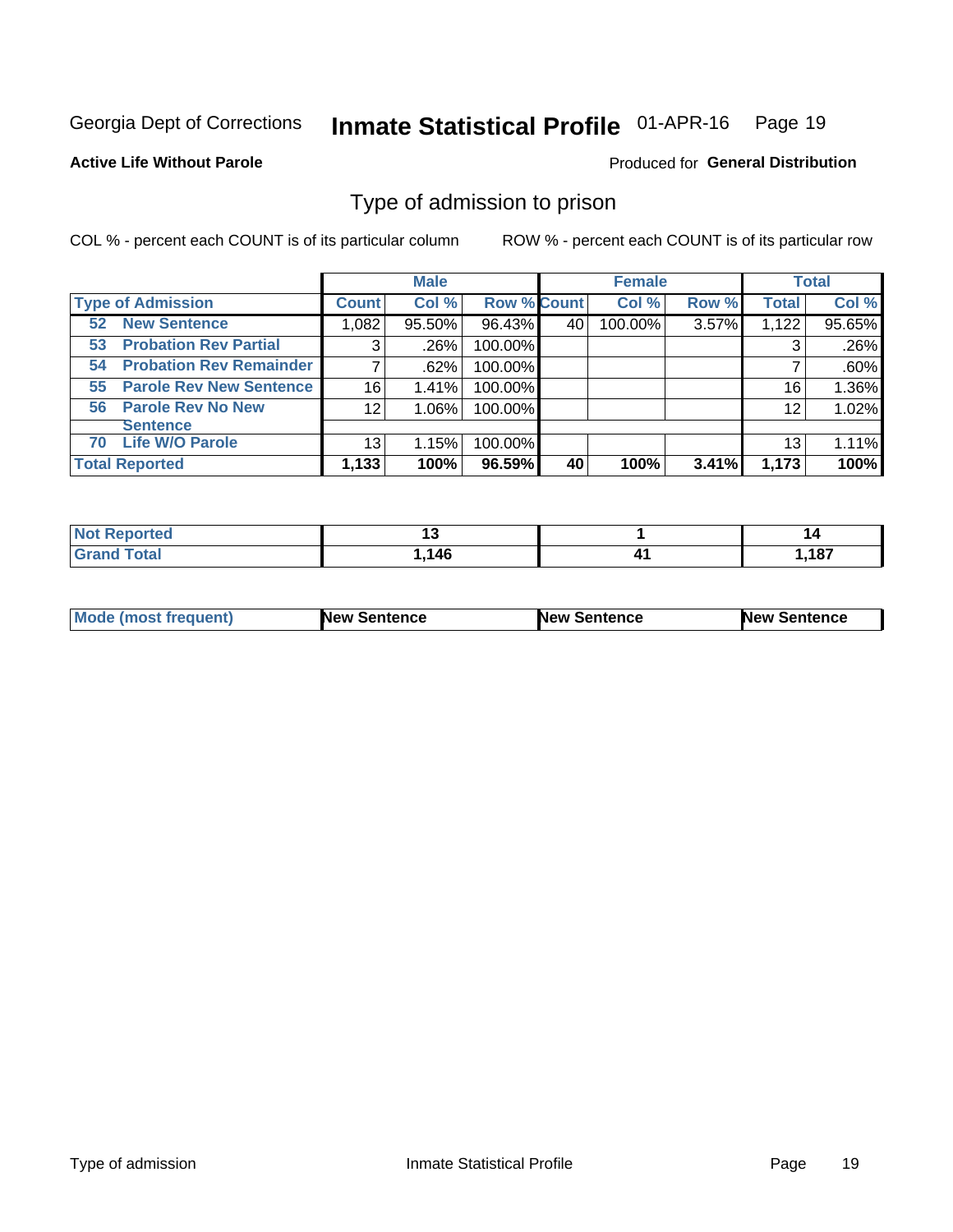Georgia Dept of Corrections **Inmate Statistical Profile** 01-APR-16 Page 19

**Active Life Without Parole**

Produced for **General Distribution**

## Type of admission to prison

COL % - percent each COUNT is of its particular column ROW % - percent each COUNT is of its particular row

| | Male | | | Female | | | Total | |
|---|---|---|---|---|---|---|---|---|
| **Type of Admission** | **Count** | **Col %** | **Row %** | **Count** | **Col %** | **Row %** | **Total** | **Col %** |
| **52 New Sentence** | 1,082 | 95.50% | 96.43% | 40 | 100.00% | 3.57% | 1,122 | 95.65% |
| **53 Probation Rev Partial** | 3 | .26% | 100.00% | | | | 3 | .26% |
| **54 Probation Rev Remainder** | 7 | .62% | 100.00% | | | | 7 | .60% |
| **55 Parole Rev New Sentence** | 16 | 1.41% | 100.00% | | | | 16 | 1.36% |
| **56 Parole Rev No New Sentence** | 12 | 1.06% | 100.00% | | | | 12 | 1.02% |
| **70 Life W/O Parole** | 13 | 1.15% | 100.00% | | | | 13 | 1.11% |
| **Total Reported** | **1,133** | **100%** | **96.59%** | **40** | **100%** | **3.41%** | **1,173** | **100%** |

| | Male | Female | Total |
|---|---|---|---|
| **Not Reported** | **13** | **1** | **14** |
| **Grand Total** | **1,146** | **41** | **1,187** |

| | Male | Female | Total |
|---|---|---|---|
| **Mode (most frequent)** | **New Sentence** | **New Sentence** | **New Sentence** |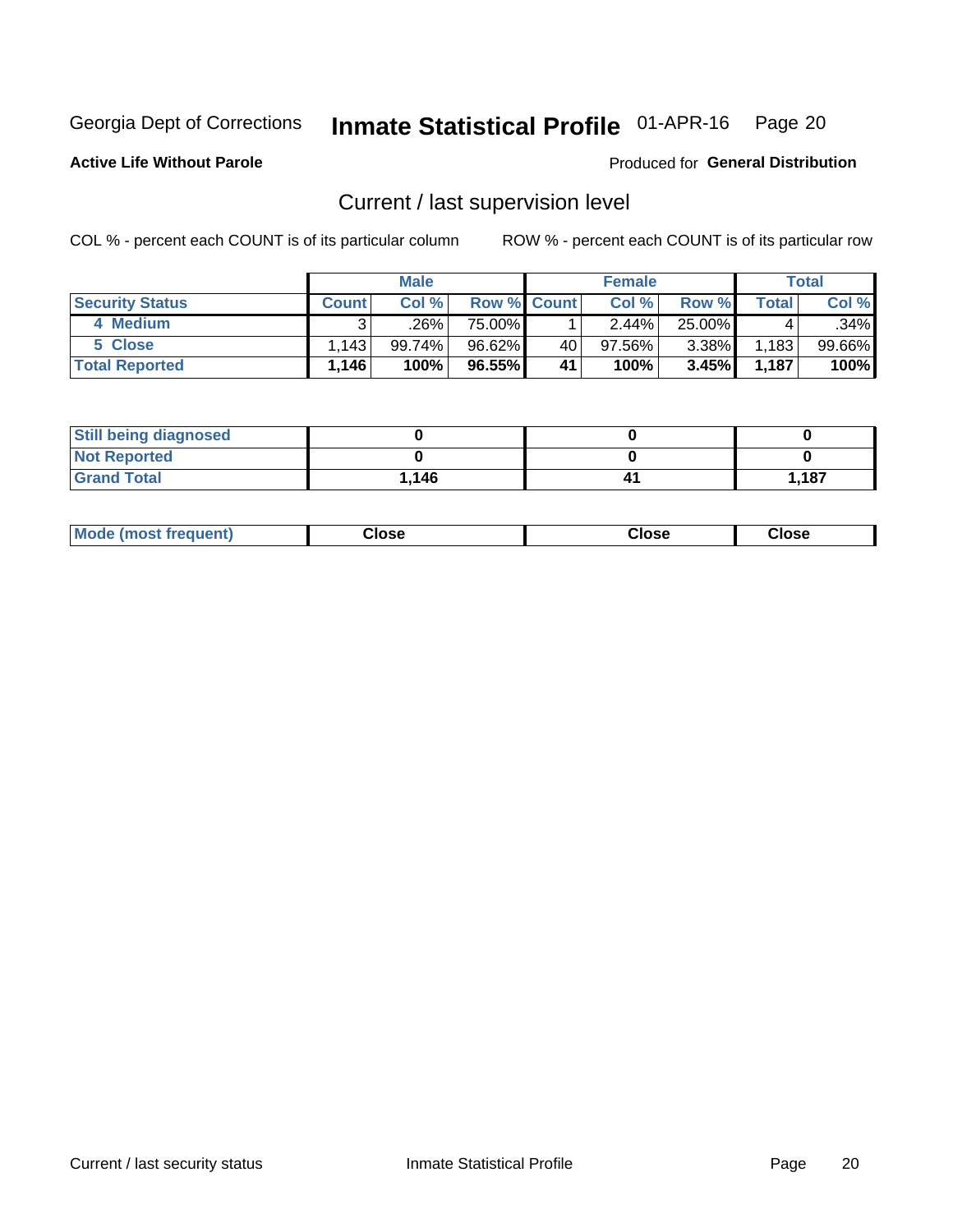Georgia Dept of Corrections **Inmate Statistical Profile** 01-APR-16

**Active Life Without Parole**

Produced for **General Distribution**

## Current / last supervision level

COL % - percent each COUNT is of its particular column

ROW % - percent each COUNT is of its particular row

| | Male | | | Female | | | Total | |
|---|---|---|---|---|---|---|---|---|
| **Security Status** | **Count** | **Col %** | **Row %** | **Count** | **Col %** | **Row %** | **Total** | **Col %** |
| **4 Medium** | 3 | .26% | 75.00% | 1 | 2.44% | 25.00% | 4 | .34% |
| **5 Close** | 1,143 | 99.74% | 96.62% | 40 | 97.56% | 3.38% | 1,183 | 99.66% |
| **Total Reported** | **1,146** | **100%** | **96.55%** | **41** | **100%** | **3.45%** | **1,187** | **100%** |

| | Male | Female | Total |
|---|---|---|---|
| **Still being diagnosed** | **0** | **0** | **0** |
| **Not Reported** | **0** | **0** | **0** |
| **Grand Total** | **1,146** | **41** | **1,187** |

| | Male | Female | Total |
|---|---|---|---|
| **Mode (most frequent)** | **Close** | **Close** | **Close** |

Current / last security status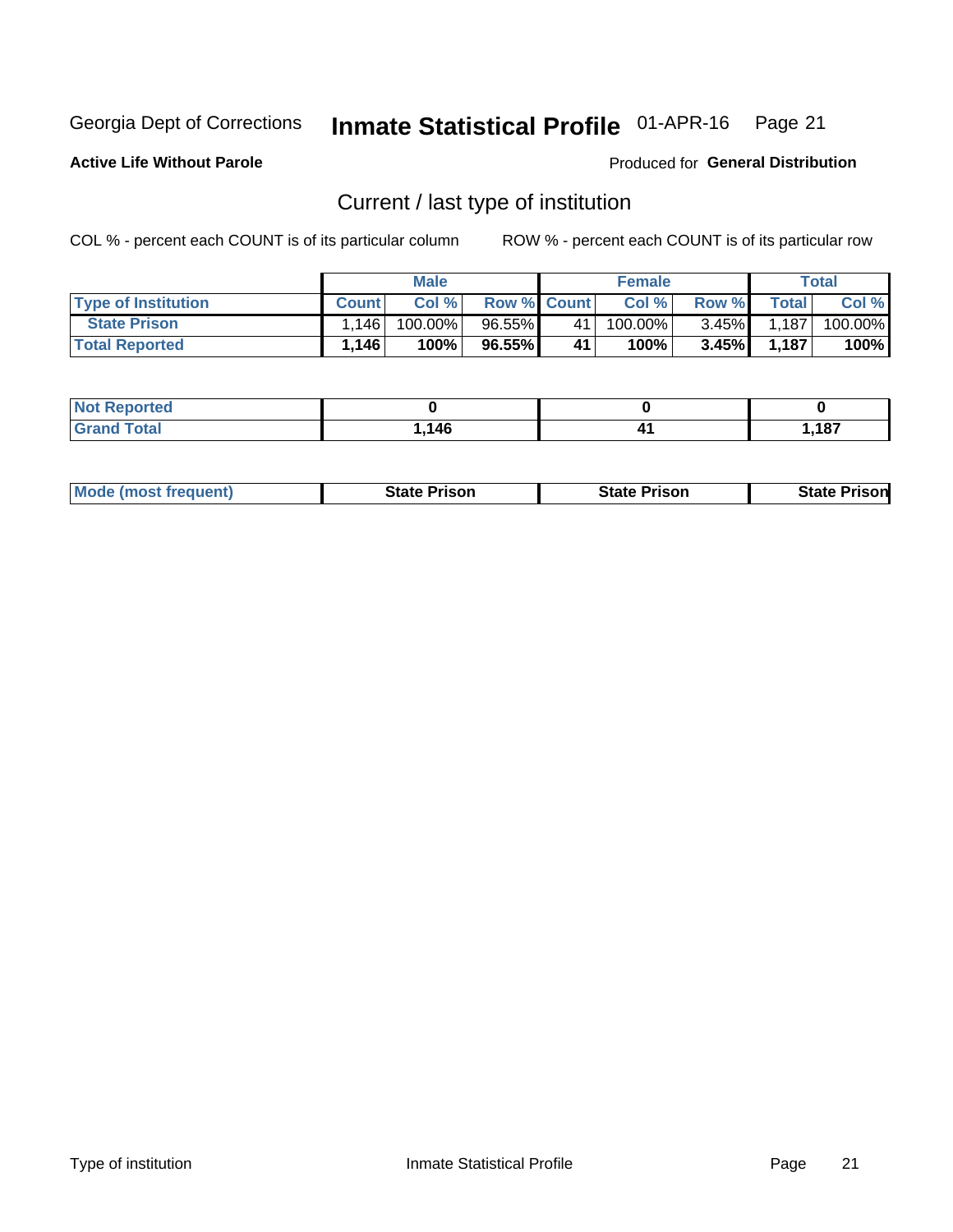Georgia Dept of Corrections **Inmate Statistical Profile** 01-APR-16

**Active Life Without Parole**

Produced for **General Distribution**

## Current / last type of institution

COL % - percent each COUNT is of its particular column ROW % - percent each COUNT is of its particular row

| | Male | | | Female | | | Total | |
|---|---|---|---|---|---|---|---|---|
| **Type of Institution** | **Count** | **Col %** | **Row %** | **Count** | **Col %** | **Row %** | **Total** | **Col %** |
| **State Prison** | 1,146 | 100.00% | 96.55% | 41 | 100.00% | 3.45% | 1,187 | 100.00% |
| **Total Reported** | **1,146** | **100%** | **96.55%** | **41** | **100%** | **3.45%** | **1,187** | **100%** |

| | Male | Female | Total |
|---|---|---|---|
| **Not Reported** | **0** | **0** | **0** |
| **Grand Total** | **1,146** | **41** | **1,187** |

| | Male | Female | Total |
|---|---|---|---|
| **Mode (most frequent)** | **State Prison** | **State Prison** | **State Prison** |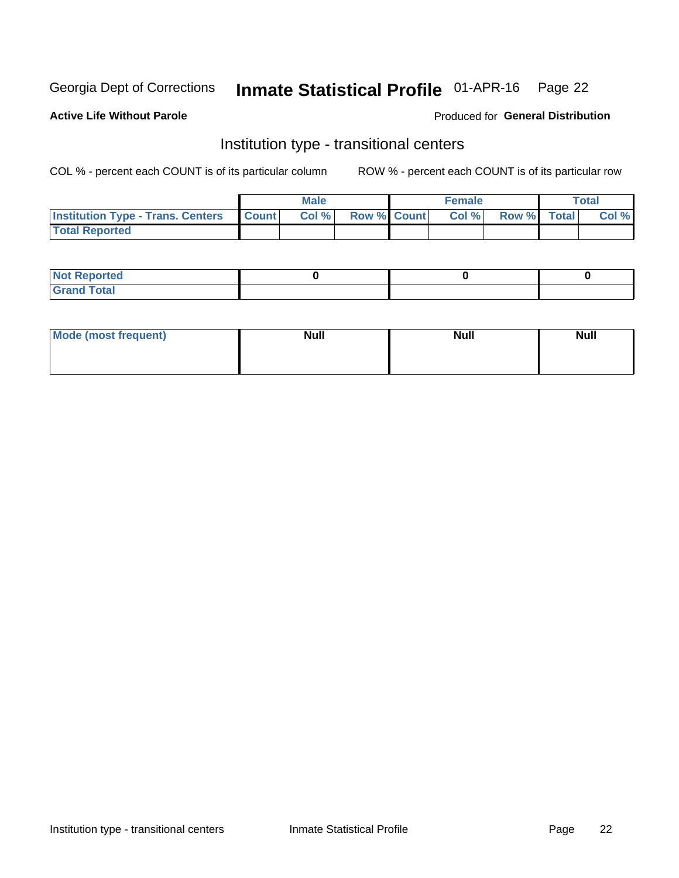Georgia Dept of Corrections **Inmate Statistical Profile** 01-APR-16

**Active Life Without Parole**

Produced for **General Distribution**

## Institution type - transitional centers

COL % - percent each COUNT is of its particular column        ROW % - percent each COUNT is of its particular row

| | Male | | | Female | | | Total | |
|---|---|---|---|---|---|---|---|---|
| **Institution Type - Trans. Centers** | **Count** | **Col %** | **Row %** | **Count** | **Col %** | **Row %** | **Total** | **Col %** |
| **Total Reported** | | | | | | | | |

| | Male | Female | Total |
|---|---|---|---|
| **Not Reported** | 0 | 0 | 0 |
| **Grand Total** | | | |

| | Male | Female | Total |
|---|---|---|---|
| **Mode (most frequent)** | **Null** | **Null** | **Null** |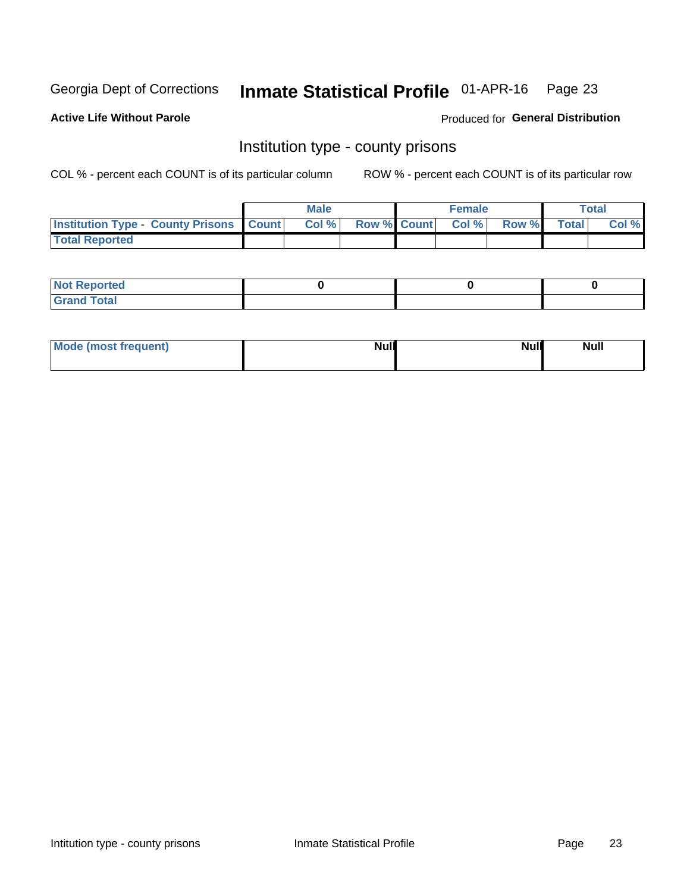Georgia Dept of Corrections **Inmate Statistical Profile** 01-APR-16

**Active Life Without Parole**

Produced for **General Distribution**

## Institution type - county prisons

COL % - percent each COUNT is of its particular column

ROW % - percent each COUNT is of its particular row

| | Male | | | Female | | | Total | |
|---|---|---|---|---|---|---|---|---|
| **Institution Type - County Prisons** | **Count** | **Col %** | **Row %** | **Count** | **Col %** | **Row %** | **Total** | **Col %** |
| **Total Reported** | | | | | | | | |

| | Male | Female | Total |
|---|---|---|---|
| **Not Reported** | **0** | **0** | **0** |
| **Grand Total** | | | |

| | Male | Female | Total |
|---|---|---|---|
| **Mode (most frequent)** | **Null** | **Null** | **Null** |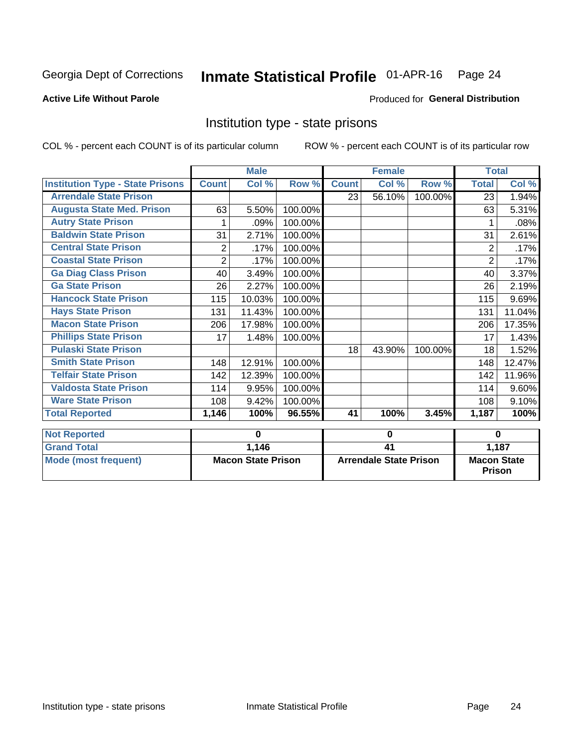Georgia Dept of Corrections **Inmate Statistical Profile** 01-APR-16

**Active Life Without Parole**

Produced for **General Distribution**

## Institution type - state prisons

COL % - percent each COUNT is of its particular column     ROW % - percent each COUNT is of its particular row

| | Male | | | Female | | | Total | |
|---|---|---|---|---|---|---|---|---|
| **Institution Type - State Prisons** | **Count** | **Col %** | **Row %** | **Count** | **Col %** | **Row %** | **Total** | **Col %** |
| Arrendale State Prison | | | | 23 | 56.10% | 100.00% | 23 | 1.94% |
| Augusta State Med. Prison | 63 | 5.50% | 100.00% | | | | 63 | 5.31% |
| Autry State Prison | 1 | .09% | 100.00% | | | | 1 | .08% |
| Baldwin State Prison | 31 | 2.71% | 100.00% | | | | 31 | 2.61% |
| Central State Prison | 2 | .17% | 100.00% | | | | 2 | .17% |
| Coastal State Prison | 2 | .17% | 100.00% | | | | 2 | .17% |
| Ga Diag Class Prison | 40 | 3.49% | 100.00% | | | | 40 | 3.37% |
| Ga State Prison | 26 | 2.27% | 100.00% | | | | 26 | 2.19% |
| Hancock State Prison | 115 | 10.03% | 100.00% | | | | 115 | 9.69% |
| Hays State Prison | 131 | 11.43% | 100.00% | | | | 131 | 11.04% |
| Macon State Prison | 206 | 17.98% | 100.00% | | | | 206 | 17.35% |
| Phillips State Prison | 17 | 1.48% | 100.00% | | | | 17 | 1.43% |
| Pulaski State Prison | | | | 18 | 43.90% | 100.00% | 18 | 1.52% |
| Smith State Prison | 148 | 12.91% | 100.00% | | | | 148 | 12.47% |
| Telfair State Prison | 142 | 12.39% | 100.00% | | | | 142 | 11.96% |
| Valdosta State Prison | 114 | 9.95% | 100.00% | | | | 114 | 9.60% |
| Ware State Prison | 108 | 9.42% | 100.00% | | | | 108 | 9.10% |
| **Total Reported** | **1,146** | **100%** | **96.55%** | **41** | **100%** | **3.45%** | **1,187** | **100%** |

| | Male | Female | Total |
|---|---|---|---|
| **Not Reported** | **0** | **0** | **0** |
| **Grand Total** | **1,146** | **41** | **1,187** |
| **Mode (most frequent)** | **Macon State Prison** | **Arrendale State Prison** | **Macon State Prison** |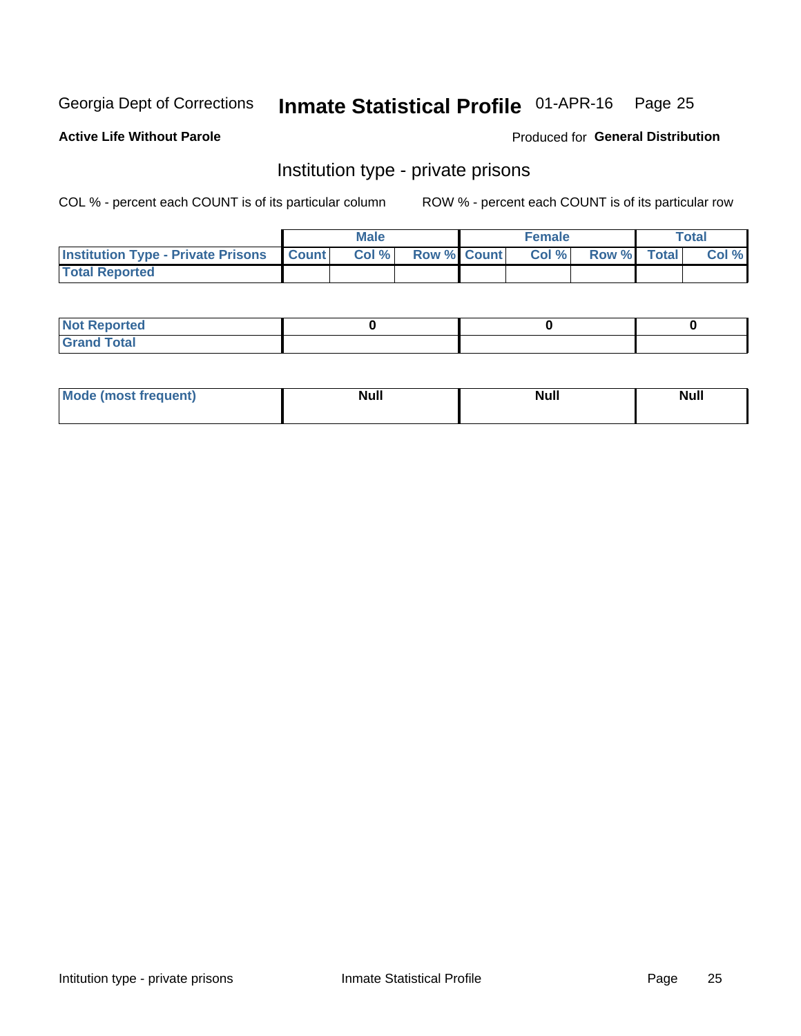Georgia Dept of Corrections **Inmate Statistical Profile** 01-APR-16

**Active Life Without Parole**

Produced for **General Distribution**

## Institution type - private prisons

COL % - percent each COUNT is of its particular column

ROW % - percent each COUNT is of its particular row

| | Male | | | Female | | | Total | |
|---|---|---|---|---|---|---|---|---|
| **Institution Type - Private Prisons** | **Count** | **Col %** | **Row %** | **Count** | **Col %** | **Row %** | **Total** | **Col %** |
| **Total Reported** | | | | | | | | |

| | Male | Female | Total |
|---|---|---|---|
| **Not Reported** | **0** | **0** | **0** |
| **Grand Total** | | | |

| | Male | Female | Total |
|---|---|---|---|
| **Mode (most frequent)** | **Null** | **Null** | **Null** |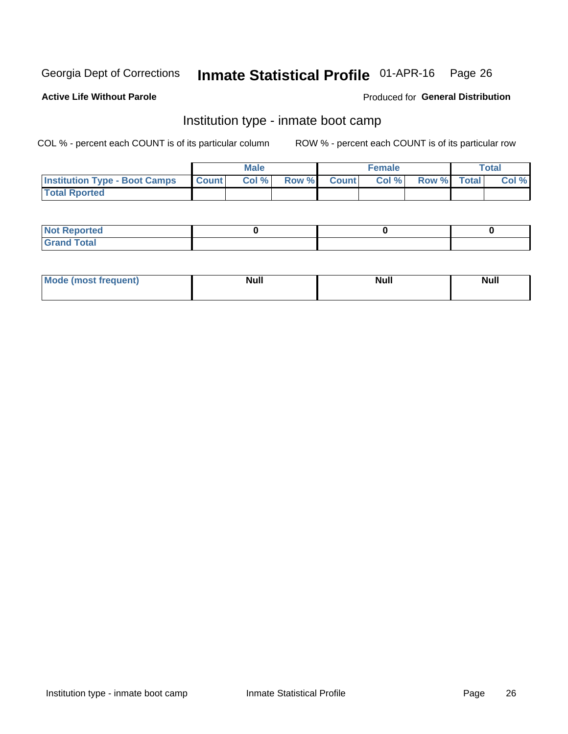Georgia Dept of Corrections **Inmate Statistical Profile** 01-APR-16 Page 26

**Active Life Without Parole**

Produced for **General Distribution**

## Institution type - inmate boot camp

COL % - percent each COUNT is of its particular column

ROW % - percent each COUNT is of its particular row

| | Male | | | Female | | | Total | |
|---|---|---|---|---|---|---|---|---|
| **Institution Type - Boot Camps** | **Count** | **Col %** | **Row %** | **Count** | **Col %** | **Row %** | **Total** | **Col %** |
| **Total Rported** | | | | | | | | |

| | Male | Female | Total |
|---|---|---|---|
| **Not Reported** | **0** | **0** | **0** |
| **Grand Total** | | | |

| | Male | Female | Total |
|---|---|---|---|
| **Mode (most frequent)** | **Null** | **Null** | **Null** |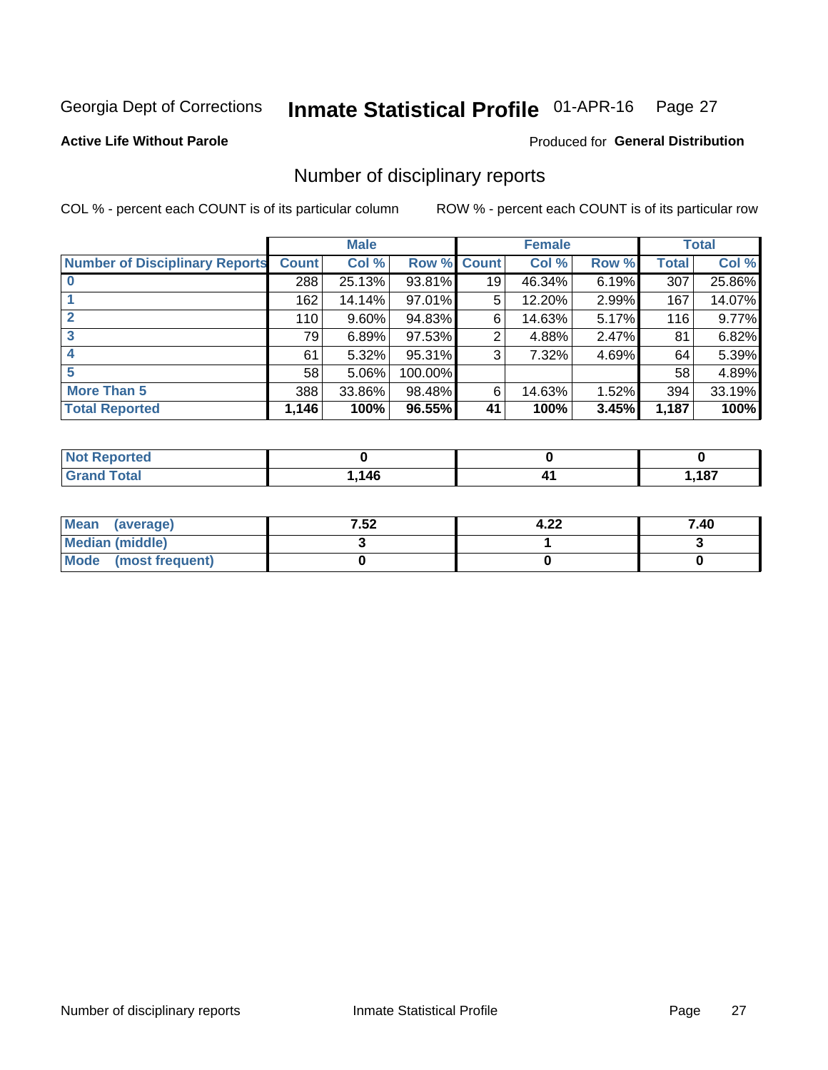Georgia Dept of Corrections **Inmate Statistical Profile** 01-APR-16

**Active Life Without Parole**

Produced for **General Distribution**

## Number of disciplinary reports

COL % - percent each COUNT is of its particular column

ROW % - percent each COUNT is of its particular row

| | Male | | | Female | | | Total | |
|---|---|---|---|---|---|---|---|---|
| **Number of Disciplinary Reports** | **Count** | **Col %** | **Row %** | **Count** | **Col %** | **Row %** | **Total** | **Col %** |
| **0** | 288 | 25.13% | 93.81% | 19 | 46.34% | 6.19% | 307 | 25.86% |
| **1** | 162 | 14.14% | 97.01% | 5 | 12.20% | 2.99% | 167 | 14.07% |
| **2** | 110 | 9.60% | 94.83% | 6 | 14.63% | 5.17% | 116 | 9.77% |
| **3** | 79 | 6.89% | 97.53% | 2 | 4.88% | 2.47% | 81 | 6.82% |
| **4** | 61 | 5.32% | 95.31% | 3 | 7.32% | 4.69% | 64 | 5.39% |
| **5** | 58 | 5.06% | 100.00% | | | | 58 | 4.89% |
| **More Than 5** | 388 | 33.86% | 98.48% | 6 | 14.63% | 1.52% | 394 | 33.19% |
| **Total Reported** | **1,146** | **100%** | **96.55%** | **41** | **100%** | **3.45%** | **1,187** | **100%** |

| | Male | Female | Total |
|---|---|---|---|
| **Not Reported** | **0** | **0** | **0** |
| **Grand Total** | **1,146** | **41** | **1,187** |

| | Male | Female | Total |
|---|---|---|---|
| **Mean (average)** | **7.52** | **4.22** | **7.40** |
| **Median (middle)** | **3** | **1** | **3** |
| **Mode (most frequent)** | **0** | **0** | **0** |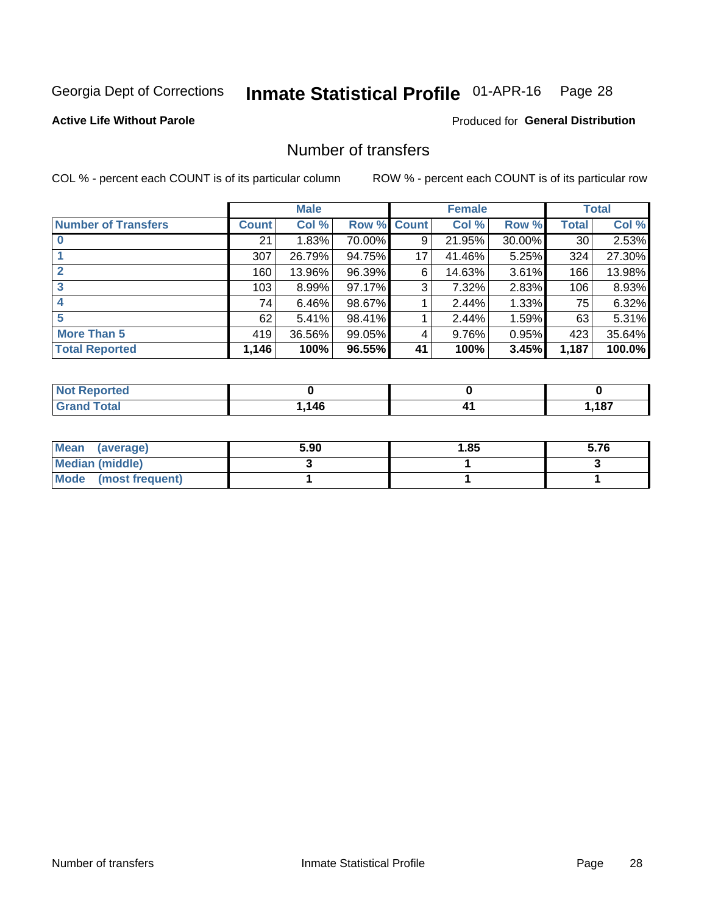Georgia Dept of Corrections **Inmate Statistical Profile** 01-APR-16

**Active Life Without Parole**

Produced for **General Distribution**

## Number of transfers

COL % - percent each COUNT is of its particular column

ROW % - percent each COUNT is of its particular row

| | Male | | | Female | | | Total | |
|---|---|---|---|---|---|---|---|---|
| **Number of Transfers** | **Count** | **Col %** | **Row %** | **Count** | **Col %** | **Row %** | **Total** | **Col %** |
| **0** | 21 | 1.83% | 70.00% | 9 | 21.95% | 30.00% | 30 | 2.53% |
| **1** | 307 | 26.79% | 94.75% | 17 | 41.46% | 5.25% | 324 | 27.30% |
| **2** | 160 | 13.96% | 96.39% | 6 | 14.63% | 3.61% | 166 | 13.98% |
| **3** | 103 | 8.99% | 97.17% | 3 | 7.32% | 2.83% | 106 | 8.93% |
| **4** | 74 | 6.46% | 98.67% | 1 | 2.44% | 1.33% | 75 | 6.32% |
| **5** | 62 | 5.41% | 98.41% | 1 | 2.44% | 1.59% | 63 | 5.31% |
| **More Than 5** | 419 | 36.56% | 99.05% | 4 | 9.76% | 0.95% | 423 | 35.64% |
| **Total Reported** | **1,146** | **100%** | **96.55%** | **41** | **100%** | **3.45%** | **1,187** | **100.0%** |

| | Male | Female | Total |
|---|---|---|---|
| **Not Reported** | **0** | **0** | **0** |
| **Grand Total** | **1,146** | **41** | **1,187** |

| | Male | Female | Total |
|---|---|---|---|
| **Mean (average)** | **5.90** | **1.85** | **5.76** |
| **Median (middle)** | **3** | **1** | **3** |
| **Mode (most frequent)** | **1** | **1** | **1** |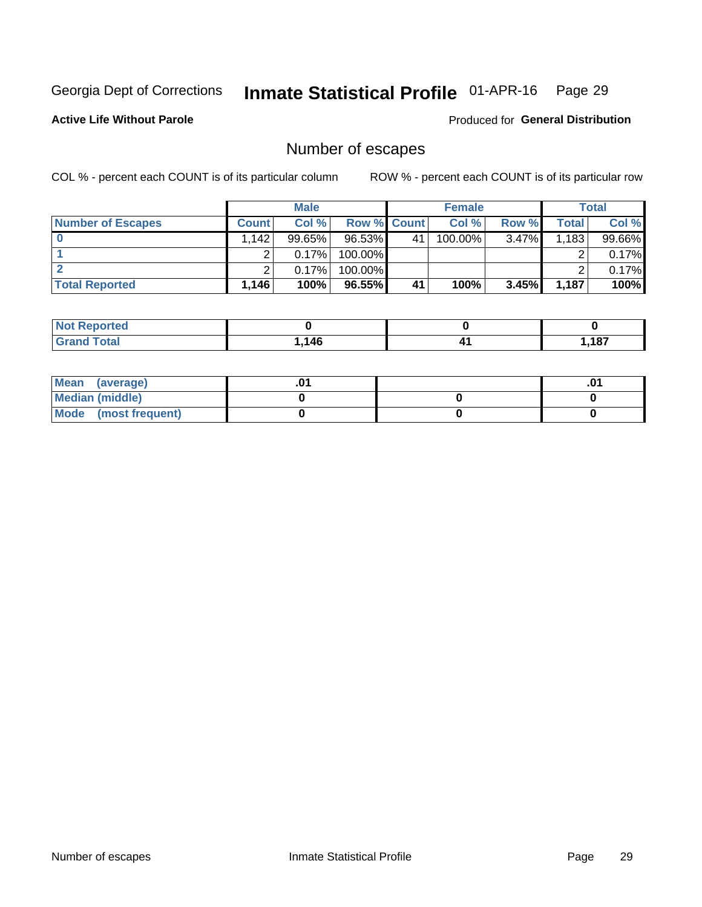Georgia Dept of Corrections **Inmate Statistical Profile** 01-APR-16

**Active Life Without Parole**

Produced for **General Distribution**

## Number of escapes

COL % - percent each COUNT is of its particular column     ROW % - percent each COUNT is of its particular row

| | Male | | | Female | | | Total | |
|---|---|---|---|---|---|---|---|---|
| **Number of Escapes** | **Count** | **Col %** | **Row %** | **Count** | **Col %** | **Row %** | **Total** | **Col %** |
| **0** | 1,142 | 99.65% | 96.53% | 41 | 100.00% | 3.47% | 1,183 | 99.66% |
| **1** | 2 | 0.17% | 100.00% | | | | 2 | 0.17% |
| **2** | 2 | 0.17% | 100.00% | | | | 2 | 0.17% |
| **Total Reported** | **1,146** | **100%** | **96.55%** | **41** | **100%** | **3.45%** | **1,187** | **100%** |

| | Male | Female | Total |
|---|---|---|---|
| **Not Reported** | **0** | **0** | **0** |
| **Grand Total** | **1,146** | **41** | **1,187** |

| | Male | Female | Total |
|---|---|---|---|
| **Mean (average)** | **.01** | | **.01** |
| **Median (middle)** | **0** | **0** | **0** |
| **Mode (most frequent)** | **0** | **0** | **0** |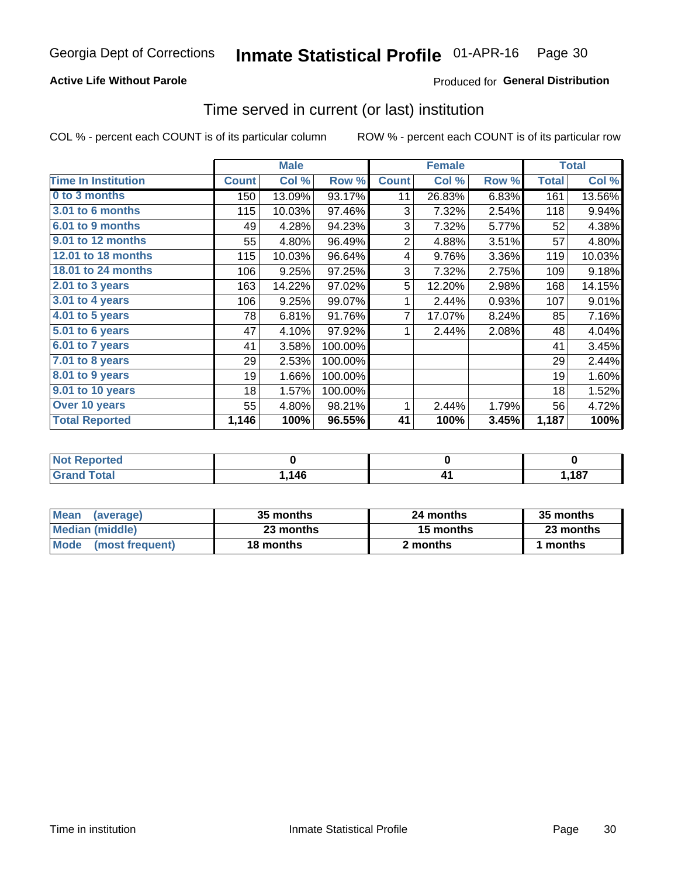Georgia Dept of Corrections **Inmate Statistical Profile** 01-APR-16

**Active Life Without Parole**

Produced for **General Distribution**

## Time served in current (or last) institution

COL % - percent each COUNT is of its particular column    ROW % - percent each COUNT is of its particular row

| | Male | | | Female | | | Total | |
|---|---|---|---|---|---|---|---|---|
| **Time In Institution** | **Count** | **Col %** | **Row %** | **Count** | **Col %** | **Row %** | **Total** | **Col %** |
| **0 to 3 months** | 150 | 13.09% | 93.17% | 11 | 26.83% | 6.83% | 161 | 13.56% |
| **3.01 to 6 months** | 115 | 10.03% | 97.46% | 3 | 7.32% | 2.54% | 118 | 9.94% |
| **6.01 to 9 months** | 49 | 4.28% | 94.23% | 3 | 7.32% | 5.77% | 52 | 4.38% |
| **9.01 to 12 months** | 55 | 4.80% | 96.49% | 2 | 4.88% | 3.51% | 57 | 4.80% |
| **12.01 to 18 months** | 115 | 10.03% | 96.64% | 4 | 9.76% | 3.36% | 119 | 10.03% |
| **18.01 to 24 months** | 106 | 9.25% | 97.25% | 3 | 7.32% | 2.75% | 109 | 9.18% |
| **2.01 to 3 years** | 163 | 14.22% | 97.02% | 5 | 12.20% | 2.98% | 168 | 14.15% |
| **3.01 to 4 years** | 106 | 9.25% | 99.07% | 1 | 2.44% | 0.93% | 107 | 9.01% |
| **4.01 to 5 years** | 78 | 6.81% | 91.76% | 7 | 17.07% | 8.24% | 85 | 7.16% |
| **5.01 to 6 years** | 47 | 4.10% | 97.92% | 1 | 2.44% | 2.08% | 48 | 4.04% |
| **6.01 to 7 years** | 41 | 3.58% | 100.00% | | | | 41 | 3.45% |
| **7.01 to 8 years** | 29 | 2.53% | 100.00% | | | | 29 | 2.44% |
| **8.01 to 9 years** | 19 | 1.66% | 100.00% | | | | 19 | 1.60% |
| **9.01 to 10 years** | 18 | 1.57% | 100.00% | | | | 18 | 1.52% |
| **Over 10 years** | 55 | 4.80% | 98.21% | 1 | 2.44% | 1.79% | 56 | 4.72% |
| **Total Reported** | **1,146** | **100%** | **96.55%** | **41** | **100%** | **3.45%** | **1,187** | **100%** |

| | Male | Female | Total |
|---|---|---|---|
| **Not Reported** | **0** | **0** | **0** |
| **Grand Total** | **1,146** | **41** | **1,187** |

| | Male | Female | Total |
|---|---|---|---|
| **Mean (average)** | **35 months** | **24 months** | **35 months** |
| **Median (middle)** | **23 months** | **15 months** | **23 months** |
| **Mode (most frequent)** | **18 months** | **2 months** | **1 months** |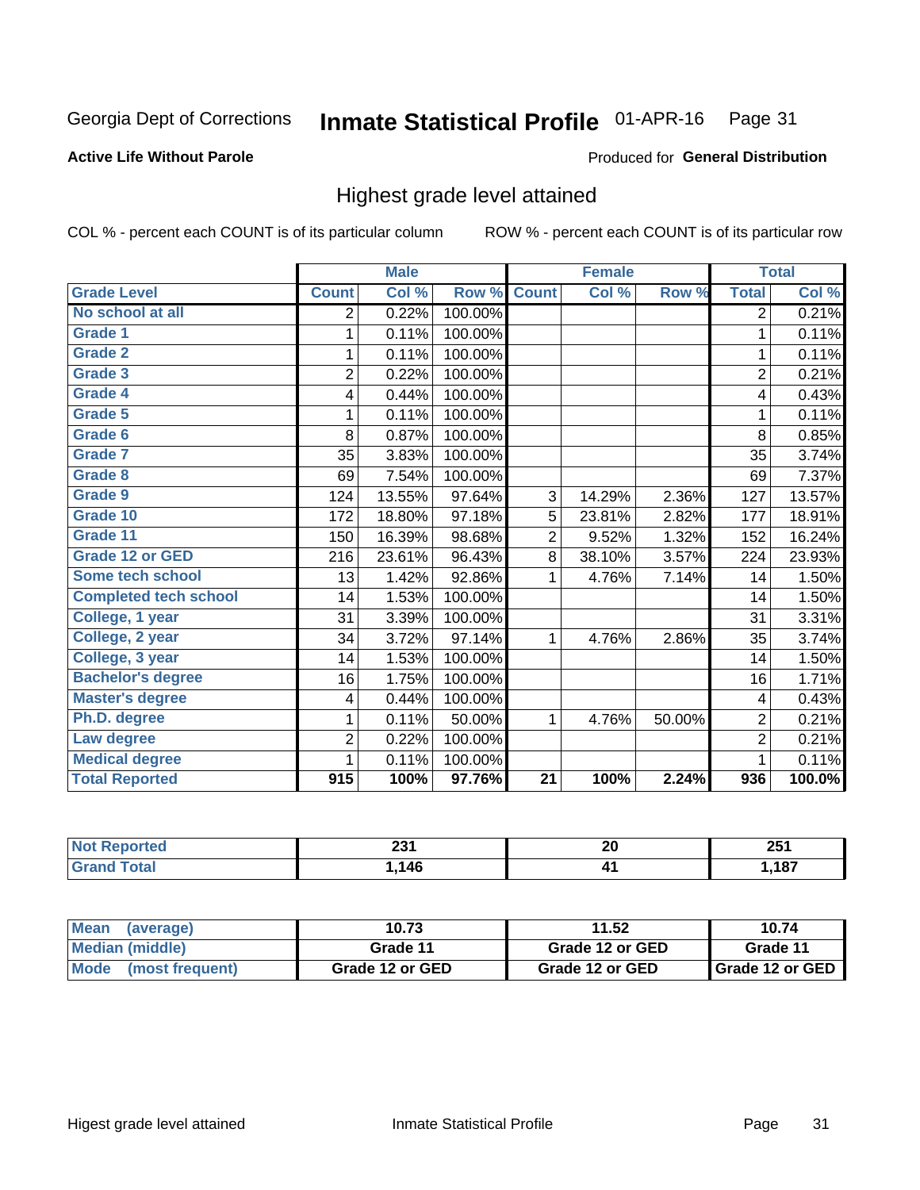Georgia Dept of Corrections **Inmate Statistical Profile** 01-APR-16

**Active Life Without Parole**

Produced for **General Distribution**

## Highest grade level attained

COL % - percent each COUNT is of its particular column

ROW % - percent each COUNT is of its particular row

| | Male | | | Female | | | Total | |
|---|---|---|---|---|---|---|---|---|
| **Grade Level** | **Count** | **Col %** | **Row %** | **Count** | **Col %** | **Row %** | **Total** | **Col %** |
| No school at all | 2 | 0.22% | 100.00% | | | | 2 | 0.21% |
| Grade 1 | 1 | 0.11% | 100.00% | | | | 1 | 0.11% |
| Grade 2 | 1 | 0.11% | 100.00% | | | | 1 | 0.11% |
| Grade 3 | 2 | 0.22% | 100.00% | | | | 2 | 0.21% |
| Grade 4 | 4 | 0.44% | 100.00% | | | | 4 | 0.43% |
| Grade 5 | 1 | 0.11% | 100.00% | | | | 1 | 0.11% |
| Grade 6 | 8 | 0.87% | 100.00% | | | | 8 | 0.85% |
| Grade 7 | 35 | 3.83% | 100.00% | | | | 35 | 3.74% |
| Grade 8 | 69 | 7.54% | 100.00% | | | | 69 | 7.37% |
| Grade 9 | 124 | 13.55% | 97.64% | 3 | 14.29% | 2.36% | 127 | 13.57% |
| Grade 10 | 172 | 18.80% | 97.18% | 5 | 23.81% | 2.82% | 177 | 18.91% |
| Grade 11 | 150 | 16.39% | 98.68% | 2 | 9.52% | 1.32% | 152 | 16.24% |
| Grade 12 or GED | 216 | 23.61% | 96.43% | 8 | 38.10% | 3.57% | 224 | 23.93% |
| Some tech school | 13 | 1.42% | 92.86% | 1 | 4.76% | 7.14% | 14 | 1.50% |
| Completed tech school | 14 | 1.53% | 100.00% | | | | 14 | 1.50% |
| College, 1 year | 31 | 3.39% | 100.00% | | | | 31 | 3.31% |
| College, 2 year | 34 | 3.72% | 97.14% | 1 | 4.76% | 2.86% | 35 | 3.74% |
| College, 3 year | 14 | 1.53% | 100.00% | | | | 14 | 1.50% |
| Bachelor's degree | 16 | 1.75% | 100.00% | | | | 16 | 1.71% |
| Master's degree | 4 | 0.44% | 100.00% | | | | 4 | 0.43% |
| Ph.D. degree | 1 | 0.11% | 50.00% | 1 | 4.76% | 50.00% | 2 | 0.21% |
| Law degree | 2 | 0.22% | 100.00% | | | | 2 | 0.21% |
| Medical degree | 1 | 0.11% | 100.00% | | | | 1 | 0.11% |
| **Total Reported** | **915** | **100%** | **97.76%** | **21** | **100%** | **2.24%** | **936** | **100.0%** |

| | Male | Female | Total |
|---|---|---|---|
| Not Reported | 231 | 20 | 251 |
| Grand Total | 1,146 | 41 | 1,187 |

| | Male | Female | Total |
|---|---|---|---|
| Mean (average) | 10.73 | 11.52 | 10.74 |
| Median (middle) | Grade 11 | Grade 12 or GED | Grade 11 |
| Mode (most frequent) | Grade 12 or GED | Grade 12 or GED | Grade 12 or GED |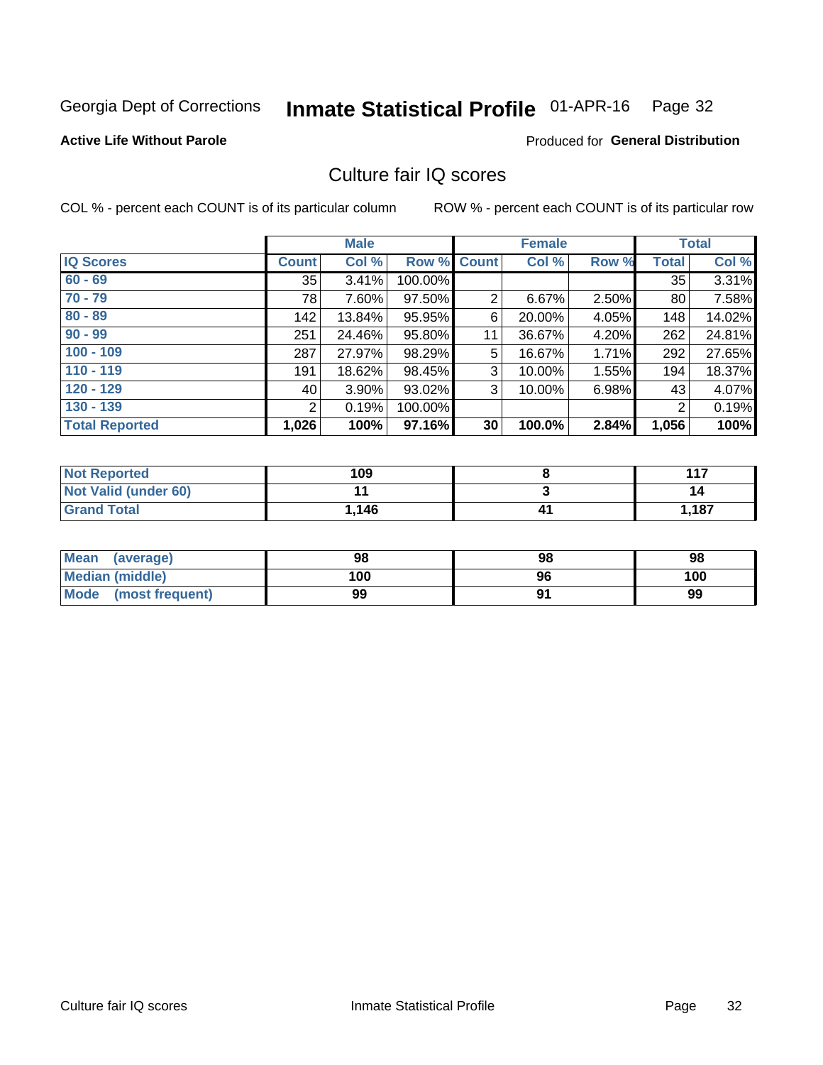Georgia Dept of Corrections **Inmate Statistical Profile** 01-APR-16

**Active Life Without Parole**

Produced for **General Distribution**

## Culture fair IQ scores

COL % - percent each COUNT is of its particular column

ROW % - percent each COUNT is of its particular row

| | Male | | | Female | | | Total | |
|---|---|---|---|---|---|---|---|---|
| **IQ Scores** | **Count** | **Col %** | **Row %** | **Count** | **Col %** | **Row %** | **Total** | **Col %** |
| 60 - 69 | 35 | 3.41% | 100.00% | | | | 35 | 3.31% |
| 70 - 79 | 78 | 7.60% | 97.50% | 2 | 6.67% | 2.50% | 80 | 7.58% |
| 80 - 89 | 142 | 13.84% | 95.95% | 6 | 20.00% | 4.05% | 148 | 14.02% |
| 90 - 99 | 251 | 24.46% | 95.80% | 11 | 36.67% | 4.20% | 262 | 24.81% |
| 100 - 109 | 287 | 27.97% | 98.29% | 5 | 16.67% | 1.71% | 292 | 27.65% |
| 110 - 119 | 191 | 18.62% | 98.45% | 3 | 10.00% | 1.55% | 194 | 18.37% |
| 120 - 129 | 40 | 3.90% | 93.02% | 3 | 10.00% | 6.98% | 43 | 4.07% |
| 130 - 139 | 2 | 0.19% | 100.00% | | | | 2 | 0.19% |
| **Total Reported** | **1,026** | **100%** | **97.16%** | **30** | **100.0%** | **2.84%** | **1,056** | **100%** |

| | Male | Female | Total |
|---|---|---|---|
| Not Reported | 109 | 8 | 117 |
| Not Valid (under 60) | 11 | 3 | 14 |
| Grand Total | 1,146 | 41 | 1,187 |

| | Male | Female | Total |
|---|---|---|---|
| Mean (average) | 98 | 98 | 98 |
| Median (middle) | 100 | 96 | 100 |
| Mode (most frequent) | 99 | 91 | 99 |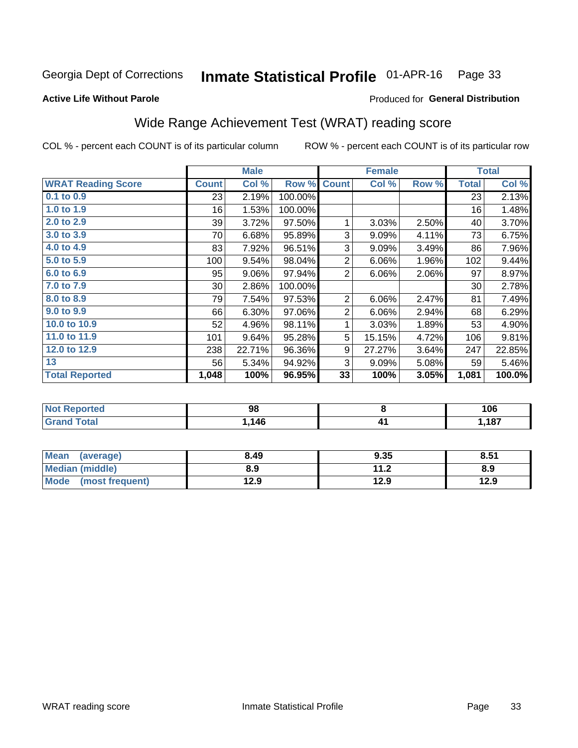Georgia Dept of Corrections **Inmate Statistical Profile** 01-APR-16 Page 33

**Active Life Without Parole**

Produced for **General Distribution**

## Wide Range Achievement Test (WRAT) reading score

COL % - percent each COUNT is of its particular column ROW % - percent each COUNT is of its particular row

| | Male | | | Female | | | Total | |
|---|---|---|---|---|---|---|---|---|
| **WRAT Reading Score** | **Count** | **Col %** | **Row %** | **Count** | **Col %** | **Row %** | **Total** | **Col %** |
| 0.1 to 0.9 | 23 | 2.19% | 100.00% | | | | 23 | 2.13% |
| 1.0 to 1.9 | 16 | 1.53% | 100.00% | | | | 16 | 1.48% |
| 2.0 to 2.9 | 39 | 3.72% | 97.50% | 1 | 3.03% | 2.50% | 40 | 3.70% |
| 3.0 to 3.9 | 70 | 6.68% | 95.89% | 3 | 9.09% | 4.11% | 73 | 6.75% |
| 4.0 to 4.9 | 83 | 7.92% | 96.51% | 3 | 9.09% | 3.49% | 86 | 7.96% |
| 5.0 to 5.9 | 100 | 9.54% | 98.04% | 2 | 6.06% | 1.96% | 102 | 9.44% |
| 6.0 to 6.9 | 95 | 9.06% | 97.94% | 2 | 6.06% | 2.06% | 97 | 8.97% |
| 7.0 to 7.9 | 30 | 2.86% | 100.00% | | | | 30 | 2.78% |
| 8.0 to 8.9 | 79 | 7.54% | 97.53% | 2 | 6.06% | 2.47% | 81 | 7.49% |
| 9.0 to 9.9 | 66 | 6.30% | 97.06% | 2 | 6.06% | 2.94% | 68 | 6.29% |
| 10.0 to 10.9 | 52 | 4.96% | 98.11% | 1 | 3.03% | 1.89% | 53 | 4.90% |
| 11.0 to 11.9 | 101 | 9.64% | 95.28% | 5 | 15.15% | 4.72% | 106 | 9.81% |
| 12.0 to 12.9 | 238 | 22.71% | 96.36% | 9 | 27.27% | 3.64% | 247 | 22.85% |
| 13 | 56 | 5.34% | 94.92% | 3 | 9.09% | 5.08% | 59 | 5.46% |
| **Total Reported** | **1,048** | **100%** | **96.95%** | **33** | **100%** | **3.05%** | **1,081** | **100.0%** |

| | Male | Female | Total |
|---|---|---|---|
| Not Reported | 98 | 8 | 106 |
| Grand Total | 1,146 | 41 | 1,187 |

| | Male | Female | Total |
|---|---|---|---|
| Mean (average) | 8.49 | 9.35 | 8.51 |
| Median (middle) | 8.9 | 11.2 | 8.9 |
| Mode (most frequent) | 12.9 | 12.9 | 12.9 |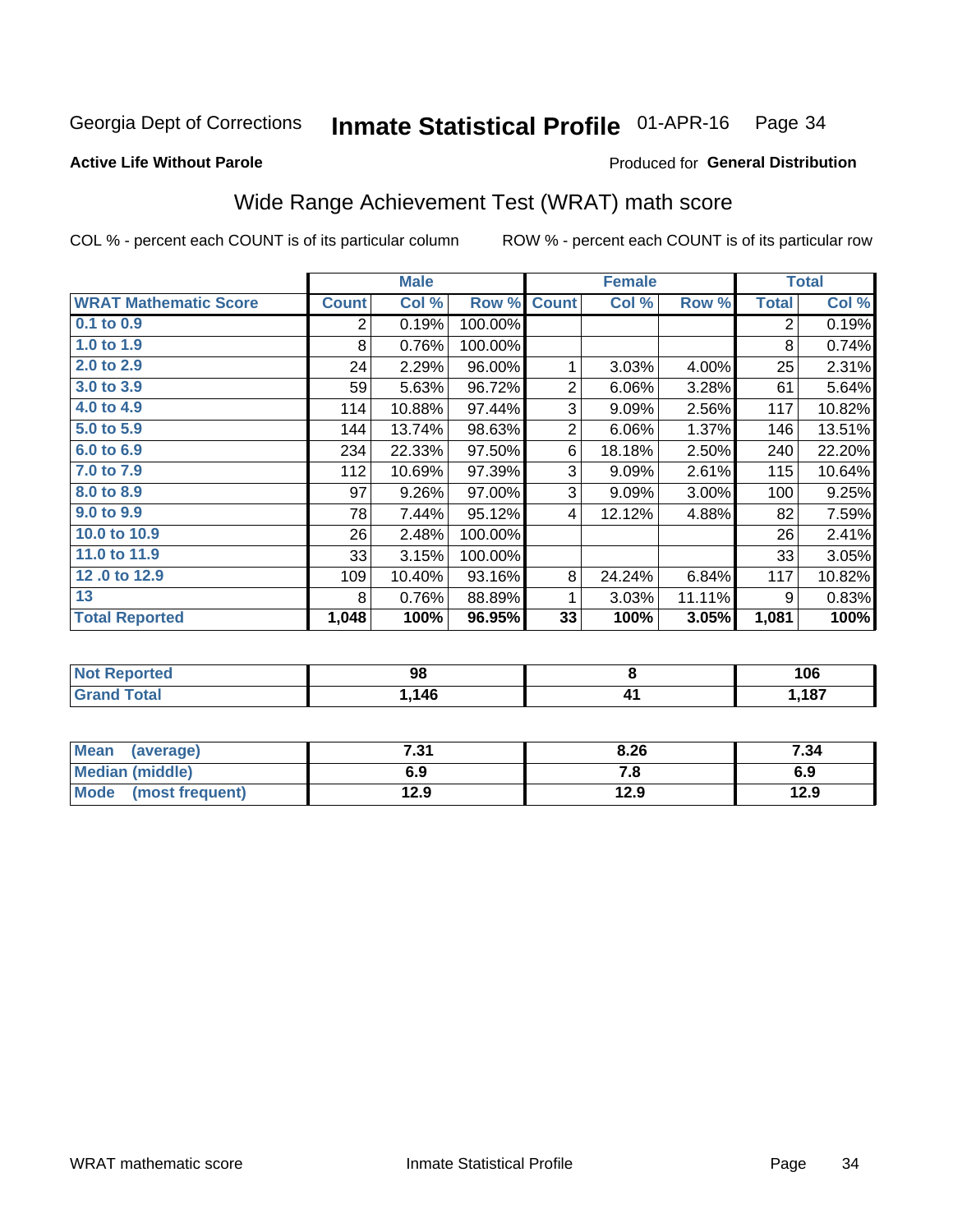Georgia Dept of Corrections **Inmate Statistical Profile** 01-APR-16 Page 34

**Active Life Without Parole**

Produced for **General Distribution**

## Wide Range Achievement Test (WRAT) math score

COL % - percent each COUNT is of its particular column ROW % - percent each COUNT is of its particular row

| | Male | | | Female | | | Total | |
|---|---|---|---|---|---|---|---|---|
| **WRAT Mathematic Score** | **Count** | **Col %** | **Row %** | **Count** | **Col %** | **Row %** | **Total** | **Col %** |
| **0.1 to 0.9** | 2 | 0.19% | 100.00% | | | | 2 | 0.19% |
| **1.0 to 1.9** | 8 | 0.76% | 100.00% | | | | 8 | 0.74% |
| **2.0 to 2.9** | 24 | 2.29% | 96.00% | 1 | 3.03% | 4.00% | 25 | 2.31% |
| **3.0 to 3.9** | 59 | 5.63% | 96.72% | 2 | 6.06% | 3.28% | 61 | 5.64% |
| **4.0 to 4.9** | 114 | 10.88% | 97.44% | 3 | 9.09% | 2.56% | 117 | 10.82% |
| **5.0 to 5.9** | 144 | 13.74% | 98.63% | 2 | 6.06% | 1.37% | 146 | 13.51% |
| **6.0 to 6.9** | 234 | 22.33% | 97.50% | 6 | 18.18% | 2.50% | 240 | 22.20% |
| **7.0 to 7.9** | 112 | 10.69% | 97.39% | 3 | 9.09% | 2.61% | 115 | 10.64% |
| **8.0 to 8.9** | 97 | 9.26% | 97.00% | 3 | 9.09% | 3.00% | 100 | 9.25% |
| **9.0 to 9.9** | 78 | 7.44% | 95.12% | 4 | 12.12% | 4.88% | 82 | 7.59% |
| **10.0 to 10.9** | 26 | 2.48% | 100.00% | | | | 26 | 2.41% |
| **11.0 to 11.9** | 33 | 3.15% | 100.00% | | | | 33 | 3.05% |
| **12 .0 to 12.9** | 109 | 10.40% | 93.16% | 8 | 24.24% | 6.84% | 117 | 10.82% |
| **13** | 8 | 0.76% | 88.89% | 1 | 3.03% | 11.11% | 9 | 0.83% |
| **Total Reported** | **1,048** | **100%** | **96.95%** | **33** | **100%** | **3.05%** | **1,081** | **100%** |

| | Male | Female | Total |
|---|---|---|---|
| **Not Reported** | **98** | **8** | **106** |
| **Grand Total** | **1,146** | **41** | **1,187** |

| | Male | Female | Total |
|---|---|---|---|
| **Mean (average)** | **7.31** | **8.26** | **7.34** |
| **Median (middle)** | **6.9** | **7.8** | **6.9** |
| **Mode (most frequent)** | **12.9** | **12.9** | **12.9** |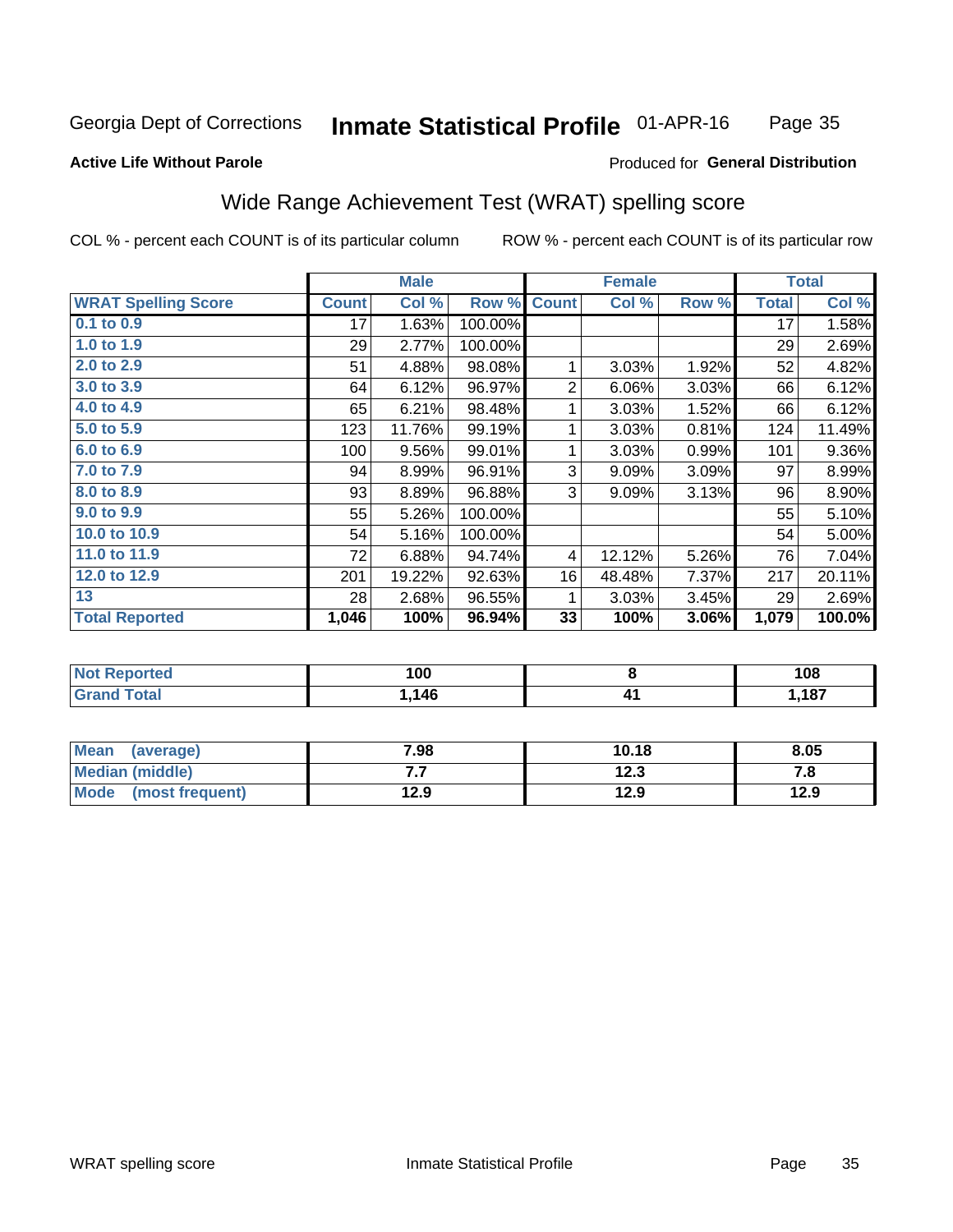Georgia Dept of Corrections **Inmate Statistical Profile** 01-APR-16

**Active Life Without Parole**

Produced for **General Distribution**

## Wide Range Achievement Test (WRAT) spelling score

COL % - percent each COUNT is of its particular column ROW % - percent each COUNT is of its particular row

| | Male | | | Female | | | Total | |
|---|---|---|---|---|---|---|---|---|
| **WRAT Spelling Score** | **Count** | **Col %** | **Row %** | **Count** | **Col %** | **Row %** | **Total** | **Col %** |
| 0.1 to 0.9 | 17 | 1.63% | 100.00% | | | | 17 | 1.58% |
| 1.0 to 1.9 | 29 | 2.77% | 100.00% | | | | 29 | 2.69% |
| 2.0 to 2.9 | 51 | 4.88% | 98.08% | 1 | 3.03% | 1.92% | 52 | 4.82% |
| 3.0 to 3.9 | 64 | 6.12% | 96.97% | 2 | 6.06% | 3.03% | 66 | 6.12% |
| 4.0 to 4.9 | 65 | 6.21% | 98.48% | 1 | 3.03% | 1.52% | 66 | 6.12% |
| 5.0 to 5.9 | 123 | 11.76% | 99.19% | 1 | 3.03% | 0.81% | 124 | 11.49% |
| 6.0 to 6.9 | 100 | 9.56% | 99.01% | 1 | 3.03% | 0.99% | 101 | 9.36% |
| 7.0 to 7.9 | 94 | 8.99% | 96.91% | 3 | 9.09% | 3.09% | 97 | 8.99% |
| 8.0 to 8.9 | 93 | 8.89% | 96.88% | 3 | 9.09% | 3.13% | 96 | 8.90% |
| 9.0 to 9.9 | 55 | 5.26% | 100.00% | | | | 55 | 5.10% |
| 10.0 to 10.9 | 54 | 5.16% | 100.00% | | | | 54 | 5.00% |
| 11.0 to 11.9 | 72 | 6.88% | 94.74% | 4 | 12.12% | 5.26% | 76 | 7.04% |
| 12.0 to 12.9 | 201 | 19.22% | 92.63% | 16 | 48.48% | 7.37% | 217 | 20.11% |
| 13 | 28 | 2.68% | 96.55% | 1 | 3.03% | 3.45% | 29 | 2.69% |
| **Total Reported** | **1,046** | **100%** | **96.94%** | **33** | **100%** | **3.06%** | **1,079** | **100.0%** |

| | Male | Female | Total |
|---|---|---|---|
| Not Reported | 100 | 8 | 108 |
| Grand Total | 1,146 | 41 | 1,187 |

| | Male | Female | Total |
|---|---|---|---|
| Mean (average) | 7.98 | 10.18 | 8.05 |
| Median (middle) | 7.7 | 12.3 | 7.8 |
| Mode (most frequent) | 12.9 | 12.9 | 12.9 |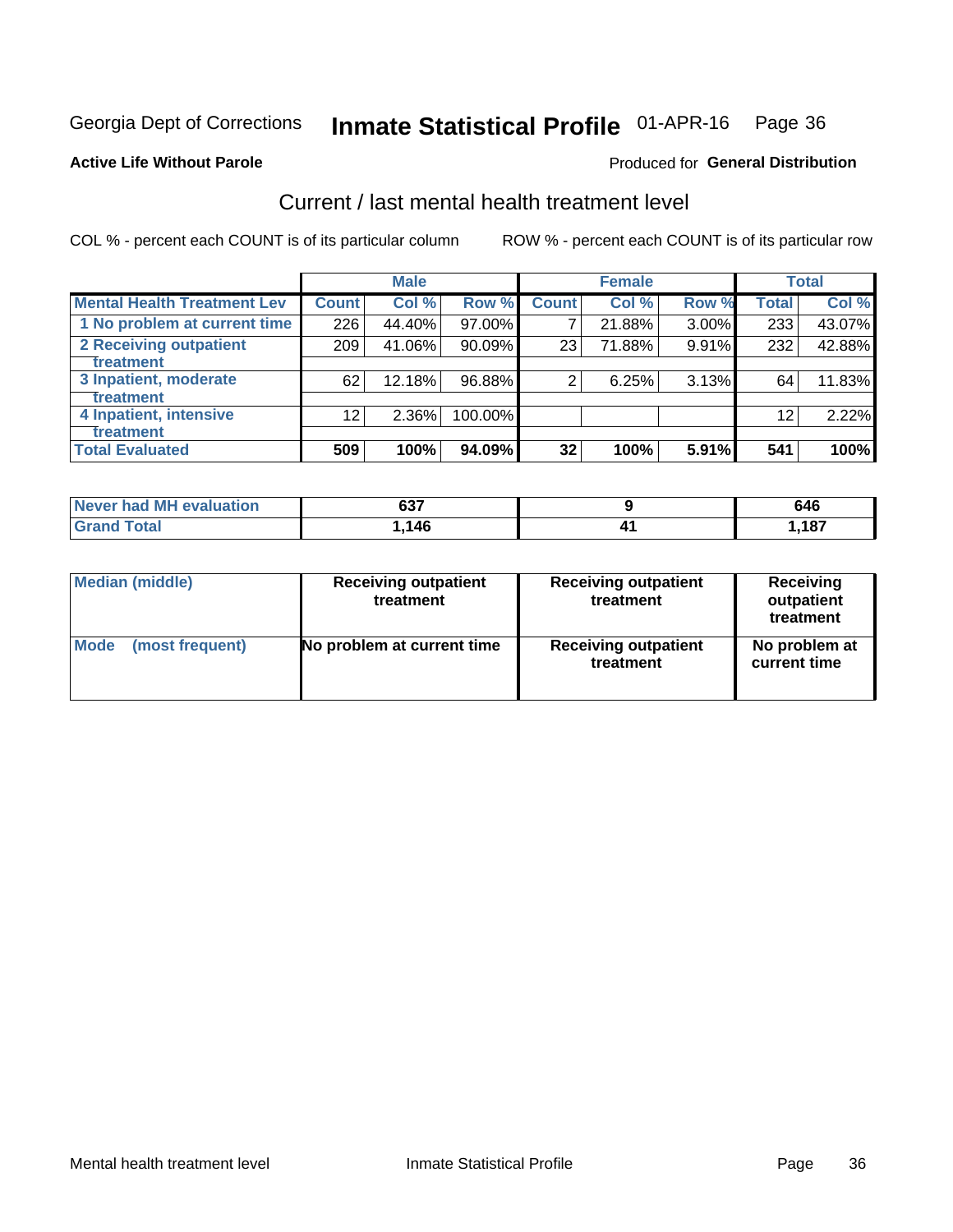Georgia Dept of Corrections **Inmate Statistical Profile** 01-APR-16 Page 36

**Active Life Without Parole**

Produced for **General Distribution**

## Current / last mental health treatment level

COL % - percent each COUNT is of its particular column ROW % - percent each COUNT is of its particular row

| | Male | | | Female | | | Total | |
|---|---|---|---|---|---|---|---|---|
| **Mental Health Treatment Lev** | **Count** | **Col %** | **Row %** | **Count** | **Col %** | **Row %** | **Total** | **Col %** |
| 1 No problem at current time | 226 | 44.40% | 97.00% | 7 | 21.88% | 3.00% | 233 | 43.07% |
| 2 Receiving outpatient treatment | 209 | 41.06% | 90.09% | 23 | 71.88% | 9.91% | 232 | 42.88% |
| 3 Inpatient, moderate treatment | 62 | 12.18% | 96.88% | 2 | 6.25% | 3.13% | 64 | 11.83% |
| 4 Inpatient, intensive treatment | 12 | 2.36% | 100.00% | | | | 12 | 2.22% |
| **Total Evaluated** | **509** | **100%** | **94.09%** | **32** | **100%** | **5.91%** | **541** | **100%** |

| | Male | Female | Total |
|---|---|---|---|
| **Never had MH evaluation** | **637** | **9** | **646** |
| **Grand Total** | **1,146** | **41** | **1,187** |

| | Male | Female | Total |
|---|---|---|---|
| **Median (middle)** | **Receiving outpatient treatment** | **Receiving outpatient treatment** | **Receiving outpatient treatment** |
| **Mode (most frequent)** | **No problem at current time** | **Receiving outpatient treatment** | **No problem at current time** |

Mental health treatment level Inmate Statistical Profile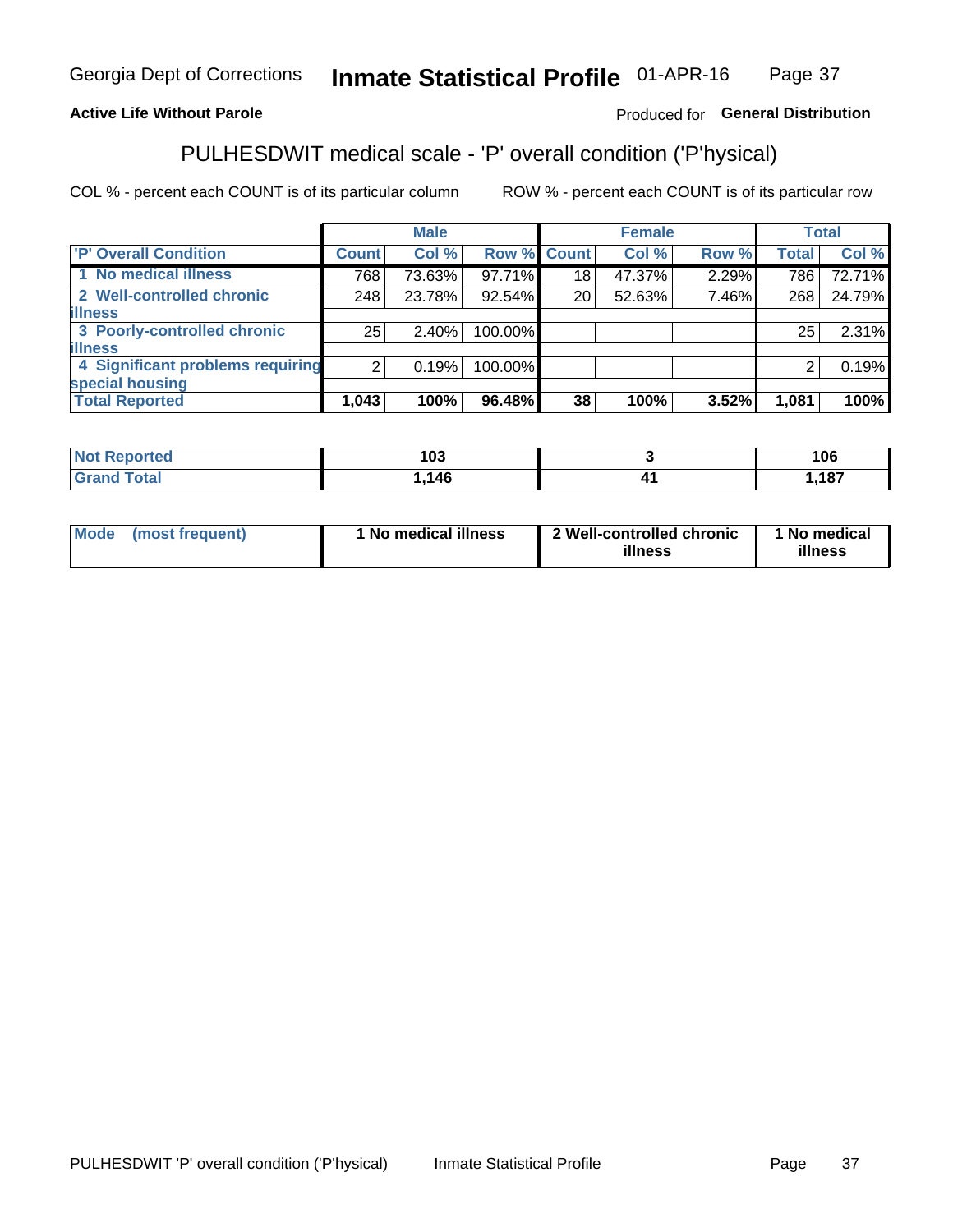Georgia Dept of Corrections **Inmate Statistical Profile** 01-APR-16

**Active Life Without Parole**

Produced for **General Distribution**

## PULHESDWIT medical scale - 'P' overall condition ('P'hysical)

COL % - percent each COUNT is of its particular column ROW % - percent each COUNT is of its particular row

| 'P' Overall Condition | Male | | | Female | | | Total | |
|---|---|---|---|---|---|---|---|---|
| | Count | Col % | Row % | Count | Col % | Row % | Total | Col % |
| 1 No medical illness | 768 | 73.63% | 97.71% | 18 | 47.37% | 2.29% | 786 | 72.71% |
| 2 Well-controlled chronic illness | 248 | 23.78% | 92.54% | 20 | 52.63% | 7.46% | 268 | 24.79% |
| 3 Poorly-controlled chronic illness | 25 | 2.40% | 100.00% | | | | 25 | 2.31% |
| 4 Significant problems requiring special housing | 2 | 0.19% | 100.00% | | | | 2 | 0.19% |
| **Total Reported** | **1,043** | **100%** | **96.48%** | **38** | **100%** | **3.52%** | **1,081** | **100%** |

| | Male | Female | Total |
|---|---|---|---|
| Not Reported | 103 | 3 | 106 |
| Grand Total | 1,146 | 41 | 1,187 |

| | Male | Female | Total |
|---|---|---|---|
| Mode (most frequent) | 1 No medical illness | 2 Well-controlled chronic illness | 1 No medical illness |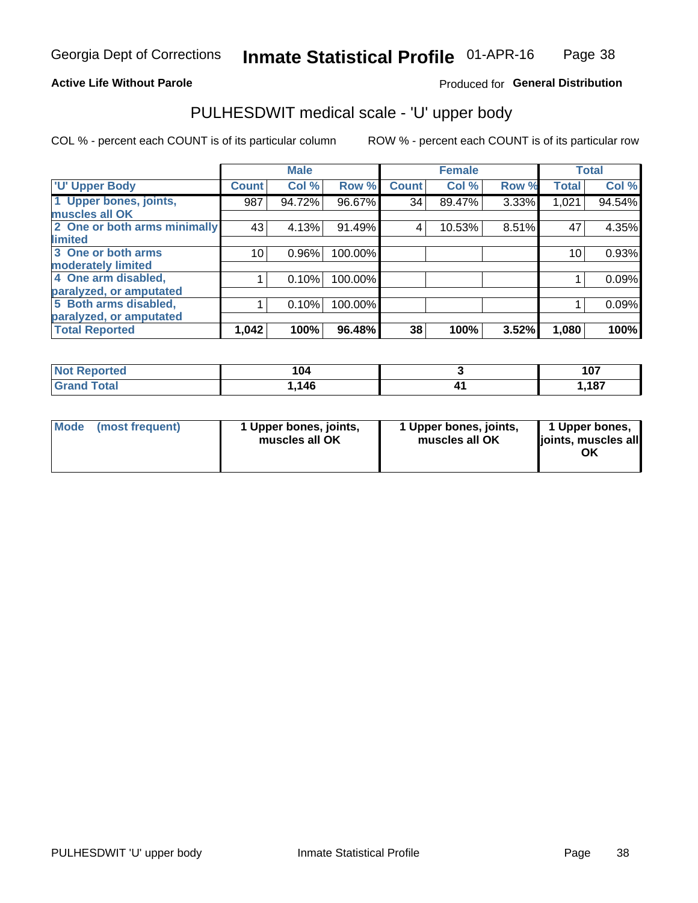## Active Life Without Parole

Produced for **General Distribution**

# PULHESDWIT medical scale - 'U' upper body

COL % - percent each COUNT is of its particular column

ROW % - percent each COUNT is of its particular row

| | Male | | | Female | | | Total | |
|---|---|---|---|---|---|---|---|---|
| 'U' Upper Body | Count | Col % | Row % | Count | Col % | Row % | Total | Col % |
| 1 Upper bones, joints, muscles all OK | 987 | 94.72% | 96.67% | 34 | 89.47% | 3.33% | 1,021 | 94.54% |
| 2 One or both arms minimally limited | 43 | 4.13% | 91.49% | 4 | 10.53% | 8.51% | 47 | 4.35% |
| 3 One or both arms moderately limited | 10 | 0.96% | 100.00% | | | | 10 | 0.93% |
| 4 One arm disabled, paralyzed, or amputated | 1 | 0.10% | 100.00% | | | | 1 | 0.09% |
| 5 Both arms disabled, paralyzed, or amputated | 1 | 0.10% | 100.00% | | | | 1 | 0.09% |
| **Total Reported** | **1,042** | **100%** | **96.48%** | **38** | **100%** | **3.52%** | **1,080** | **100%** |

| | Male | Female | Total |
|---|---|---|---|
| Not Reported | 104 | 3 | 107 |
| Grand Total | 1,146 | 41 | 1,187 |

| | Male | Female | Total |
|---|---|---|---|
| Mode (most frequent) | 1 Upper bones, joints, muscles all OK | 1 Upper bones, joints, muscles all OK | 1 Upper bones, joints, muscles all OK |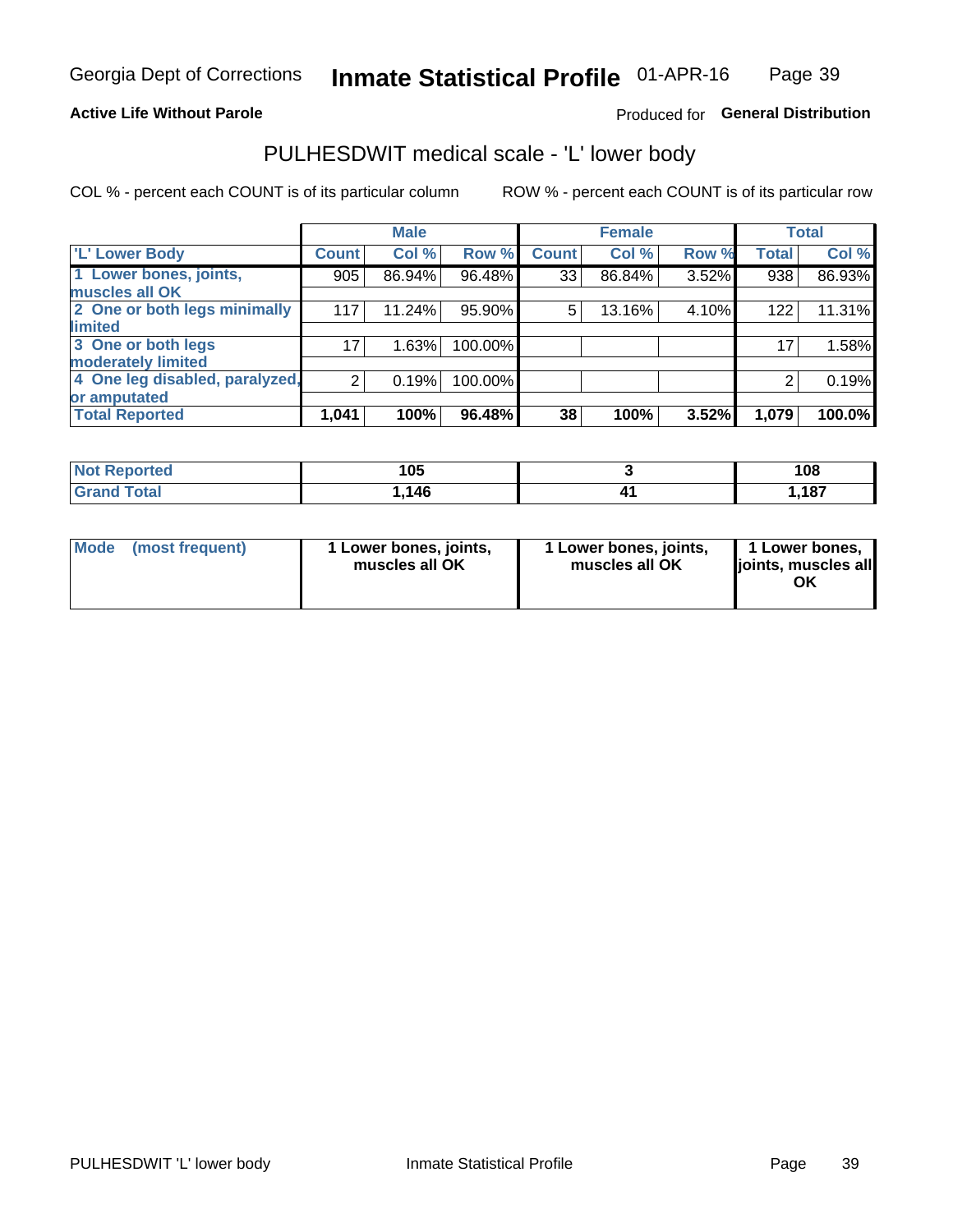Georgia Dept of Corrections **Inmate Statistical Profile** 01-APR-16

**Active Life Without Parole**

Produced for **General Distribution**

## PULHESDWIT medical scale - 'L' lower body

COL % - percent each COUNT is of its particular column

ROW % - percent each COUNT is of its particular row

| | Male | | | Female | | | Total | |
|---|---|---|---|---|---|---|---|---|
| **'L' Lower Body** | **Count** | **Col %** | **Row %** | **Count** | **Col %** | **Row %** | **Total** | **Col %** |
| **1 Lower bones, joints, muscles all OK** | 905 | 86.94% | 96.48% | 33 | 86.84% | 3.52% | 938 | 86.93% |
| **2 One or both legs minimally limited** | 117 | 11.24% | 95.90% | 5 | 13.16% | 4.10% | 122 | 11.31% |
| **3 One or both legs moderately limited** | 17 | 1.63% | 100.00% | | | | 17 | 1.58% |
| **4 One leg disabled, paralyzed, or amputated** | 2 | 0.19% | 100.00% | | | | 2 | 0.19% |
| **Total Reported** | **1,041** | **100%** | **96.48%** | **38** | **100%** | **3.52%** | **1,079** | **100.0%** |

| | Male | Female | Total |
|---|---|---|---|
| **Not Reported** | **105** | **3** | **108** |
| **Grand Total** | **1,146** | **41** | **1,187** |

| | Male | Female | Total |
|---|---|---|---|
| **Mode (most frequent)** | **1 Lower bones, joints, muscles all OK** | **1 Lower bones, joints, muscles all OK** | **1 Lower bones, joints, muscles all OK** |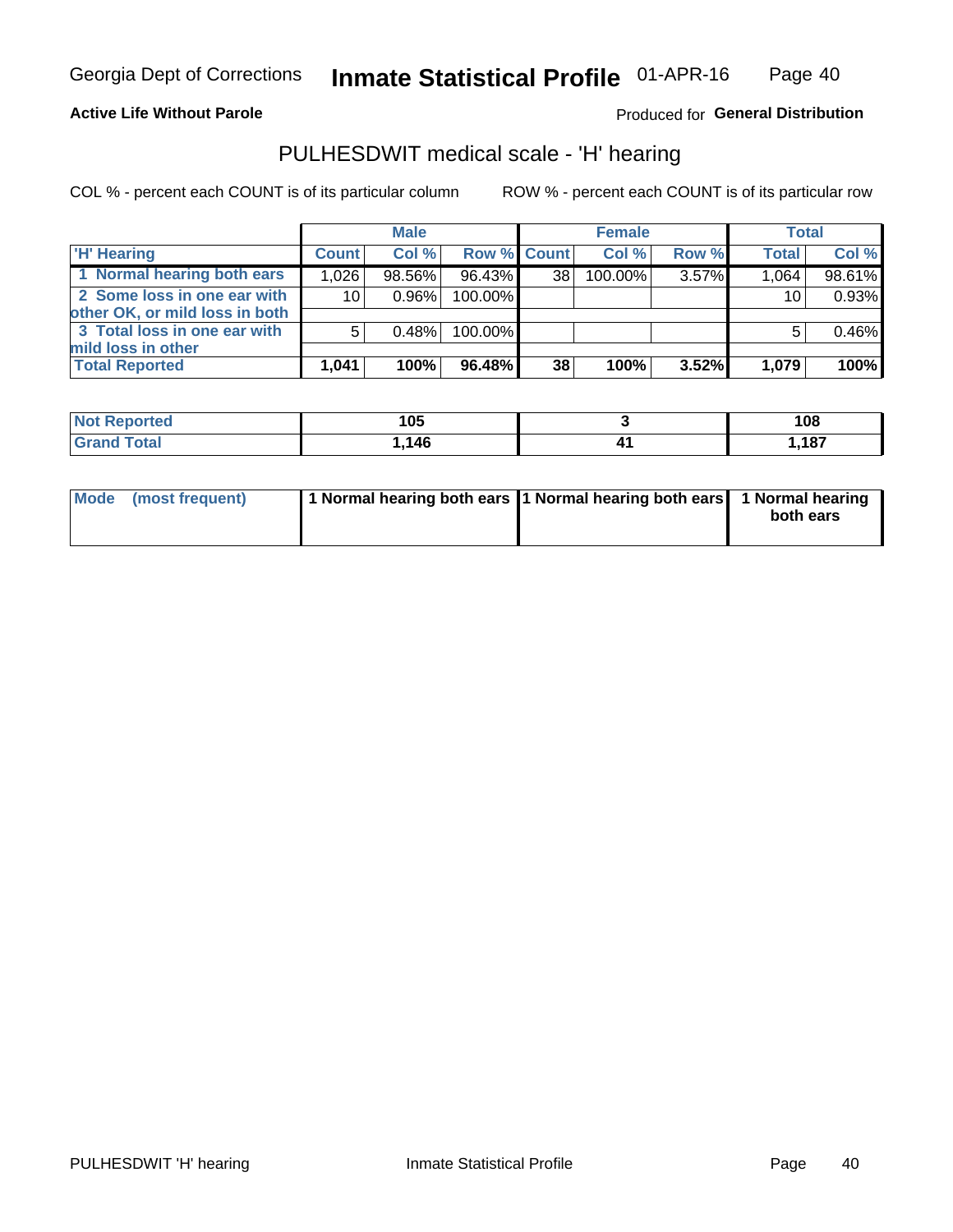Georgia Dept of Corrections **Inmate Statistical Profile** 01-APR-16

**Active Life Without Parole**

Produced for **General Distribution**

## PULHESDWIT medical scale - 'H' hearing

COL % - percent each COUNT is of its particular column ROW % - percent each COUNT is of its particular row

| | Male | | | Female | | | Total | |
|---|---|---|---|---|---|---|---|---|
| 'H' Hearing | Count | Col % | Row % | Count | Col % | Row % | Total | Col % |
| 1 Normal hearing both ears | 1,026 | 98.56% | 96.43% | 38 | 100.00% | 3.57% | 1,064 | 98.61% |
| 2 Some loss in one ear with other OK, or mild loss in both | 10 | 0.96% | 100.00% | | | | 10 | 0.93% |
| 3 Total loss in one ear with mild loss in other | 5 | 0.48% | 100.00% | | | | 5 | 0.46% |
| **Total Reported** | **1,041** | **100%** | **96.48%** | **38** | **100%** | **3.52%** | **1,079** | **100%** |

| | Male | Female | Total |
|---|---|---|---|
| Not Reported | 105 | 3 | 108 |
| Grand Total | 1,146 | 41 | 1,187 |

| | Male | Female | Total |
|---|---|---|---|
| Mode (most frequent) | 1 Normal hearing both ears | 1 Normal hearing both ears | 1 Normal hearing both ears |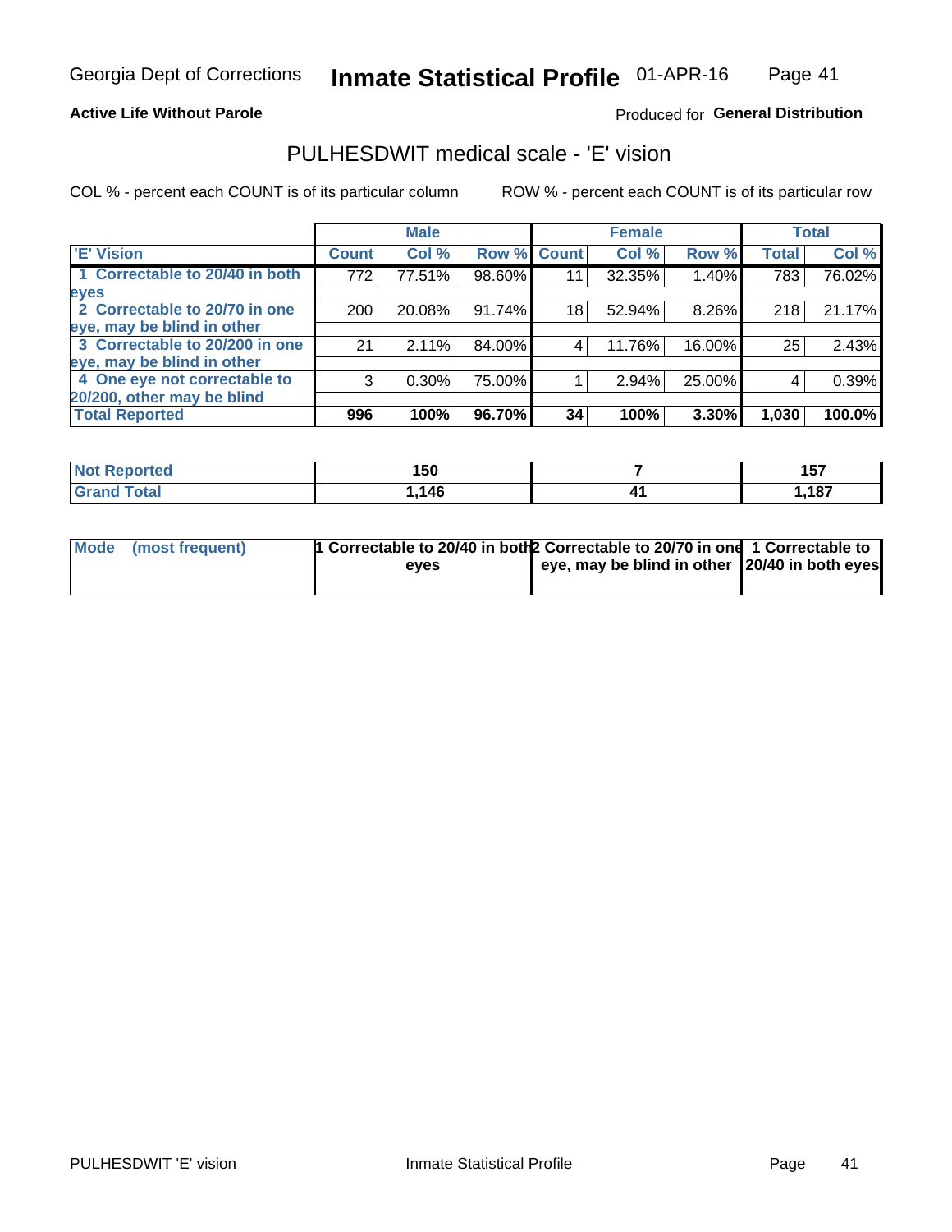Georgia Dept of Corrections **Inmate Statistical Profile** 01-APR-16

**Active Life Without Parole**

Produced for **General Distribution**

## PULHESDWIT medical scale - 'E' vision

COL % - percent each COUNT is of its particular column

ROW % - percent each COUNT is of its particular row

| | Male | | | Female | | | Total | |
|---|---|---|---|---|---|---|---|---|
| 'E' Vision | Count | Col % | Row % | Count | Col % | Row % | Total | Col % |
| 1 Correctable to 20/40 in both eyes | 772 | 77.51% | 98.60% | 11 | 32.35% | 1.40% | 783 | 76.02% |
| 2 Correctable to 20/70 in one eye, may be blind in other | 200 | 20.08% | 91.74% | 18 | 52.94% | 8.26% | 218 | 21.17% |
| 3 Correctable to 20/200 in one eye, may be blind in other | 21 | 2.11% | 84.00% | 4 | 11.76% | 16.00% | 25 | 2.43% |
| 4 One eye not correctable to 20/200, other may be blind | 3 | 0.30% | 75.00% | 1 | 2.94% | 25.00% | 4 | 0.39% |
| **Total Reported** | **996** | **100%** | **96.70%** | **34** | **100%** | **3.30%** | **1,030** | **100.0%** |

| | Male | Female | Total |
|---|---|---|---|
| Not Reported | 150 | 7 | 157 |
| Grand Total | 1,146 | 41 | 1,187 |

| | Male | Female | Total |
|---|---|---|---|
| Mode (most frequent) | 1 Correctable to 20/40 in both eyes | 2 Correctable to 20/70 in one eye, may be blind in other | 1 Correctable to 20/40 in both eyes |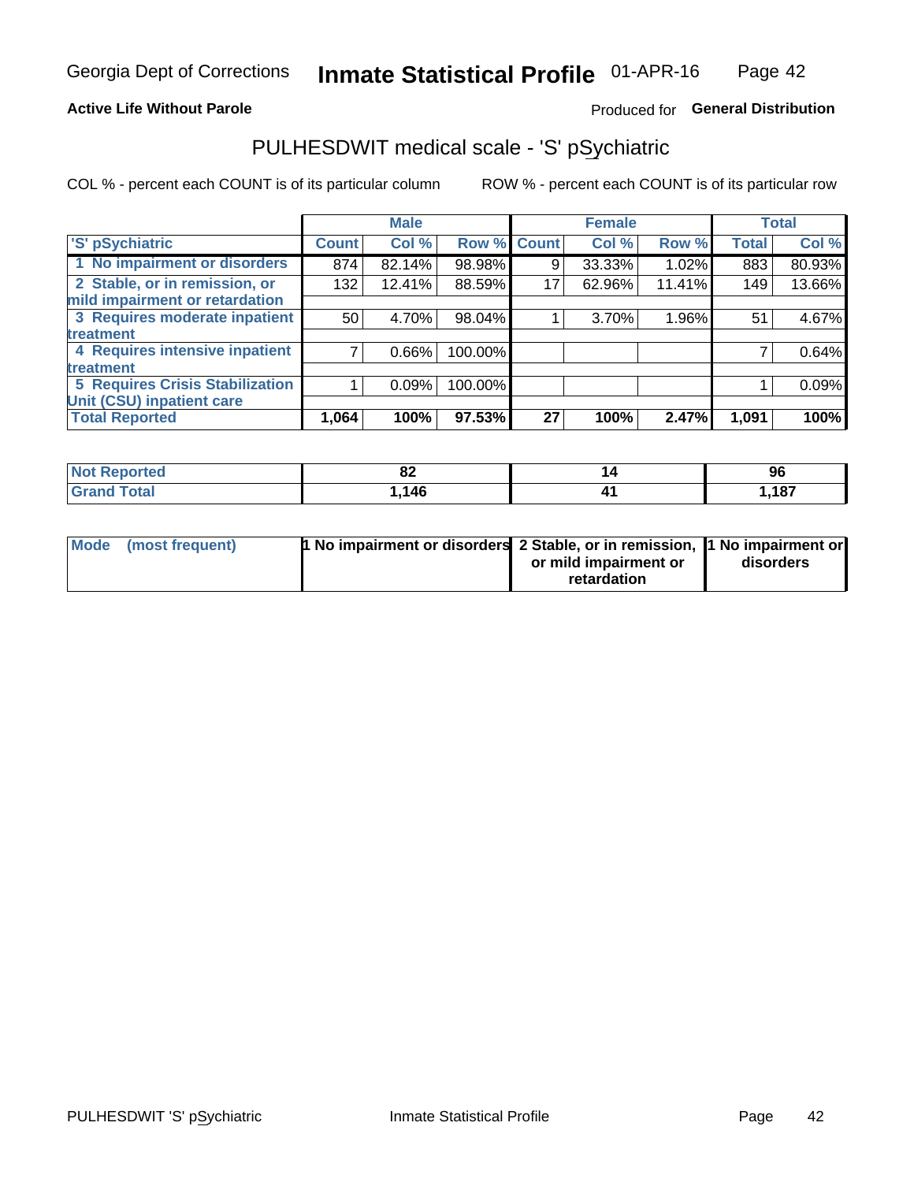Georgia Dept of Corrections **Inmate Statistical Profile** 01-APR-16

**Active Life Without Parole**

Produced for **General Distribution**

## PULHESDWIT medical scale - 'S' pSychiatric

COL % - percent each COUNT is of its particular column

ROW % - percent each COUNT is of its particular row

| 'S' pSychiatric | Male | | | Female | | | Total | |
|---|---|---|---|---|---|---|---|---|
| | Count | Col % | Row % | Count | Col % | Row % | Total | Col % |
| 1 No impairment or disorders | 874 | 82.14% | 98.98% | 9 | 33.33% | 1.02% | 883 | 80.93% |
| 2 Stable, or in remission, or mild impairment or retardation | 132 | 12.41% | 88.59% | 17 | 62.96% | 11.41% | 149 | 13.66% |
| 3 Requires moderate inpatient treatment | 50 | 4.70% | 98.04% | 1 | 3.70% | 1.96% | 51 | 4.67% |
| 4 Requires intensive inpatient treatment | 7 | 0.66% | 100.00% | | | | 7 | 0.64% |
| 5 Requires Crisis Stabilization Unit (CSU) inpatient care | 1 | 0.09% | 100.00% | | | | 1 | 0.09% |
| **Total Reported** | **1,064** | **100%** | **97.53%** | **27** | **100%** | **2.47%** | **1,091** | **100%** |

| | Male | Female | Total |
|---|---|---|---|
| Not Reported | 82 | 14 | 96 |
| Grand Total | 1,146 | 41 | 1,187 |

| | Male | Female | Total |
|---|---|---|---|
| Mode (most frequent) | 1 No impairment or disorders | 2 Stable, or in remission, or mild impairment or retardation | 1 No impairment or disorders |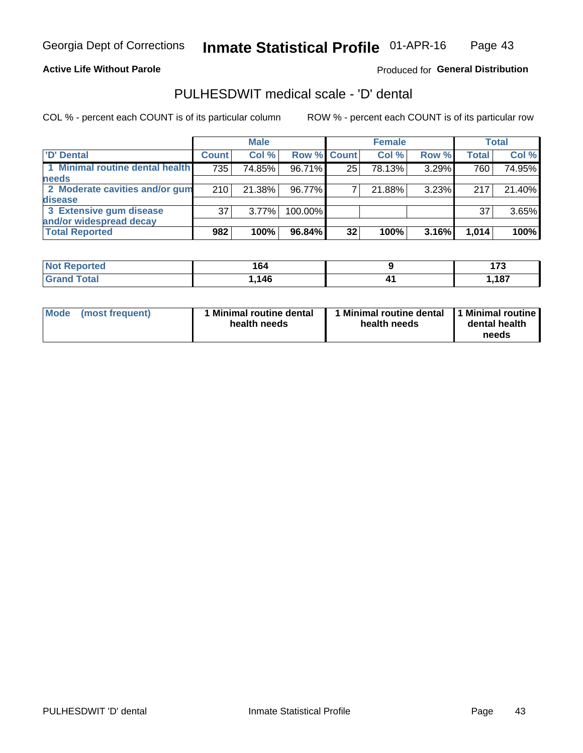Georgia Dept of Corrections **Inmate Statistical Profile** 01-APR-16

**Active Life Without Parole**

Produced for **General Distribution**

## PULHESDWIT medical scale - 'D' dental

COL % - percent each COUNT is of its particular column

ROW % - percent each COUNT is of its particular row

| | Male | | | Female | | | Total | |
|---|---|---|---|---|---|---|---|---|
| 'D' Dental | Count | Col % | Row % | Count | Col % | Row % | Total | Col % |
| 1 Minimal routine dental health needs | 735 | 74.85% | 96.71% | 25 | 78.13% | 3.29% | 760 | 74.95% |
| 2 Moderate cavities and/or gum disease | 210 | 21.38% | 96.77% | 7 | 21.88% | 3.23% | 217 | 21.40% |
| 3 Extensive gum disease and/or widespread decay | 37 | 3.77% | 100.00% | | | | 37 | 3.65% |
| **Total Reported** | **982** | **100%** | **96.84%** | **32** | **100%** | **3.16%** | **1,014** | **100%** |

| | Male | Female | Total |
|---|---|---|---|
| **Not Reported** | **164** | **9** | **173** |
| **Grand Total** | **1,146** | **41** | **1,187** |

| | Male | Female | Total |
|---|---|---|---|
| **Mode (most frequent)** | **1 Minimal routine dental health needs** | **1 Minimal routine dental health needs** | **1 Minimal routine dental health needs** |

PULHESDWIT 'D' dental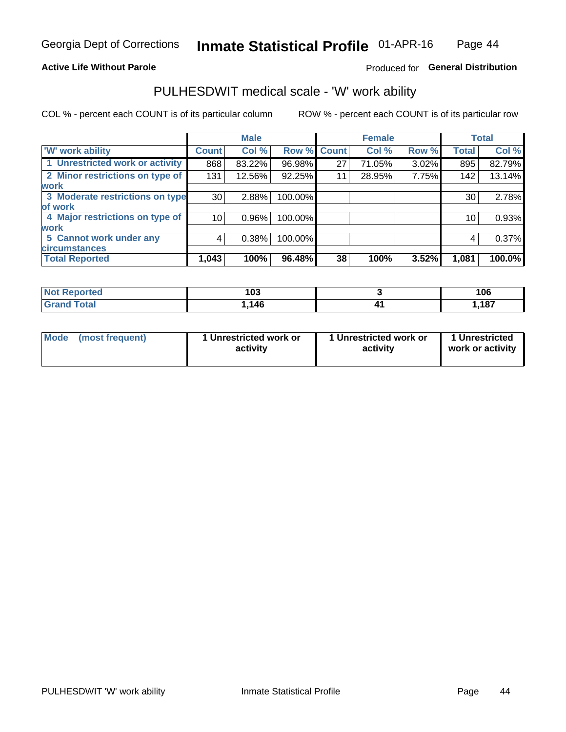Georgia Dept of Corrections **Inmate Statistical Profile** 01-APR-16

**Active Life Without Parole**

Produced for **General Distribution**

## PULHESDWIT medical scale - 'W' work ability

COL % - percent each COUNT is of its particular column ROW % - percent each COUNT is of its particular row

| | Male | | | Female | | | Total | |
|---|---|---|---|---|---|---|---|---|
| **'W' work ability** | **Count** | **Col %** | **Row %** | **Count** | **Col %** | **Row %** | **Total** | **Col %** |
| 1 Unrestricted work or activity | 868 | 83.22% | 96.98% | 27 | 71.05% | 3.02% | 895 | 82.79% |
| 2 Minor restrictions on type of work | 131 | 12.56% | 92.25% | 11 | 28.95% | 7.75% | 142 | 13.14% |
| 3 Moderate restrictions on type of work | 30 | 2.88% | 100.00% | | | | 30 | 2.78% |
| 4 Major restrictions on type of work | 10 | 0.96% | 100.00% | | | | 10 | 0.93% |
| 5 Cannot work under any circumstances | 4 | 0.38% | 100.00% | | | | 4 | 0.37% |
| **Total Reported** | **1,043** | **100%** | **96.48%** | **38** | **100%** | **3.52%** | **1,081** | **100.0%** |

| | Male | Female | Total |
|---|---|---|---|
| **Not Reported** | **103** | **3** | **106** |
| **Grand Total** | **1,146** | **41** | **1,187** |

| | Male | Female | Total |
|---|---|---|---|
| **Mode (most frequent)** | **1 Unrestricted work or activity** | **1 Unrestricted work or activity** | **1 Unrestricted work or activity** |

PULHESDWIT 'W' work ability Inmate Statistical Profile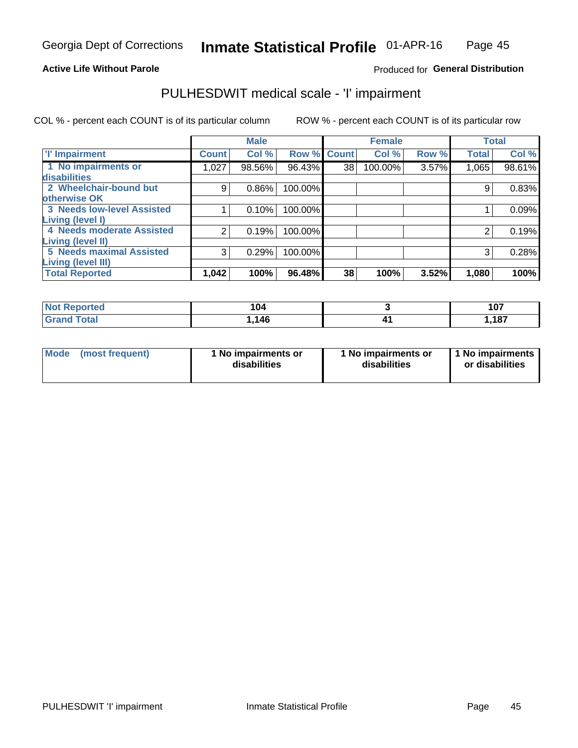Georgia Dept of Corrections **Inmate Statistical Profile** 01-APR-16

**Active Life Without Parole**

Produced for **General Distribution**

## PULHESDWIT medical scale - 'I' impairment

COL % - percent each COUNT is of its particular column    ROW % - percent each COUNT is of its particular row

| | Male | | | Female | | | Total | |
|---|---|---|---|---|---|---|---|---|
| 'I' Impairment | Count | Col % | Row % | Count | Col % | Row % | Total | Col % |
| 1 No impairments or disabilities | 1,027 | 98.56% | 96.43% | 38 | 100.00% | 3.57% | 1,065 | 98.61% |
| 2 Wheelchair-bound but otherwise OK | 9 | 0.86% | 100.00% | | | | 9 | 0.83% |
| 3 Needs low-level Assisted Living (level I) | 1 | 0.10% | 100.00% | | | | 1 | 0.09% |
| 4 Needs moderate Assisted Living (level II) | 2 | 0.19% | 100.00% | | | | 2 | 0.19% |
| 5 Needs maximal Assisted Living (level III) | 3 | 0.29% | 100.00% | | | | 3 | 0.28% |
| **Total Reported** | **1,042** | **100%** | **96.48%** | **38** | **100%** | **3.52%** | **1,080** | **100%** |

| | Male | Female | Total |
|---|---|---|---|
| Not Reported | 104 | 3 | 107 |
| Grand Total | 1,146 | 41 | 1,187 |

| Mode (most frequent) | 1 No impairments or disabilities | 1 No impairments or disabilities | 1 No impairments or disabilities |
|---|---|---|---|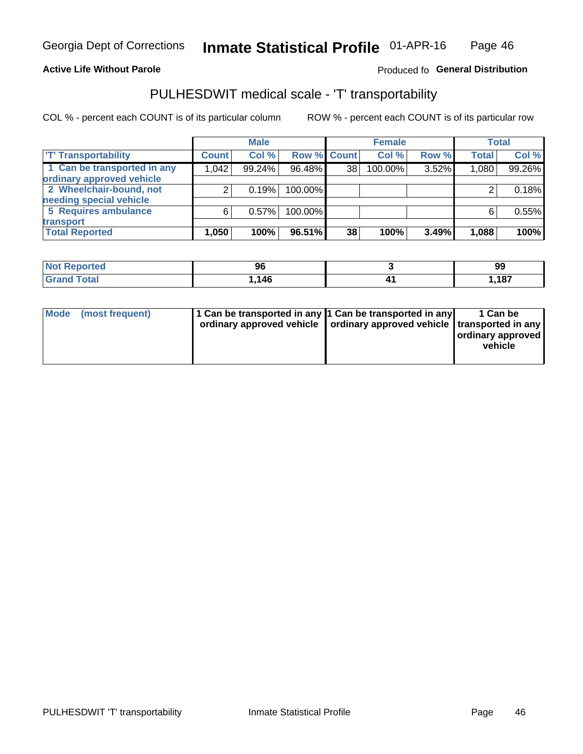Georgia Dept of Corrections **Inmate Statistical Profile** 01-APR-16

**Active Life Without Parole**

Produced fo **General Distribution**

## PULHESDWIT medical scale - 'T' transportability

COL % - percent each COUNT is of its particular column ROW % - percent each COUNT is of its particular row

| | Male | | | Female | | | Total | |
|---|---|---|---|---|---|---|---|---|
| 'T' Transportability | Count | Col % | Row % | Count | Col % | Row % | Total | Col % |
| 1 Can be transported in any ordinary approved vehicle | 1,042 | 99.24% | 96.48% | 38 | 100.00% | 3.52% | 1,080 | 99.26% |
| 2 Wheelchair-bound, not needing special vehicle | 2 | 0.19% | 100.00% | | | | 2 | 0.18% |
| 5 Requires ambulance transport | 6 | 0.57% | 100.00% | | | | 6 | 0.55% |
| **Total Reported** | **1,050** | **100%** | **96.51%** | **38** | **100%** | **3.49%** | **1,088** | **100%** |

| | Male | Female | Total |
|---|---|---|---|
| Not Reported | 96 | 3 | 99 |
| Grand Total | 1,146 | 41 | 1,187 |

| | Male | Female | Total |
|---|---|---|---|
| Mode (most frequent) | 1 Can be transported in any ordinary approved vehicle | 1 Can be transported in any ordinary approved vehicle | 1 Can be transported in any ordinary approved vehicle |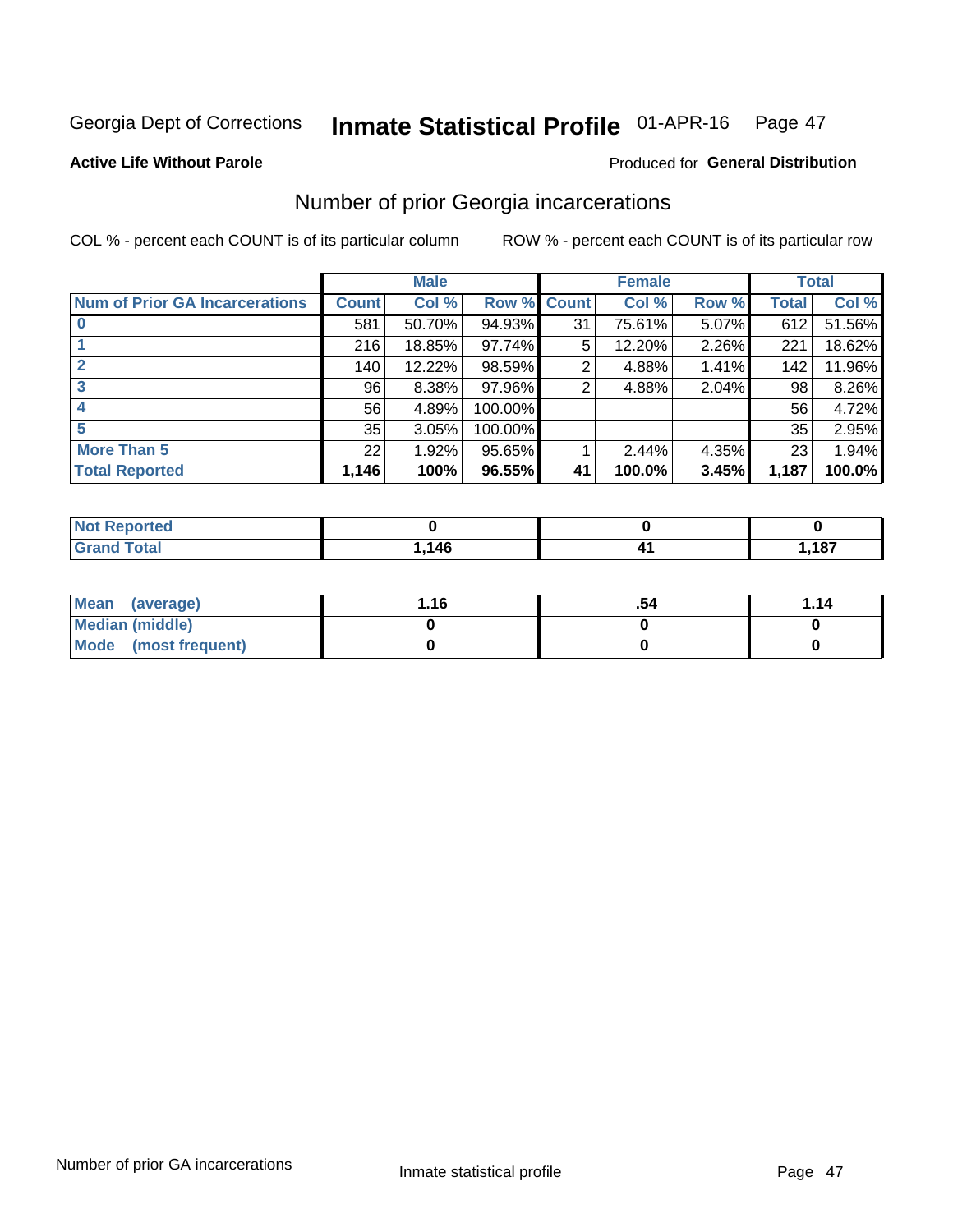Georgia Dept of Corrections **Inmate Statistical Profile** 01-APR-16

**Active Life Without Parole**

Produced for **General Distribution**

## Number of prior Georgia incarcerations

COL % - percent each COUNT is of its particular column ROW % - percent each COUNT is of its particular row

| | Male | | | Female | | | Total | |
|---|---|---|---|---|---|---|---|---|
| **Num of Prior GA Incarcerations** | **Count** | **Col %** | **Row %** | **Count** | **Col %** | **Row %** | **Total** | **Col %** |
| **0** | 581 | 50.70% | 94.93% | 31 | 75.61% | 5.07% | 612 | 51.56% |
| **1** | 216 | 18.85% | 97.74% | 5 | 12.20% | 2.26% | 221 | 18.62% |
| **2** | 140 | 12.22% | 98.59% | 2 | 4.88% | 1.41% | 142 | 11.96% |
| **3** | 96 | 8.38% | 97.96% | 2 | 4.88% | 2.04% | 98 | 8.26% |
| **4** | 56 | 4.89% | 100.00% | | | | 56 | 4.72% |
| **5** | 35 | 3.05% | 100.00% | | | | 35 | 2.95% |
| **More Than 5** | 22 | 1.92% | 95.65% | 1 | 2.44% | 4.35% | 23 | 1.94% |
| **Total Reported** | **1,146** | **100%** | **96.55%** | **41** | **100.0%** | **3.45%** | **1,187** | **100.0%** |

| | Male | Female | Total |
|---|---|---|---|
| **Not Reported** | **0** | **0** | **0** |
| **Grand Total** | **1,146** | **41** | **1,187** |

| | Male | Female | Total |
|---|---|---|---|
| **Mean (average)** | **1.16** | **.54** | **1.14** |
| **Median (middle)** | **0** | **0** | **0** |
| **Mode (most frequent)** | **0** | **0** | **0** |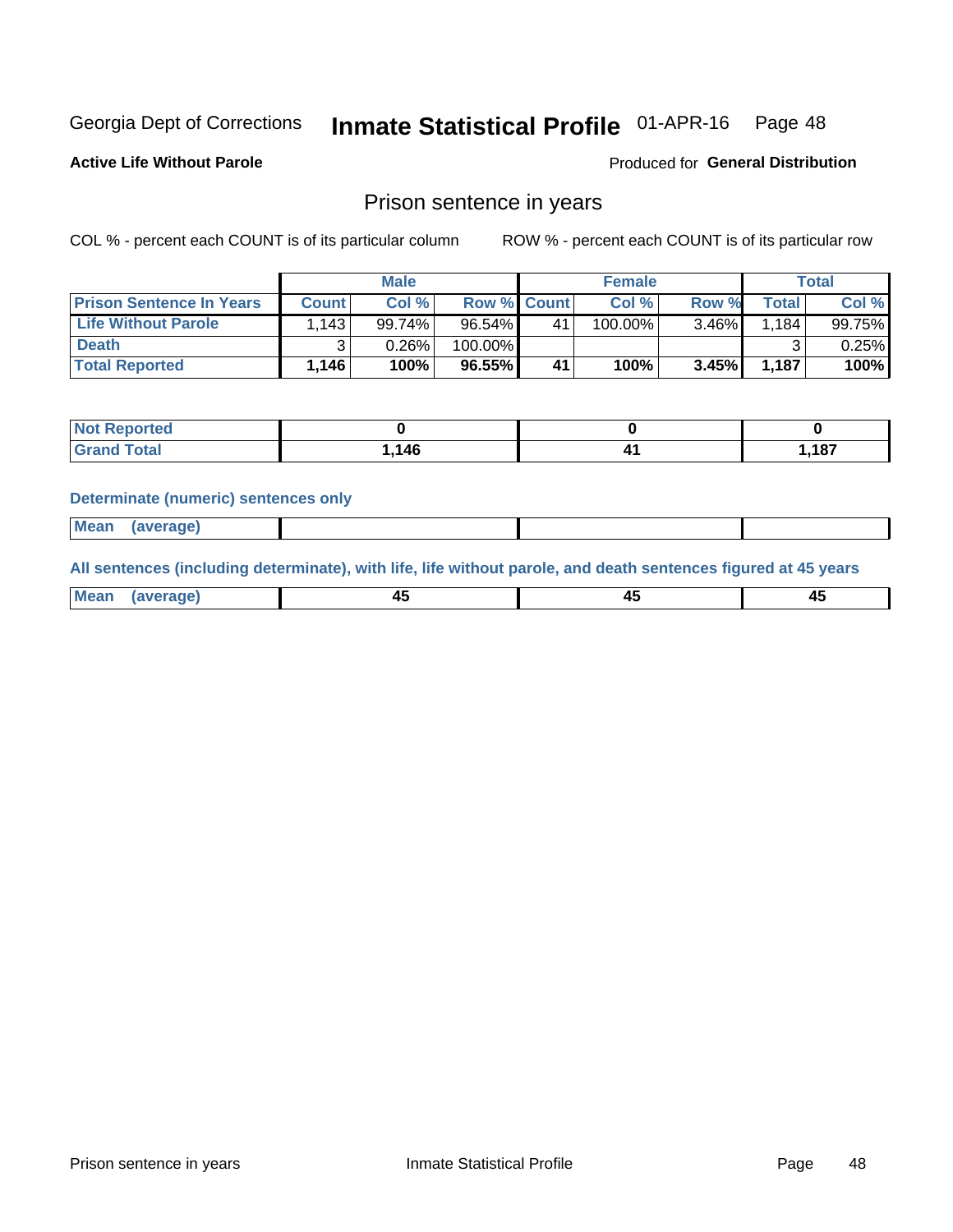Georgia Dept of Corrections **Inmate Statistical Profile** 01-APR-16

**Active Life Without Parole**

Produced for **General Distribution**

## Prison sentence in years

COL % - percent each COUNT is of its particular column

ROW % - percent each COUNT is of its particular row

| | Male | | | Female | | | Total | |
|---|---|---|---|---|---|---|---|---|
| **Prison Sentence In Years** | **Count** | **Col %** | **Row %** | **Count** | **Col %** | **Row %** | **Total** | **Col %** |
| **Life Without Parole** | 1,143 | 99.74% | 96.54% | 41 | 100.00% | 3.46% | 1,184 | 99.75% |
| **Death** | 3 | 0.26% | 100.00% | | | | 3 | 0.25% |
| **Total Reported** | **1,146** | **100%** | **96.55%** | **41** | **100%** | **3.45%** | **1,187** | **100%** |

| | Male | Female | Total |
|---|---|---|---|
| **Not Reported** | **0** | **0** | **0** |
| **Grand Total** | **1,146** | **41** | **1,187** |

**Determinate (numeric) sentences only**

| | Male | Female | Total |
|---|---|---|---|
| **Mean (average)** | | | |

**All sentences (including determinate), with life, life without parole, and death sentences figured at 45 years**

| | Male | Female | Total |
|---|---|---|---|
| **Mean (average)** | **45** | **45** | **45** |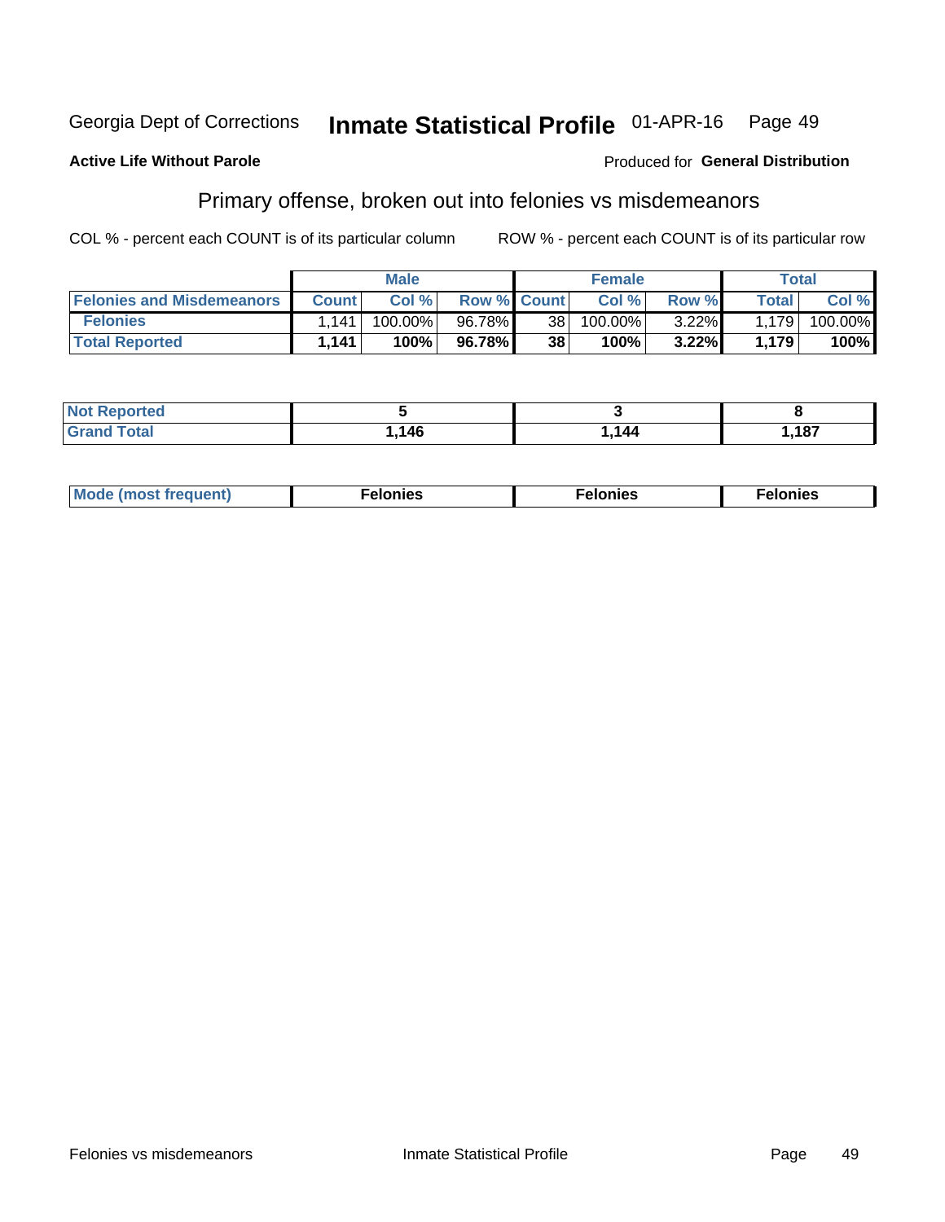Georgia Dept of Corrections **Inmate Statistical Profile** 01-APR-16

**Active Life Without Parole**

Produced for **General Distribution**

## Primary offense, broken out into felonies vs misdemeanors

COL % - percent each COUNT is of its particular column     ROW % - percent each COUNT is of its particular row

| | Male | | | Female | | | Total | |
|---|---|---|---|---|---|---|---|---|
| **Felonies and Misdemeanors** | **Count** | **Col %** | **Row %** | **Count** | **Col %** | **Row %** | **Total** | **Col %** |
| **Felonies** | 1,141 | 100.00% | 96.78% | 38 | 100.00% | 3.22% | 1,179 | 100.00% |
| **Total Reported** | **1,141** | **100%** | **96.78%** | **38** | **100%** | **3.22%** | **1,179** | **100%** |

| | Male | Female | Total |
|---|---|---|---|
| **Not Reported** | **5** | **3** | **8** |
| **Grand Total** | **1,146** | **1,144** | **1,187** |

| | Male | Female | Total |
|---|---|---|---|
| **Mode (most frequent)** | **Felonies** | **Felonies** | **Felonies** |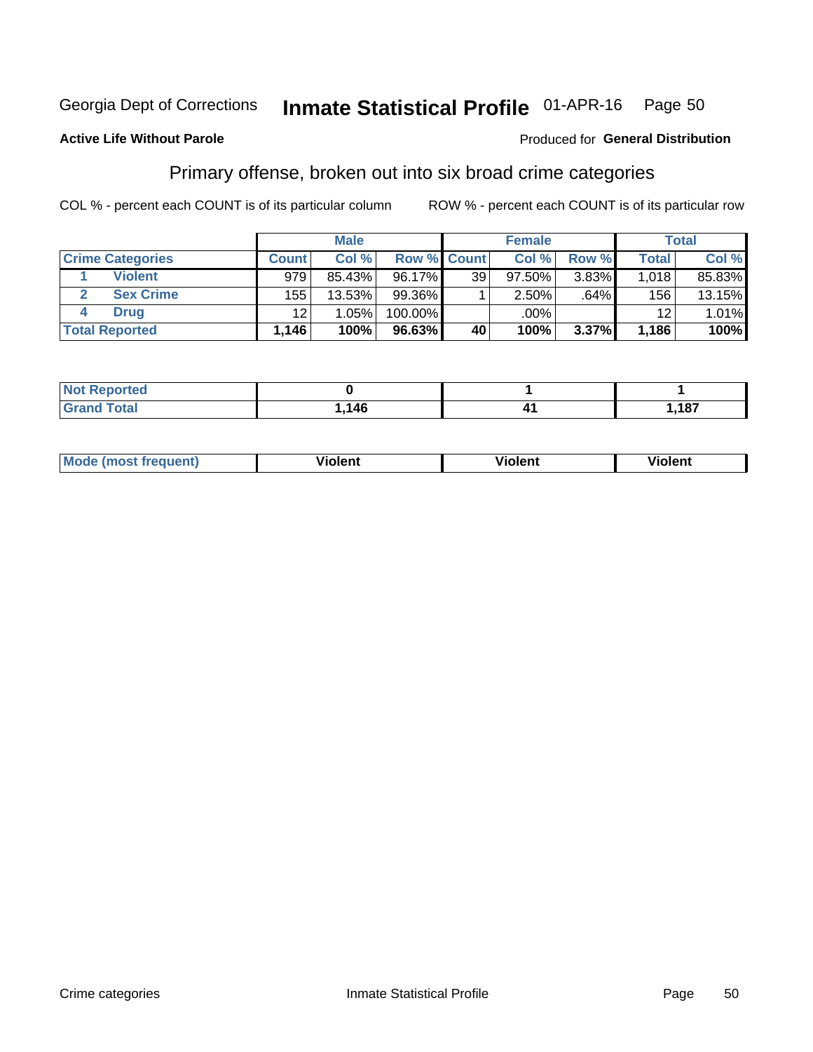Georgia Dept of Corrections **Inmate Statistical Profile** 01-APR-16

**Active Life Without Parole**

Produced for **General Distribution**

## Primary offense, broken out into six broad crime categories

COL % - percent each COUNT is of its particular column

ROW % - percent each COUNT is of its particular row

| | | Male | | | Female | | | Total | |
|---|---|---|---|---|---|---|---|---|---|
| **Crime Categories** | | **Count** | **Col %** | **Row %** | **Count** | **Col %** | **Row %** | **Total** | **Col %** |
| 1 | Violent | 979 | 85.43% | 96.17% | 39 | 97.50% | 3.83% | 1,018 | 85.83% |
| 2 | Sex Crime | 155 | 13.53% | 99.36% | 1 | 2.50% | .64% | 156 | 13.15% |
| 4 | Drug | 12 | 1.05% | 100.00% | | .00% | | 12 | 1.01% |
| **Total Reported** | | **1,146** | **100%** | **96.63%** | **40** | **100%** | **3.37%** | **1,186** | **100%** |

| | Male | Female | Total |
|---|---|---|---|
| **Not Reported** | **0** | **1** | **1** |
| **Grand Total** | **1,146** | **41** | **1,187** |

| | Male | Female | Total |
|---|---|---|---|
| **Mode (most frequent)** | **Violent** | **Violent** | **Violent** |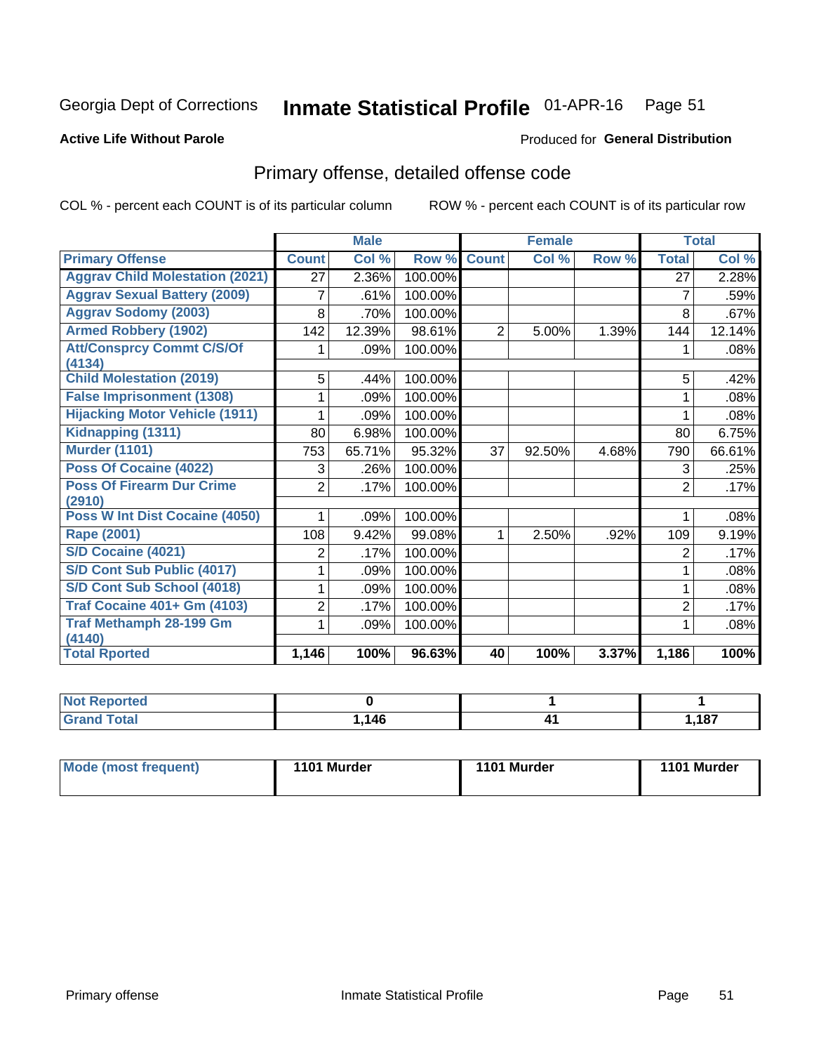Georgia Dept of Corrections **Inmate Statistical Profile** 01-APR-16 Page 51

**Active Life Without Parole**

Produced for **General Distribution**

## Primary offense, detailed offense code

COL % - percent each COUNT is of its particular column ROW % - percent each COUNT is of its particular row

| | Male | | | Female | | | Total | |
|---|---|---|---|---|---|---|---|---|
| **Primary Offense** | **Count** | **Col %** | **Row %** | **Count** | **Col %** | **Row %** | **Total** | **Col %** |
| Aggrav Child Molestation (2021) | 27 | 2.36% | 100.00% | | | | 27 | 2.28% |
| Aggrav Sexual Battery (2009) | 7 | .61% | 100.00% | | | | 7 | .59% |
| Aggrav Sodomy (2003) | 8 | .70% | 100.00% | | | | 8 | .67% |
| Armed Robbery (1902) | 142 | 12.39% | 98.61% | 2 | 5.00% | 1.39% | 144 | 12.14% |
| Att/Consprcy Commt C/S/Of (4134) | 1 | .09% | 100.00% | | | | 1 | .08% |
| Child Molestation (2019) | 5 | .44% | 100.00% | | | | 5 | .42% |
| False Imprisonment (1308) | 1 | .09% | 100.00% | | | | 1 | .08% |
| Hijacking Motor Vehicle (1911) | 1 | .09% | 100.00% | | | | 1 | .08% |
| Kidnapping (1311) | 80 | 6.98% | 100.00% | | | | 80 | 6.75% |
| Murder (1101) | 753 | 65.71% | 95.32% | 37 | 92.50% | 4.68% | 790 | 66.61% |
| Poss Of Cocaine (4022) | 3 | .26% | 100.00% | | | | 3 | .25% |
| Poss Of Firearm Dur Crime (2910) | 2 | .17% | 100.00% | | | | 2 | .17% |
| Poss W Int Dist Cocaine (4050) | 1 | .09% | 100.00% | | | | 1 | .08% |
| Rape (2001) | 108 | 9.42% | 99.08% | 1 | 2.50% | .92% | 109 | 9.19% |
| S/D Cocaine (4021) | 2 | .17% | 100.00% | | | | 2 | .17% |
| S/D Cont Sub Public (4017) | 1 | .09% | 100.00% | | | | 1 | .08% |
| S/D Cont Sub School (4018) | 1 | .09% | 100.00% | | | | 1 | .08% |
| Traf Cocaine 401+ Gm (4103) | 2 | .17% | 100.00% | | | | 2 | .17% |
| Traf Methamph 28-199 Gm (4140) | 1 | .09% | 100.00% | | | | 1 | .08% |
| **Total Rported** | **1,146** | **100%** | **96.63%** | **40** | **100%** | **3.37%** | **1,186** | **100%** |

| | Male | Female | Total |
|---|---|---|---|
| Not Reported | 0 | 1 | 1 |
| Grand Total | 1,146 | 41 | 1,187 |

| | Male | Female | Total |
|---|---|---|---|
| Mode (most frequent) | 1101 Murder | 1101 Murder | 1101 Murder |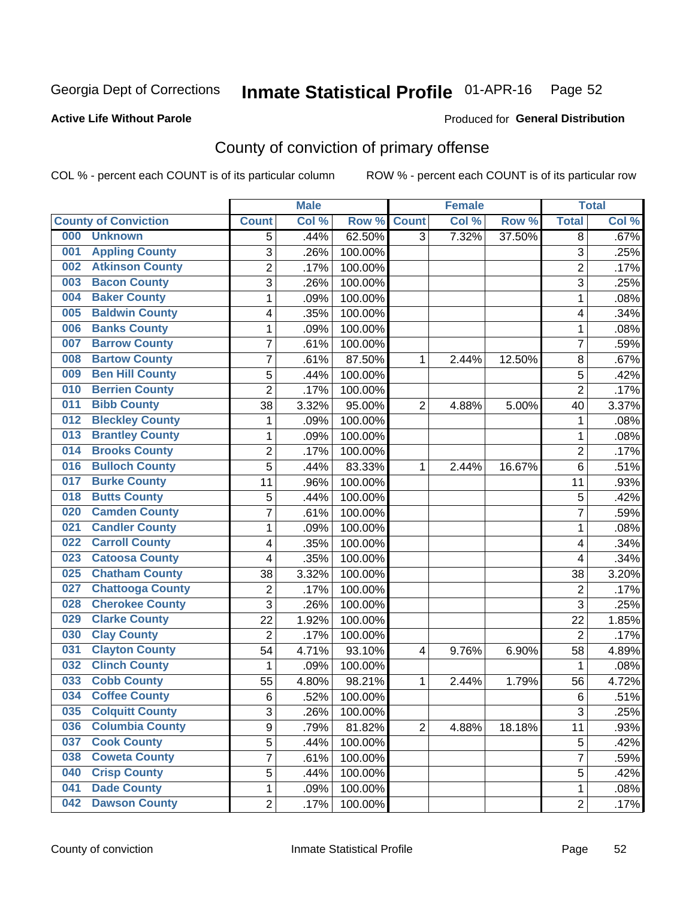Georgia Dept of Corrections **Inmate Statistical Profile** 01-APR-16

**Active Life Without Parole**

Produced for **General Distribution**

## County of conviction of primary offense

COL % - percent each COUNT is of its particular column ROW % - percent each COUNT is of its particular row

| County of Conviction | Male | | | Female | | | Total | |
|---|---|---|---|---|---|---|---|---|
| | Count | Col % | Row % | Count | Col % | Row % | Total | Col % |
| 000 Unknown | 5 | .44% | 62.50% | 3 | 7.32% | 37.50% | 8 | .67% |
| 001 Appling County | 3 | .26% | 100.00% | | | | 3 | .25% |
| 002 Atkinson County | 2 | .17% | 100.00% | | | | 2 | .17% |
| 003 Bacon County | 3 | .26% | 100.00% | | | | 3 | .25% |
| 004 Baker County | 1 | .09% | 100.00% | | | | 1 | .08% |
| 005 Baldwin County | 4 | .35% | 100.00% | | | | 4 | .34% |
| 006 Banks County | 1 | .09% | 100.00% | | | | 1 | .08% |
| 007 Barrow County | 7 | .61% | 100.00% | | | | 7 | .59% |
| 008 Bartow County | 7 | .61% | 87.50% | 1 | 2.44% | 12.50% | 8 | .67% |
| 009 Ben Hill County | 5 | .44% | 100.00% | | | | 5 | .42% |
| 010 Berrien County | 2 | .17% | 100.00% | | | | 2 | .17% |
| 011 Bibb County | 38 | 3.32% | 95.00% | 2 | 4.88% | 5.00% | 40 | 3.37% |
| 012 Bleckley County | 1 | .09% | 100.00% | | | | 1 | .08% |
| 013 Brantley County | 1 | .09% | 100.00% | | | | 1 | .08% |
| 014 Brooks County | 2 | .17% | 100.00% | | | | 2 | .17% |
| 016 Bulloch County | 5 | .44% | 83.33% | 1 | 2.44% | 16.67% | 6 | .51% |
| 017 Burke County | 11 | .96% | 100.00% | | | | 11 | .93% |
| 018 Butts County | 5 | .44% | 100.00% | | | | 5 | .42% |
| 020 Camden County | 7 | .61% | 100.00% | | | | 7 | .59% |
| 021 Candler County | 1 | .09% | 100.00% | | | | 1 | .08% |
| 022 Carroll County | 4 | .35% | 100.00% | | | | 4 | .34% |
| 023 Catoosa County | 4 | .35% | 100.00% | | | | 4 | .34% |
| 025 Chatham County | 38 | 3.32% | 100.00% | | | | 38 | 3.20% |
| 027 Chattooga County | 2 | .17% | 100.00% | | | | 2 | .17% |
| 028 Cherokee County | 3 | .26% | 100.00% | | | | 3 | .25% |
| 029 Clarke County | 22 | 1.92% | 100.00% | | | | 22 | 1.85% |
| 030 Clay County | 2 | .17% | 100.00% | | | | 2 | .17% |
| 031 Clayton County | 54 | 4.71% | 93.10% | 4 | 9.76% | 6.90% | 58 | 4.89% |
| 032 Clinch County | 1 | .09% | 100.00% | | | | 1 | .08% |
| 033 Cobb County | 55 | 4.80% | 98.21% | 1 | 2.44% | 1.79% | 56 | 4.72% |
| 034 Coffee County | 6 | .52% | 100.00% | | | | 6 | .51% |
| 035 Colquitt County | 3 | .26% | 100.00% | | | | 3 | .25% |
| 036 Columbia County | 9 | .79% | 81.82% | 2 | 4.88% | 18.18% | 11 | .93% |
| 037 Cook County | 5 | .44% | 100.00% | | | | 5 | .42% |
| 038 Coweta County | 7 | .61% | 100.00% | | | | 7 | .59% |
| 040 Crisp County | 5 | .44% | 100.00% | | | | 5 | .42% |
| 041 Dade County | 1 | .09% | 100.00% | | | | 1 | .08% |
| 042 Dawson County | 2 | .17% | 100.00% | | | | 2 | .17% |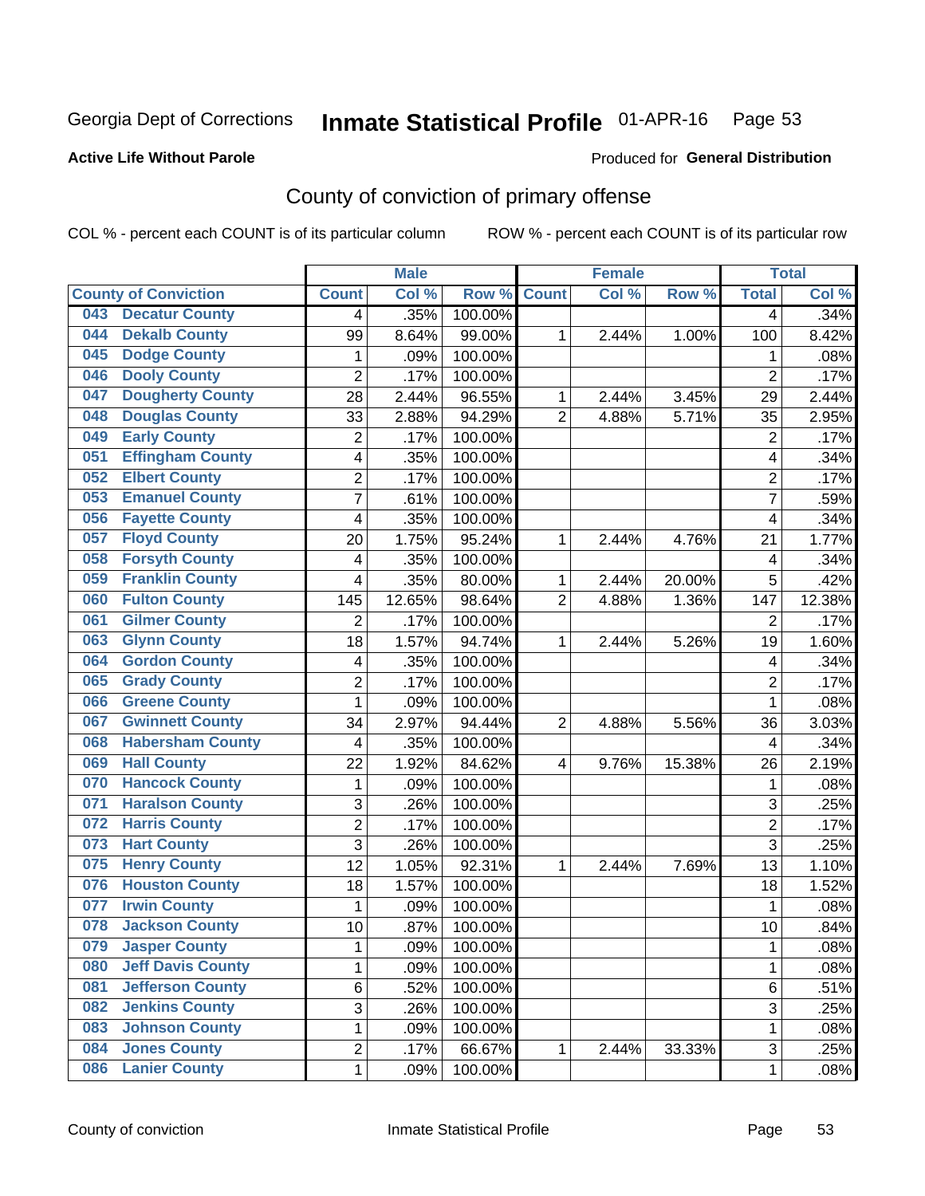Georgia Dept of Corrections **Inmate Statistical Profile** 01-APR-16 Page 53

**Active Life Without Parole**

Produced for **General Distribution**

## County of conviction of primary offense

COL % - percent each COUNT is of its particular column ROW % - percent each COUNT is of its particular row

| County of Conviction | Male | | | Female | | | Total | |
|---|---|---|---|---|---|---|---|---|
| | Count | Col % | Row % | Count | Col % | Row % | Total | Col % |
| 043 Decatur County | 4 | .35% | 100.00% | | | | 4 | .34% |
| 044 Dekalb County | 99 | 8.64% | 99.00% | 1 | 2.44% | 1.00% | 100 | 8.42% |
| 045 Dodge County | 1 | .09% | 100.00% | | | | 1 | .08% |
| 046 Dooly County | 2 | .17% | 100.00% | | | | 2 | .17% |
| 047 Dougherty County | 28 | 2.44% | 96.55% | 1 | 2.44% | 3.45% | 29 | 2.44% |
| 048 Douglas County | 33 | 2.88% | 94.29% | 2 | 4.88% | 5.71% | 35 | 2.95% |
| 049 Early County | 2 | .17% | 100.00% | | | | 2 | .17% |
| 051 Effingham County | 4 | .35% | 100.00% | | | | 4 | .34% |
| 052 Elbert County | 2 | .17% | 100.00% | | | | 2 | .17% |
| 053 Emanuel County | 7 | .61% | 100.00% | | | | 7 | .59% |
| 056 Fayette County | 4 | .35% | 100.00% | | | | 4 | .34% |
| 057 Floyd County | 20 | 1.75% | 95.24% | 1 | 2.44% | 4.76% | 21 | 1.77% |
| 058 Forsyth County | 4 | .35% | 100.00% | | | | 4 | .34% |
| 059 Franklin County | 4 | .35% | 80.00% | 1 | 2.44% | 20.00% | 5 | .42% |
| 060 Fulton County | 145 | 12.65% | 98.64% | 2 | 4.88% | 1.36% | 147 | 12.38% |
| 061 Gilmer County | 2 | .17% | 100.00% | | | | 2 | .17% |
| 063 Glynn County | 18 | 1.57% | 94.74% | 1 | 2.44% | 5.26% | 19 | 1.60% |
| 064 Gordon County | 4 | .35% | 100.00% | | | | 4 | .34% |
| 065 Grady County | 2 | .17% | 100.00% | | | | 2 | .17% |
| 066 Greene County | 1 | .09% | 100.00% | | | | 1 | .08% |
| 067 Gwinnett County | 34 | 2.97% | 94.44% | 2 | 4.88% | 5.56% | 36 | 3.03% |
| 068 Habersham County | 4 | .35% | 100.00% | | | | 4 | .34% |
| 069 Hall County | 22 | 1.92% | 84.62% | 4 | 9.76% | 15.38% | 26 | 2.19% |
| 070 Hancock County | 1 | .09% | 100.00% | | | | 1 | .08% |
| 071 Haralson County | 3 | .26% | 100.00% | | | | 3 | .25% |
| 072 Harris County | 2 | .17% | 100.00% | | | | 2 | .17% |
| 073 Hart County | 3 | .26% | 100.00% | | | | 3 | .25% |
| 075 Henry County | 12 | 1.05% | 92.31% | 1 | 2.44% | 7.69% | 13 | 1.10% |
| 076 Houston County | 18 | 1.57% | 100.00% | | | | 18 | 1.52% |
| 077 Irwin County | 1 | .09% | 100.00% | | | | 1 | .08% |
| 078 Jackson County | 10 | .87% | 100.00% | | | | 10 | .84% |
| 079 Jasper County | 1 | .09% | 100.00% | | | | 1 | .08% |
| 080 Jeff Davis County | 1 | .09% | 100.00% | | | | 1 | .08% |
| 081 Jefferson County | 6 | .52% | 100.00% | | | | 6 | .51% |
| 082 Jenkins County | 3 | .26% | 100.00% | | | | 3 | .25% |
| 083 Johnson County | 1 | .09% | 100.00% | | | | 1 | .08% |
| 084 Jones County | 2 | .17% | 66.67% | 1 | 2.44% | 33.33% | 3 | .25% |
| 086 Lanier County | 1 | .09% | 100.00% | | | | 1 | .08% |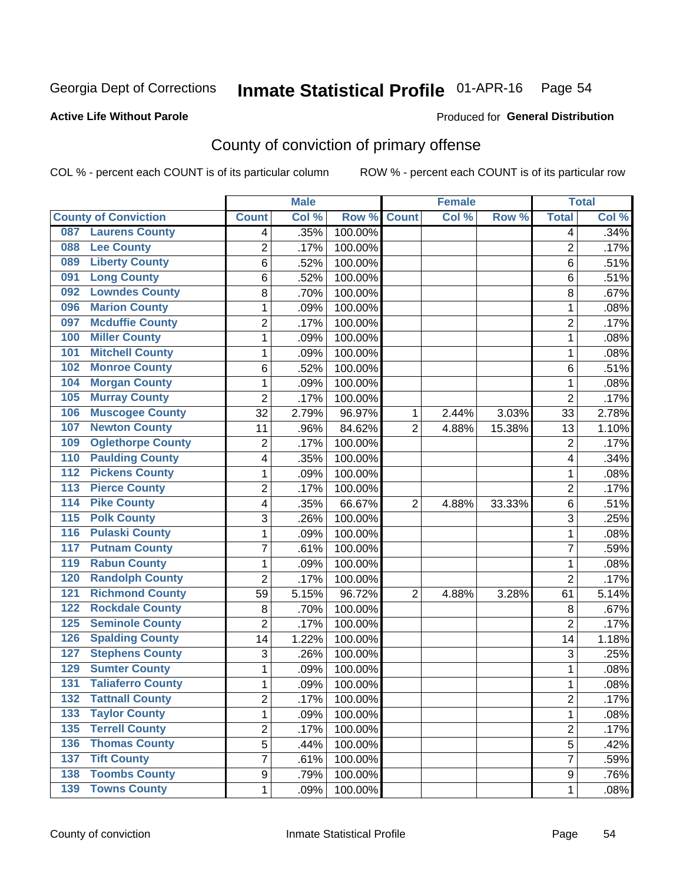Georgia Dept of Corrections **Inmate Statistical Profile** 01-APR-16 Page 54

**Active Life Without Parole**

Produced for **General Distribution**

## County of conviction of primary offense

COL % - percent each COUNT is of its particular column ROW % - percent each COUNT is of its particular row

| County of Conviction | Male | | | Female | | | Total | |
|---|---|---|---|---|---|---|---|---|
| | Count | Col % | Row % | Count | Col % | Row % | Total | Col % |
| 087 Laurens County | 4 | .35% | 100.00% | | | | 4 | .34% |
| 088 Lee County | 2 | .17% | 100.00% | | | | 2 | .17% |
| 089 Liberty County | 6 | .52% | 100.00% | | | | 6 | .51% |
| 091 Long County | 6 | .52% | 100.00% | | | | 6 | .51% |
| 092 Lowndes County | 8 | .70% | 100.00% | | | | 8 | .67% |
| 096 Marion County | 1 | .09% | 100.00% | | | | 1 | .08% |
| 097 Mcduffie County | 2 | .17% | 100.00% | | | | 2 | .17% |
| 100 Miller County | 1 | .09% | 100.00% | | | | 1 | .08% |
| 101 Mitchell County | 1 | .09% | 100.00% | | | | 1 | .08% |
| 102 Monroe County | 6 | .52% | 100.00% | | | | 6 | .51% |
| 104 Morgan County | 1 | .09% | 100.00% | | | | 1 | .08% |
| 105 Murray County | 2 | .17% | 100.00% | | | | 2 | .17% |
| 106 Muscogee County | 32 | 2.79% | 96.97% | 1 | 2.44% | 3.03% | 33 | 2.78% |
| 107 Newton County | 11 | .96% | 84.62% | 2 | 4.88% | 15.38% | 13 | 1.10% |
| 109 Oglethorpe County | 2 | .17% | 100.00% | | | | 2 | .17% |
| 110 Paulding County | 4 | .35% | 100.00% | | | | 4 | .34% |
| 112 Pickens County | 1 | .09% | 100.00% | | | | 1 | .08% |
| 113 Pierce County | 2 | .17% | 100.00% | | | | 2 | .17% |
| 114 Pike County | 4 | .35% | 66.67% | 2 | 4.88% | 33.33% | 6 | .51% |
| 115 Polk County | 3 | .26% | 100.00% | | | | 3 | .25% |
| 116 Pulaski County | 1 | .09% | 100.00% | | | | 1 | .08% |
| 117 Putnam County | 7 | .61% | 100.00% | | | | 7 | .59% |
| 119 Rabun County | 1 | .09% | 100.00% | | | | 1 | .08% |
| 120 Randolph County | 2 | .17% | 100.00% | | | | 2 | .17% |
| 121 Richmond County | 59 | 5.15% | 96.72% | 2 | 4.88% | 3.28% | 61 | 5.14% |
| 122 Rockdale County | 8 | .70% | 100.00% | | | | 8 | .67% |
| 125 Seminole County | 2 | .17% | 100.00% | | | | 2 | .17% |
| 126 Spalding County | 14 | 1.22% | 100.00% | | | | 14 | 1.18% |
| 127 Stephens County | 3 | .26% | 100.00% | | | | 3 | .25% |
| 129 Sumter County | 1 | .09% | 100.00% | | | | 1 | .08% |
| 131 Taliaferro County | 1 | .09% | 100.00% | | | | 1 | .08% |
| 132 Tattnall County | 2 | .17% | 100.00% | | | | 2 | .17% |
| 133 Taylor County | 1 | .09% | 100.00% | | | | 1 | .08% |
| 135 Terrell County | 2 | .17% | 100.00% | | | | 2 | .17% |
| 136 Thomas County | 5 | .44% | 100.00% | | | | 5 | .42% |
| 137 Tift County | 7 | .61% | 100.00% | | | | 7 | .59% |
| 138 Toombs County | 9 | .79% | 100.00% | | | | 9 | .76% |
| 139 Towns County | 1 | .09% | 100.00% | | | | 1 | .08% |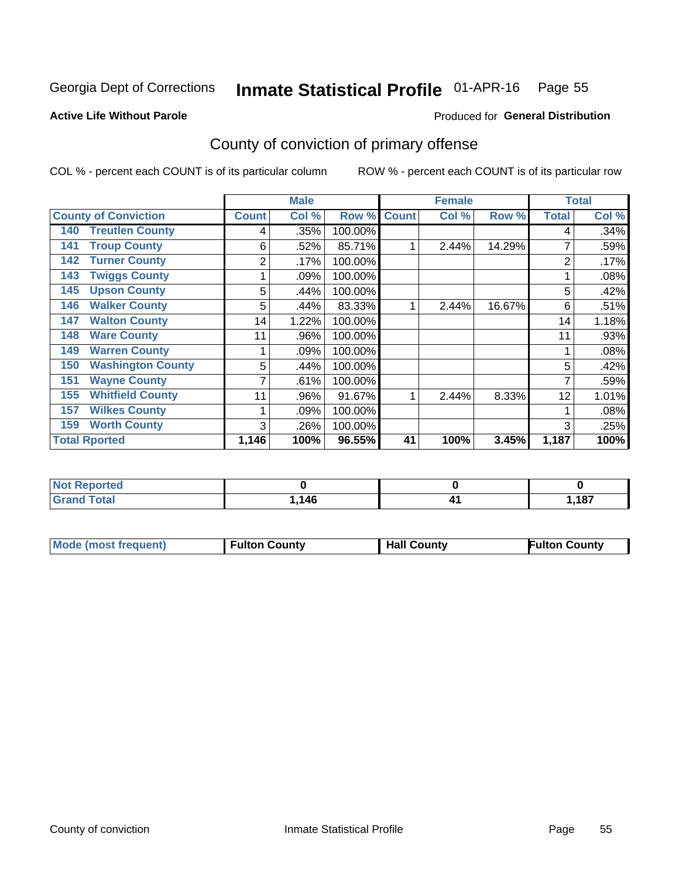Georgia Dept of Corrections **Inmate Statistical Profile** 01-APR-16 Page 55

**Active Life Without Parole**

Produced for **General Distribution**

# County of conviction of primary offense

COL % - percent each COUNT is of its particular column ROW % - percent each COUNT is of its particular row

| | Male | | | Female | | | Total | |
|---|---|---|---|---|---|---|---|---|
| **County of Conviction** | **Count** | **Col %** | **Row %** | **Count** | **Col %** | **Row %** | **Total** | **Col %** |
| **140 Treutlen County** | 4 | .35% | 100.00% | | | | 4 | .34% |
| **141 Troup County** | 6 | .52% | 85.71% | 1 | 2.44% | 14.29% | 7 | .59% |
| **142 Turner County** | 2 | .17% | 100.00% | | | | 2 | .17% |
| **143 Twiggs County** | 1 | .09% | 100.00% | | | | 1 | .08% |
| **145 Upson County** | 5 | .44% | 100.00% | | | | 5 | .42% |
| **146 Walker County** | 5 | .44% | 83.33% | 1 | 2.44% | 16.67% | 6 | .51% |
| **147 Walton County** | 14 | 1.22% | 100.00% | | | | 14 | 1.18% |
| **148 Ware County** | 11 | .96% | 100.00% | | | | 11 | .93% |
| **149 Warren County** | 1 | .09% | 100.00% | | | | 1 | .08% |
| **150 Washington County** | 5 | .44% | 100.00% | | | | 5 | .42% |
| **151 Wayne County** | 7 | .61% | 100.00% | | | | 7 | .59% |
| **155 Whitfield County** | 11 | .96% | 91.67% | 1 | 2.44% | 8.33% | 12 | 1.01% |
| **157 Wilkes County** | 1 | .09% | 100.00% | | | | 1 | .08% |
| **159 Worth County** | 3 | .26% | 100.00% | | | | 3 | .25% |
| **Total Rported** | **1,146** | **100%** | **96.55%** | **41** | **100%** | **3.45%** | **1,187** | **100%** |

| | Male | Female | Total |
|---|---|---|---|
| **Not Reported** | **0** | **0** | **0** |
| **Grand Total** | **1,146** | **41** | **1,187** |

| | Male | Female | Total |
|---|---|---|---|
| **Mode (most frequent)** | **Fulton County** | **Hall County** | **Fulton County** |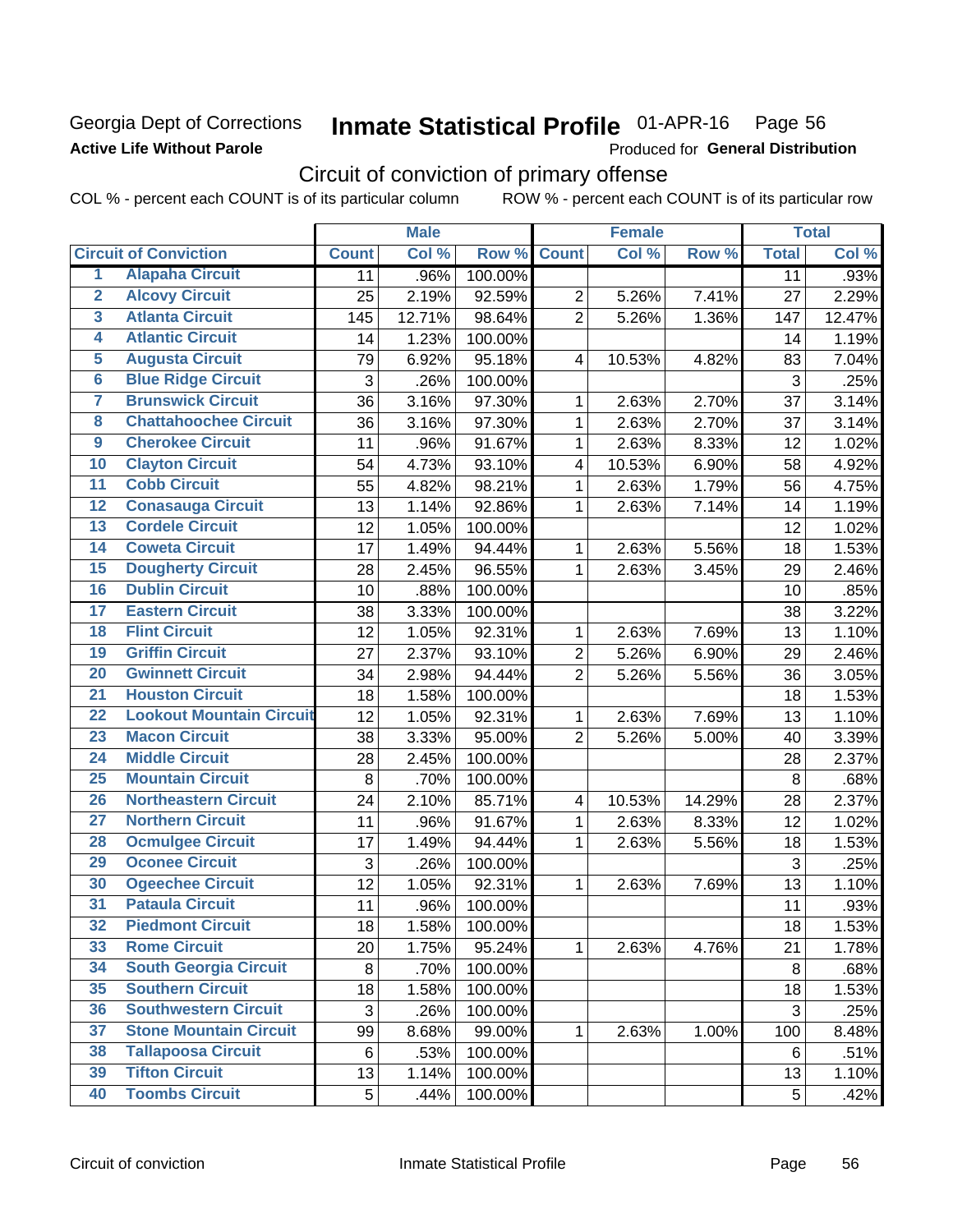Georgia Dept of Corrections
**Active Life Without Parole**

# Inmate Statistical Profile 01-APR-16 Page 56

Produced for **General Distribution**

## Circuit of conviction of primary offense

COL % - percent each COUNT is of its particular column ROW % - percent each COUNT is of its particular row

| | | Male | | | Female | | | Total | |
|---|---|---|---|---|---|---|---|---|---|
| | **Circuit of Conviction** | **Count** | **Col %** | **Row %** | **Count** | **Col %** | **Row %** | **Total** | **Col %** |
| 1 | Alapaha Circuit | 11 | .96% | 100.00% | | | | 11 | .93% |
| 2 | Alcovy Circuit | 25 | 2.19% | 92.59% | 2 | 5.26% | 7.41% | 27 | 2.29% |
| 3 | Atlanta Circuit | 145 | 12.71% | 98.64% | 2 | 5.26% | 1.36% | 147 | 12.47% |
| 4 | Atlantic Circuit | 14 | 1.23% | 100.00% | | | | 14 | 1.19% |
| 5 | Augusta Circuit | 79 | 6.92% | 95.18% | 4 | 10.53% | 4.82% | 83 | 7.04% |
| 6 | Blue Ridge Circuit | 3 | .26% | 100.00% | | | | 3 | .25% |
| 7 | Brunswick Circuit | 36 | 3.16% | 97.30% | 1 | 2.63% | 2.70% | 37 | 3.14% |
| 8 | Chattahoochee Circuit | 36 | 3.16% | 97.30% | 1 | 2.63% | 2.70% | 37 | 3.14% |
| 9 | Cherokee Circuit | 11 | .96% | 91.67% | 1 | 2.63% | 8.33% | 12 | 1.02% |
| 10 | Clayton Circuit | 54 | 4.73% | 93.10% | 4 | 10.53% | 6.90% | 58 | 4.92% |
| 11 | Cobb Circuit | 55 | 4.82% | 98.21% | 1 | 2.63% | 1.79% | 56 | 4.75% |
| 12 | Conasauga Circuit | 13 | 1.14% | 92.86% | 1 | 2.63% | 7.14% | 14 | 1.19% |
| 13 | Cordele Circuit | 12 | 1.05% | 100.00% | | | | 12 | 1.02% |
| 14 | Coweta Circuit | 17 | 1.49% | 94.44% | 1 | 2.63% | 5.56% | 18 | 1.53% |
| 15 | Dougherty Circuit | 28 | 2.45% | 96.55% | 1 | 2.63% | 3.45% | 29 | 2.46% |
| 16 | Dublin Circuit | 10 | .88% | 100.00% | | | | 10 | .85% |
| 17 | Eastern Circuit | 38 | 3.33% | 100.00% | | | | 38 | 3.22% |
| 18 | Flint Circuit | 12 | 1.05% | 92.31% | 1 | 2.63% | 7.69% | 13 | 1.10% |
| 19 | Griffin Circuit | 27 | 2.37% | 93.10% | 2 | 5.26% | 6.90% | 29 | 2.46% |
| 20 | Gwinnett Circuit | 34 | 2.98% | 94.44% | 2 | 5.26% | 5.56% | 36 | 3.05% |
| 21 | Houston Circuit | 18 | 1.58% | 100.00% | | | | 18 | 1.53% |
| 22 | Lookout Mountain Circuit | 12 | 1.05% | 92.31% | 1 | 2.63% | 7.69% | 13 | 1.10% |
| 23 | Macon Circuit | 38 | 3.33% | 95.00% | 2 | 5.26% | 5.00% | 40 | 3.39% |
| 24 | Middle Circuit | 28 | 2.45% | 100.00% | | | | 28 | 2.37% |
| 25 | Mountain Circuit | 8 | .70% | 100.00% | | | | 8 | .68% |
| 26 | Northeastern Circuit | 24 | 2.10% | 85.71% | 4 | 10.53% | 14.29% | 28 | 2.37% |
| 27 | Northern Circuit | 11 | .96% | 91.67% | 1 | 2.63% | 8.33% | 12 | 1.02% |
| 28 | Ocmulgee Circuit | 17 | 1.49% | 94.44% | 1 | 2.63% | 5.56% | 18 | 1.53% |
| 29 | Oconee Circuit | 3 | .26% | 100.00% | | | | 3 | .25% |
| 30 | Ogeechee Circuit | 12 | 1.05% | 92.31% | 1 | 2.63% | 7.69% | 13 | 1.10% |
| 31 | Pataula Circuit | 11 | .96% | 100.00% | | | | 11 | .93% |
| 32 | Piedmont Circuit | 18 | 1.58% | 100.00% | | | | 18 | 1.53% |
| 33 | Rome Circuit | 20 | 1.75% | 95.24% | 1 | 2.63% | 4.76% | 21 | 1.78% |
| 34 | South Georgia Circuit | 8 | .70% | 100.00% | | | | 8 | .68% |
| 35 | Southern Circuit | 18 | 1.58% | 100.00% | | | | 18 | 1.53% |
| 36 | Southwestern Circuit | 3 | .26% | 100.00% | | | | 3 | .25% |
| 37 | Stone Mountain Circuit | 99 | 8.68% | 99.00% | 1 | 2.63% | 1.00% | 100 | 8.48% |
| 38 | Tallapoosa Circuit | 6 | .53% | 100.00% | | | | 6 | .51% |
| 39 | Tifton Circuit | 13 | 1.14% | 100.00% | | | | 13 | 1.10% |
| 40 | Toombs Circuit | 5 | .44% | 100.00% | | | | 5 | .42% |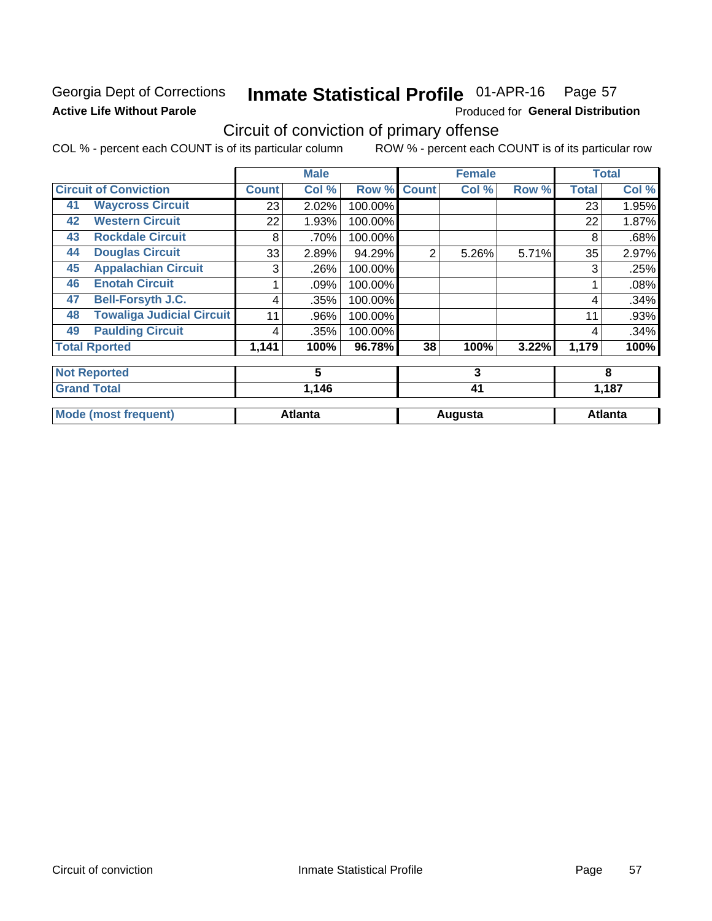Georgia Dept of Corrections
**Active Life Without Parole**

# Inmate Statistical Profile 01-APR-16 Page 57

Produced for **General Distribution**

## Circuit of conviction of primary offense

COL % - percent each COUNT is of its particular column ROW % - percent each COUNT is of its particular row

| Circuit of Conviction | | Male | | | Female | | | Total | |
|---|---|---|---|---|---|---|---|---|---|
| | | Count | Col % | Row % | Count | Col % | Row % | Total | Col % |
| 41 | Waycross Circuit | 23 | 2.02% | 100.00% | | | | 23 | 1.95% |
| 42 | Western Circuit | 22 | 1.93% | 100.00% | | | | 22 | 1.87% |
| 43 | Rockdale Circuit | 8 | .70% | 100.00% | | | | 8 | .68% |
| 44 | Douglas Circuit | 33 | 2.89% | 94.29% | 2 | 5.26% | 5.71% | 35 | 2.97% |
| 45 | Appalachian Circuit | 3 | .26% | 100.00% | | | | 3 | .25% |
| 46 | Enotah Circuit | 1 | .09% | 100.00% | | | | 1 | .08% |
| 47 | Bell-Forsyth J.C. | 4 | .35% | 100.00% | | | | 4 | .34% |
| 48 | Towaliga Judicial Circuit | 11 | .96% | 100.00% | | | | 11 | .93% |
| 49 | Paulding Circuit | 4 | .35% | 100.00% | | | | 4 | .34% |
| **Total Rported** | | **1,141** | **100%** | **96.78%** | **38** | **100%** | **3.22%** | **1,179** | **100%** |
| **Not Reported** | | **5** | | | **3** | | | **8** | |
| **Grand Total** | | **1,146** | | | **41** | | | **1,187** | |
| **Mode (most frequent)** | | **Atlanta** | | | **Augusta** | | | **Atlanta** | |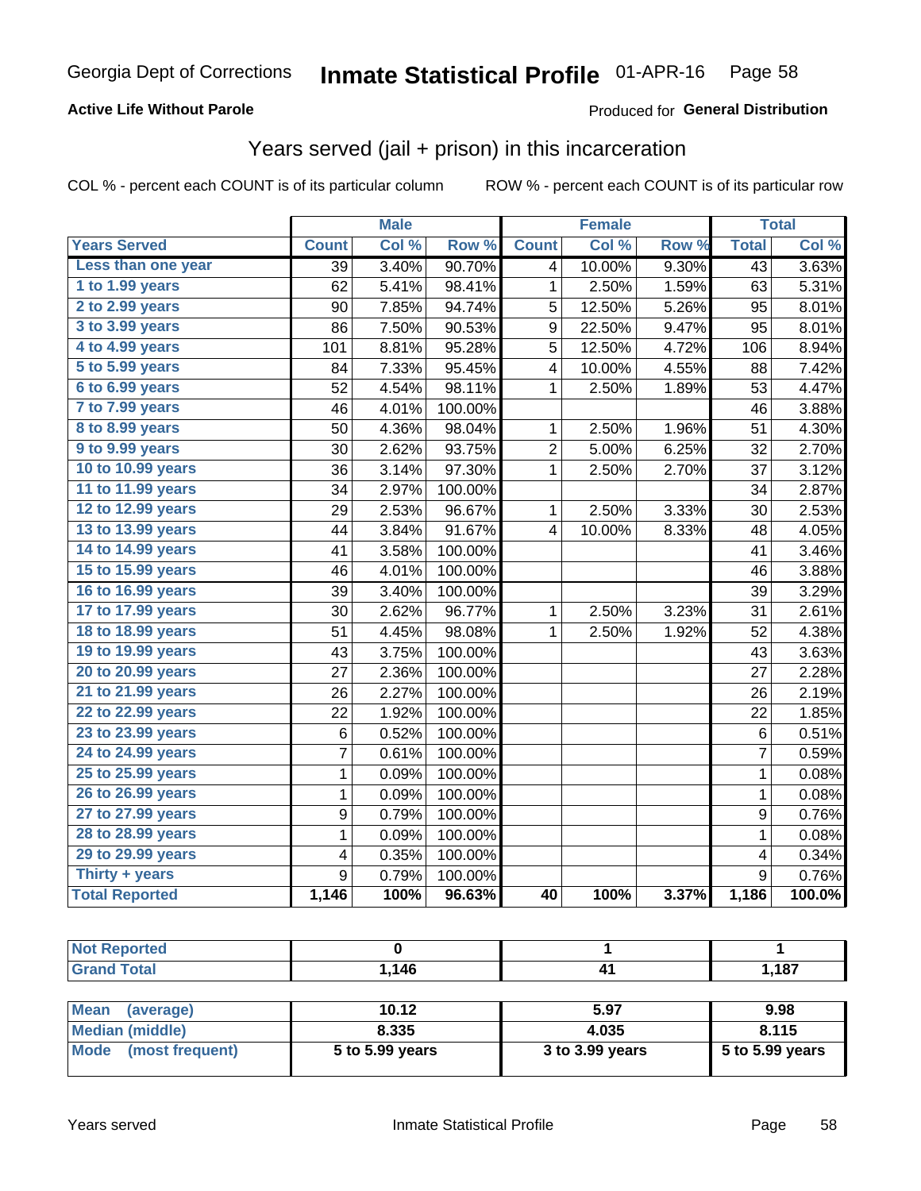Georgia Dept of Corrections **Inmate Statistical Profile** 01-APR-16

**Active Life Without Parole**

Produced for **General Distribution**

## Years served (jail + prison) in this incarceration

COL % - percent each COUNT is of its particular column

ROW % - percent each COUNT is of its particular row

| | Male | | | Female | | | Total | |
|---|---|---|---|---|---|---|---|---|
| **Years Served** | **Count** | **Col %** | **Row %** | **Count** | **Col %** | **Row %** | **Total** | **Col %** |
| Less than one year | 39 | 3.40% | 90.70% | 4 | 10.00% | 9.30% | 43 | 3.63% |
| 1 to 1.99 years | 62 | 5.41% | 98.41% | 1 | 2.50% | 1.59% | 63 | 5.31% |
| 2 to 2.99 years | 90 | 7.85% | 94.74% | 5 | 12.50% | 5.26% | 95 | 8.01% |
| 3 to 3.99 years | 86 | 7.50% | 90.53% | 9 | 22.50% | 9.47% | 95 | 8.01% |
| 4 to 4.99 years | 101 | 8.81% | 95.28% | 5 | 12.50% | 4.72% | 106 | 8.94% |
| 5 to 5.99 years | 84 | 7.33% | 95.45% | 4 | 10.00% | 4.55% | 88 | 7.42% |
| 6 to 6.99 years | 52 | 4.54% | 98.11% | 1 | 2.50% | 1.89% | 53 | 4.47% |
| 7 to 7.99 years | 46 | 4.01% | 100.00% | | | | 46 | 3.88% |
| 8 to 8.99 years | 50 | 4.36% | 98.04% | 1 | 2.50% | 1.96% | 51 | 4.30% |
| 9 to 9.99 years | 30 | 2.62% | 93.75% | 2 | 5.00% | 6.25% | 32 | 2.70% |
| 10 to 10.99 years | 36 | 3.14% | 97.30% | 1 | 2.50% | 2.70% | 37 | 3.12% |
| 11 to 11.99 years | 34 | 2.97% | 100.00% | | | | 34 | 2.87% |
| 12 to 12.99 years | 29 | 2.53% | 96.67% | 1 | 2.50% | 3.33% | 30 | 2.53% |
| 13 to 13.99 years | 44 | 3.84% | 91.67% | 4 | 10.00% | 8.33% | 48 | 4.05% |
| 14 to 14.99 years | 41 | 3.58% | 100.00% | | | | 41 | 3.46% |
| 15 to 15.99 years | 46 | 4.01% | 100.00% | | | | 46 | 3.88% |
| 16 to 16.99 years | 39 | 3.40% | 100.00% | | | | 39 | 3.29% |
| 17 to 17.99 years | 30 | 2.62% | 96.77% | 1 | 2.50% | 3.23% | 31 | 2.61% |
| 18 to 18.99 years | 51 | 4.45% | 98.08% | 1 | 2.50% | 1.92% | 52 | 4.38% |
| 19 to 19.99 years | 43 | 3.75% | 100.00% | | | | 43 | 3.63% |
| 20 to 20.99 years | 27 | 2.36% | 100.00% | | | | 27 | 2.28% |
| 21 to 21.99 years | 26 | 2.27% | 100.00% | | | | 26 | 2.19% |
| 22 to 22.99 years | 22 | 1.92% | 100.00% | | | | 22 | 1.85% |
| 23 to 23.99 years | 6 | 0.52% | 100.00% | | | | 6 | 0.51% |
| 24 to 24.99 years | 7 | 0.61% | 100.00% | | | | 7 | 0.59% |
| 25 to 25.99 years | 1 | 0.09% | 100.00% | | | | 1 | 0.08% |
| 26 to 26.99 years | 1 | 0.09% | 100.00% | | | | 1 | 0.08% |
| 27 to 27.99 years | 9 | 0.79% | 100.00% | | | | 9 | 0.76% |
| 28 to 28.99 years | 1 | 0.09% | 100.00% | | | | 1 | 0.08% |
| 29 to 29.99 years | 4 | 0.35% | 100.00% | | | | 4 | 0.34% |
| Thirty + years | 9 | 0.79% | 100.00% | | | | 9 | 0.76% |
| **Total Reported** | **1,146** | **100%** | **96.63%** | **40** | **100%** | **3.37%** | **1,186** | **100.0%** |

| | Male | Female | Total |
|---|---|---|---|
| Not Reported | 0 | 1 | 1 |
| Grand Total | 1,146 | 41 | 1,187 |

| | Male | Female | Total |
|---|---|---|---|
| Mean (average) | 10.12 | 5.97 | 9.98 |
| Median (middle) | 8.335 | 4.035 | 8.115 |
| Mode (most frequent) | 5 to 5.99 years | 3 to 3.99 years | 5 to 5.99 years |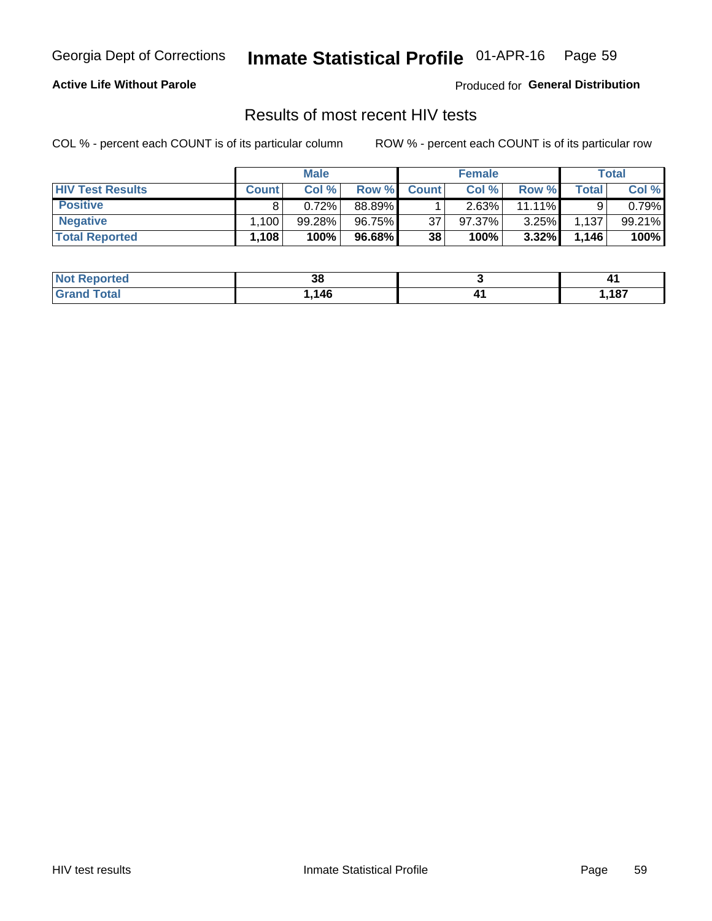Georgia Dept of Corrections **Inmate Statistical Profile** 01-APR-16

**Active Life Without Parole** Produced for **General Distribution**

## Results of most recent HIV tests

COL % - percent each COUNT is of its particular column ROW % - percent each COUNT is of its particular row

| | Male | | | Female | | | Total | |
|---|---|---|---|---|---|---|---|---|
| **HIV Test Results** | **Count** | **Col %** | **Row %** | **Count** | **Col %** | **Row %** | **Total** | **Col %** |
| **Positive** | 8 | 0.72% | 88.89% | 1 | 2.63% | 11.11% | 9 | 0.79% |
| **Negative** | 1,100 | 99.28% | 96.75% | 37 | 97.37% | 3.25% | 1,137 | 99.21% |
| **Total Reported** | **1,108** | **100%** | **96.68%** | **38** | **100%** | **3.32%** | **1,146** | **100%** |

| | Male | Female | Total |
|---|---|---|---|
| **Not Reported** | **38** | **3** | **41** |
| **Grand Total** | **1,146** | **41** | **1,187** |

HIV test results Inmate Statistical Profile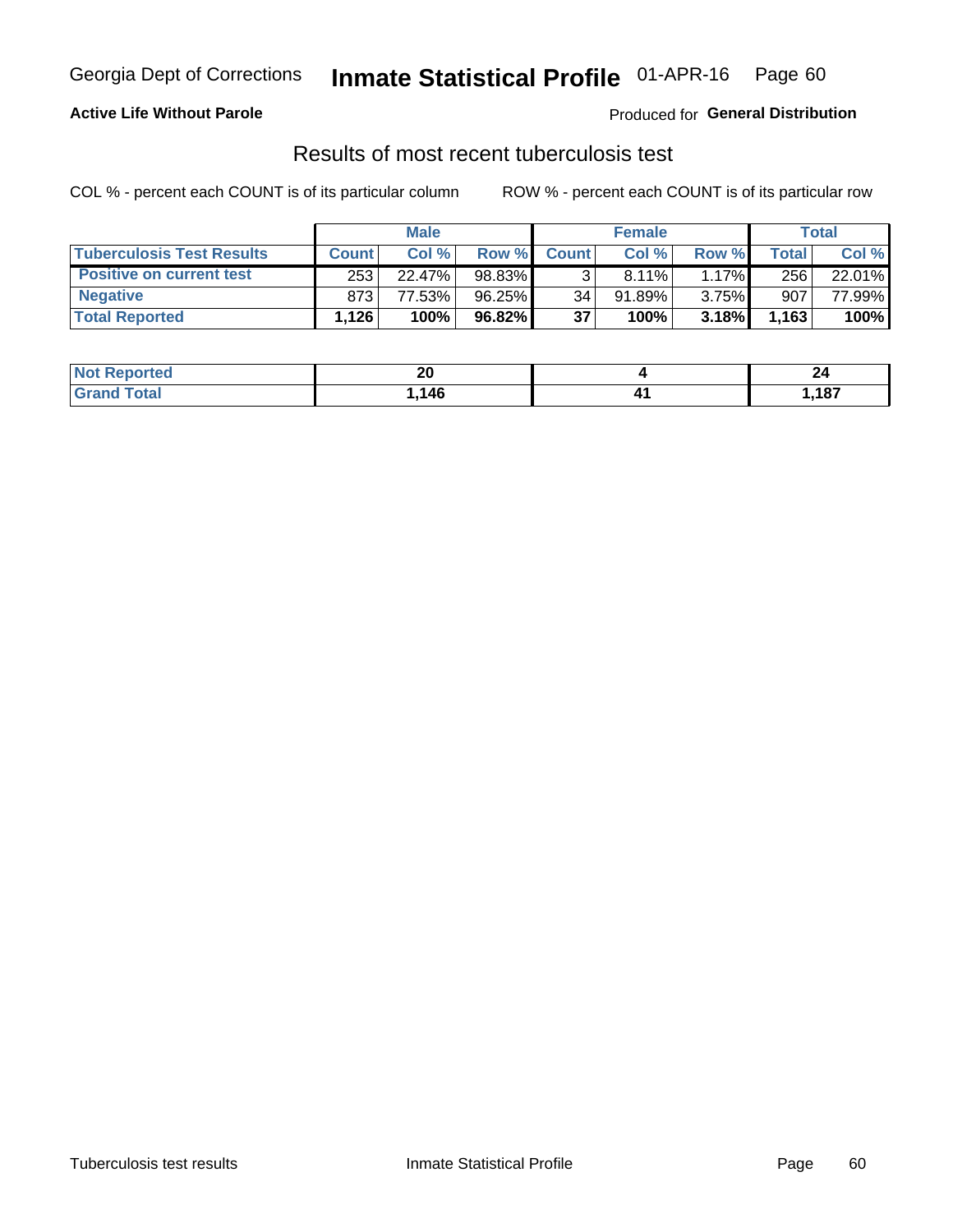Georgia Dept of Corrections **Inmate Statistical Profile** 01-APR-16

**Active Life Without Parole**

Produced for **General Distribution**

## Results of most recent tuberculosis test

COL % - percent each COUNT is of its particular column

ROW % - percent each COUNT is of its particular row

| | Male | | | Female | | | Total | |
|---|---|---|---|---|---|---|---|---|
| **Tuberculosis Test Results** | **Count** | **Col %** | **Row %** | **Count** | **Col %** | **Row %** | **Total** | **Col %** |
| **Positive on current test** | 253 | 22.47% | 98.83% | 3 | 8.11% | 1.17% | 256 | 22.01% |
| **Negative** | 873 | 77.53% | 96.25% | 34 | 91.89% | 3.75% | 907 | 77.99% |
| **Total Reported** | **1,126** | **100%** | **96.82%** | **37** | **100%** | **3.18%** | **1,163** | **100%** |

| | Male | Female | Total |
|---|---|---|---|
| **Not Reported** | **20** | **4** | **24** |
| **Grand Total** | **1,146** | **41** | **1,187** |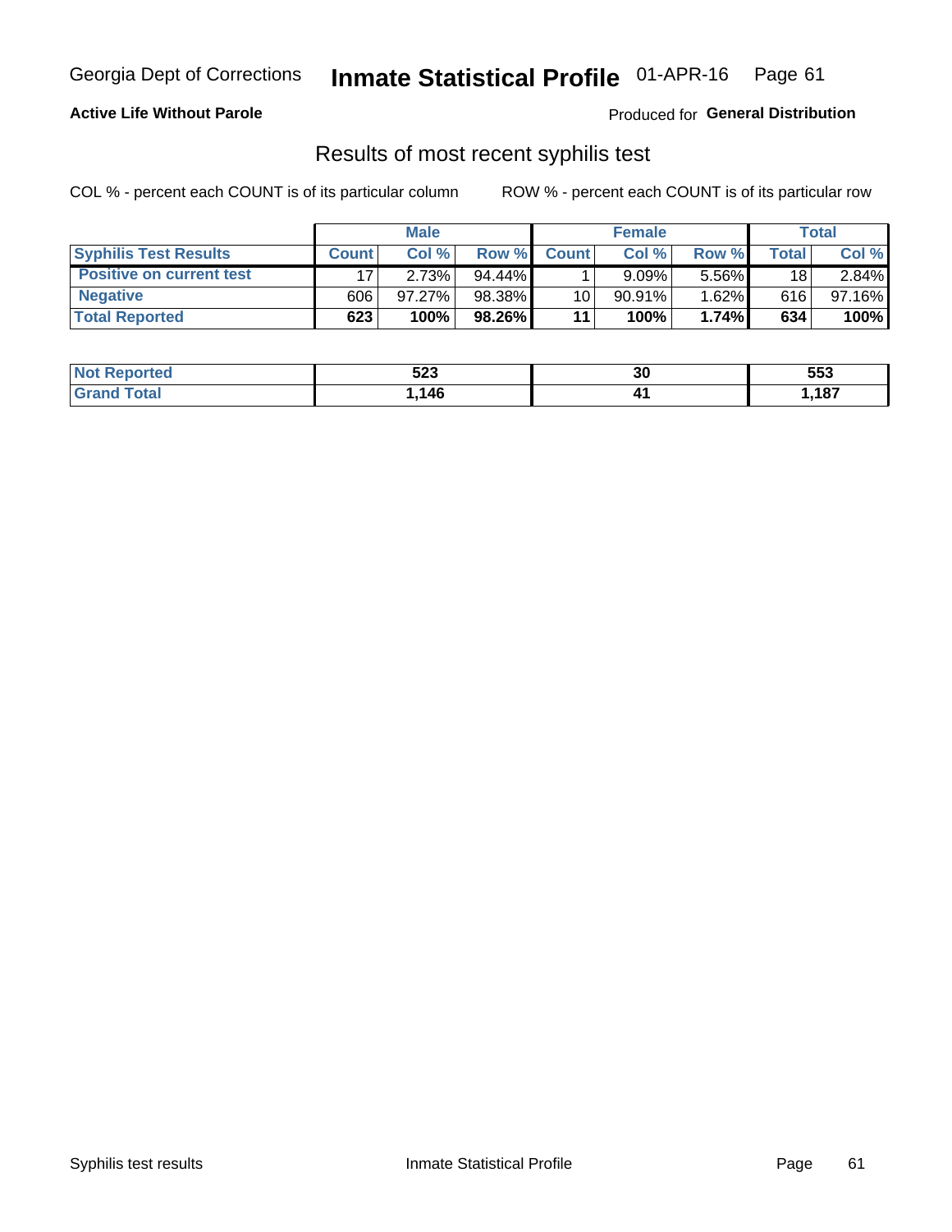Georgia Dept of Corrections **Inmate Statistical Profile** 01-APR-16

**Active Life Without Parole**

Produced for **General Distribution**

## Results of most recent syphilis test

COL % - percent each COUNT is of its particular column ROW % - percent each COUNT is of its particular row

| | Male | | | Female | | | Total | |
|---|---|---|---|---|---|---|---|---|
| **Syphilis Test Results** | **Count** | **Col %** | **Row %** | **Count** | **Col %** | **Row %** | **Total** | **Col %** |
| **Positive on current test** | 17 | 2.73% | 94.44% | 1 | 9.09% | 5.56% | 18 | 2.84% |
| **Negative** | 606 | 97.27% | 98.38% | 10 | 90.91% | 1.62% | 616 | 97.16% |
| **Total Reported** | **623** | **100%** | **98.26%** | **11** | **100%** | **1.74%** | **634** | **100%** |

| | Male | Female | Total |
|---|---|---|---|
| **Not Reported** | **523** | **30** | **553** |
| **Grand Total** | **1,146** | **41** | **1,187** |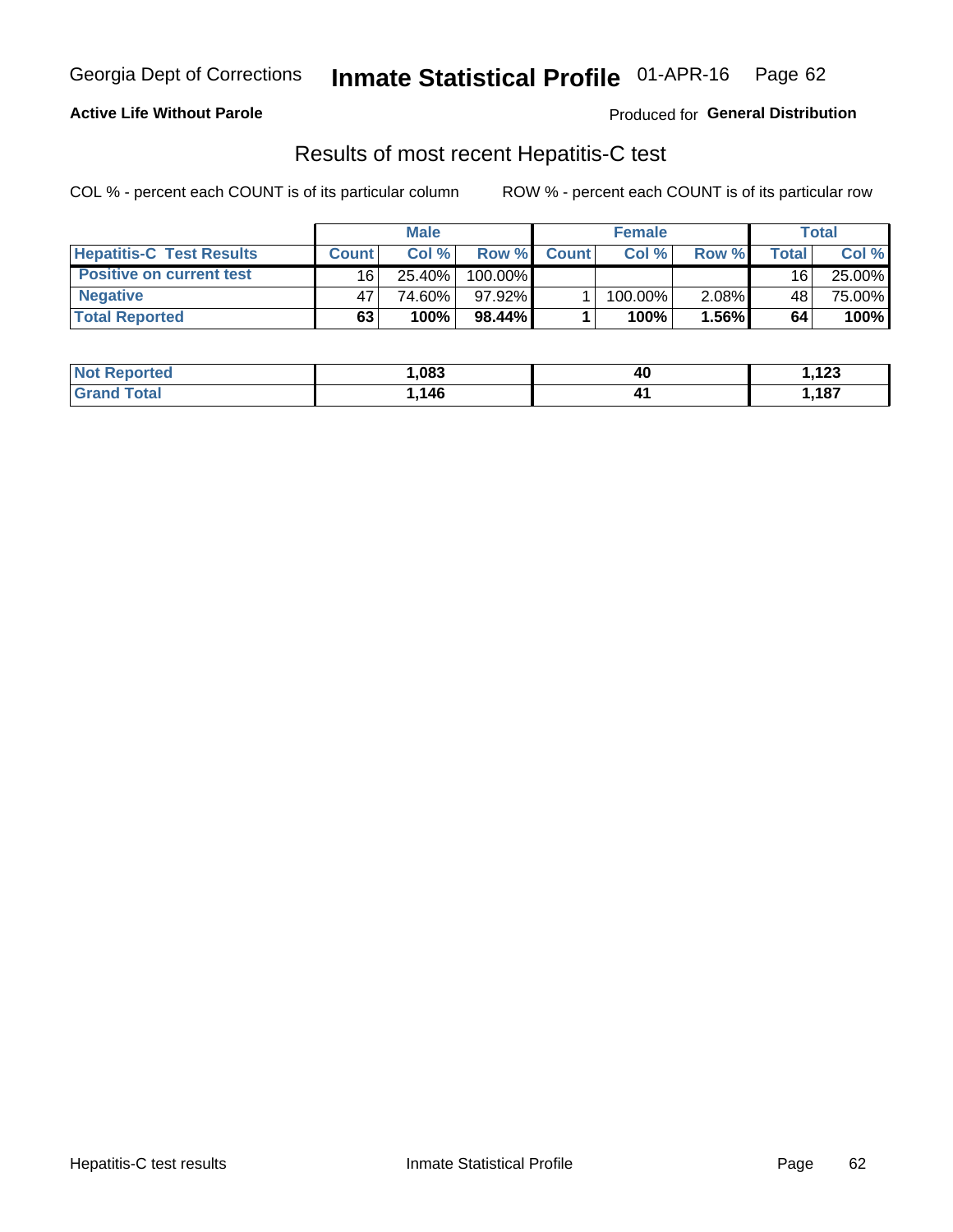Georgia Dept of Corrections **Inmate Statistical Profile** 01-APR-16

**Active Life Without Parole**

Produced for **General Distribution**

## Results of most recent Hepatitis-C test

COL % - percent each COUNT is of its particular column ROW % - percent each COUNT is of its particular row

| | Male | | | Female | | | Total | |
|---|---|---|---|---|---|---|---|---|
| **Hepatitis-C Test Results** | **Count** | **Col %** | **Row %** | **Count** | **Col %** | **Row %** | **Total** | **Col %** |
| **Positive on current test** | 16 | 25.40% | 100.00% | | | | 16 | 25.00% |
| **Negative** | 47 | 74.60% | 97.92% | 1 | 100.00% | 2.08% | 48 | 75.00% |
| **Total Reported** | **63** | **100%** | **98.44%** | **1** | **100%** | **1.56%** | **64** | **100%** |

| | Male | Female | Total |
|---|---|---|---|
| **Not Reported** | **1,083** | **40** | **1,123** |
| **Grand Total** | **1,146** | **41** | **1,187** |

Hepatitis-C test results Inmate Statistical Profile